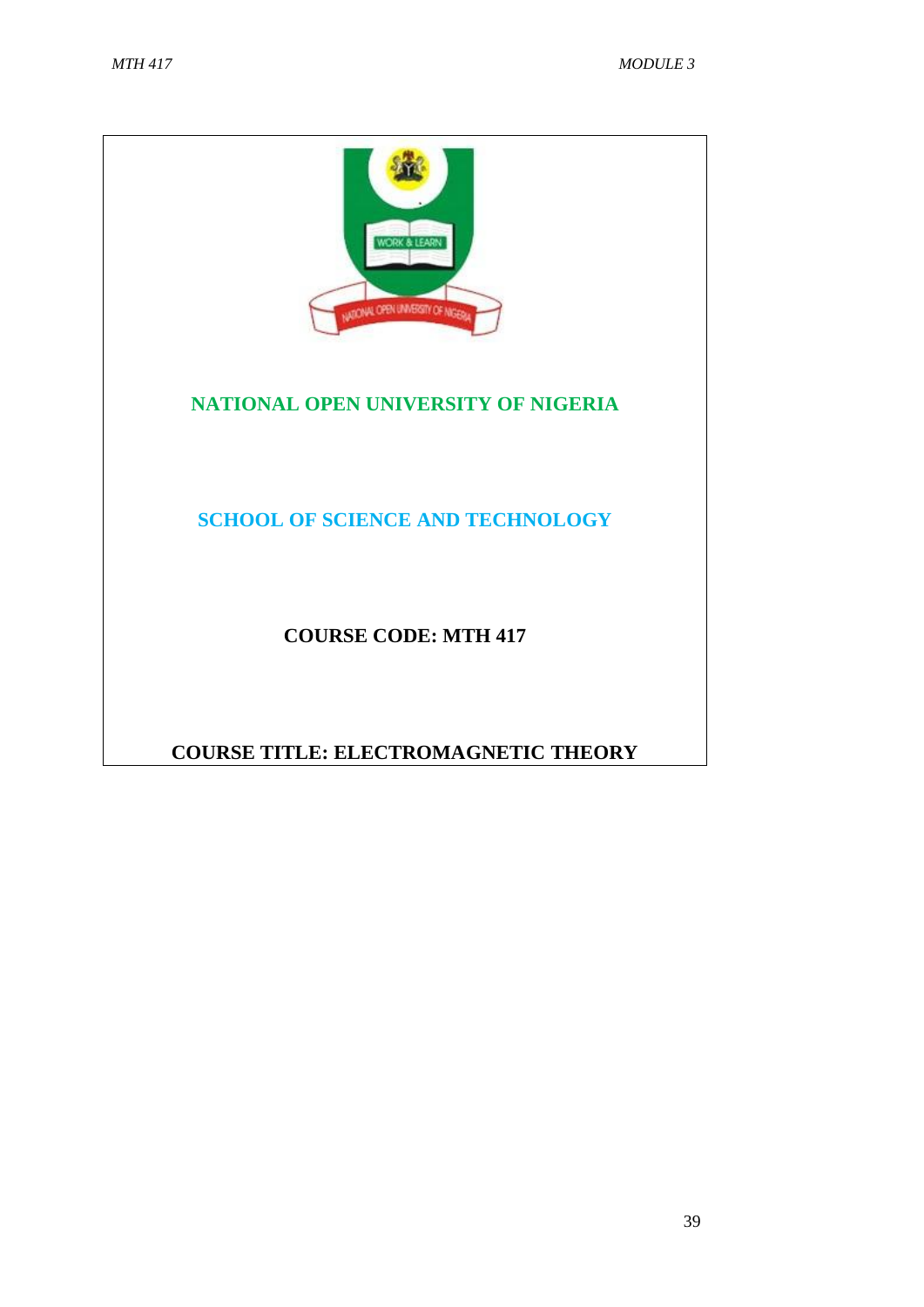**NATIONAL OPEN UNIVERSITY OF NIGERIA**

**SCHOOL OF SCIENCE AND TECHNOLOGY**

**COURSE CODE: MTH 417**

**COURSE TITLE: ELECTROMAGNETIC THEORY**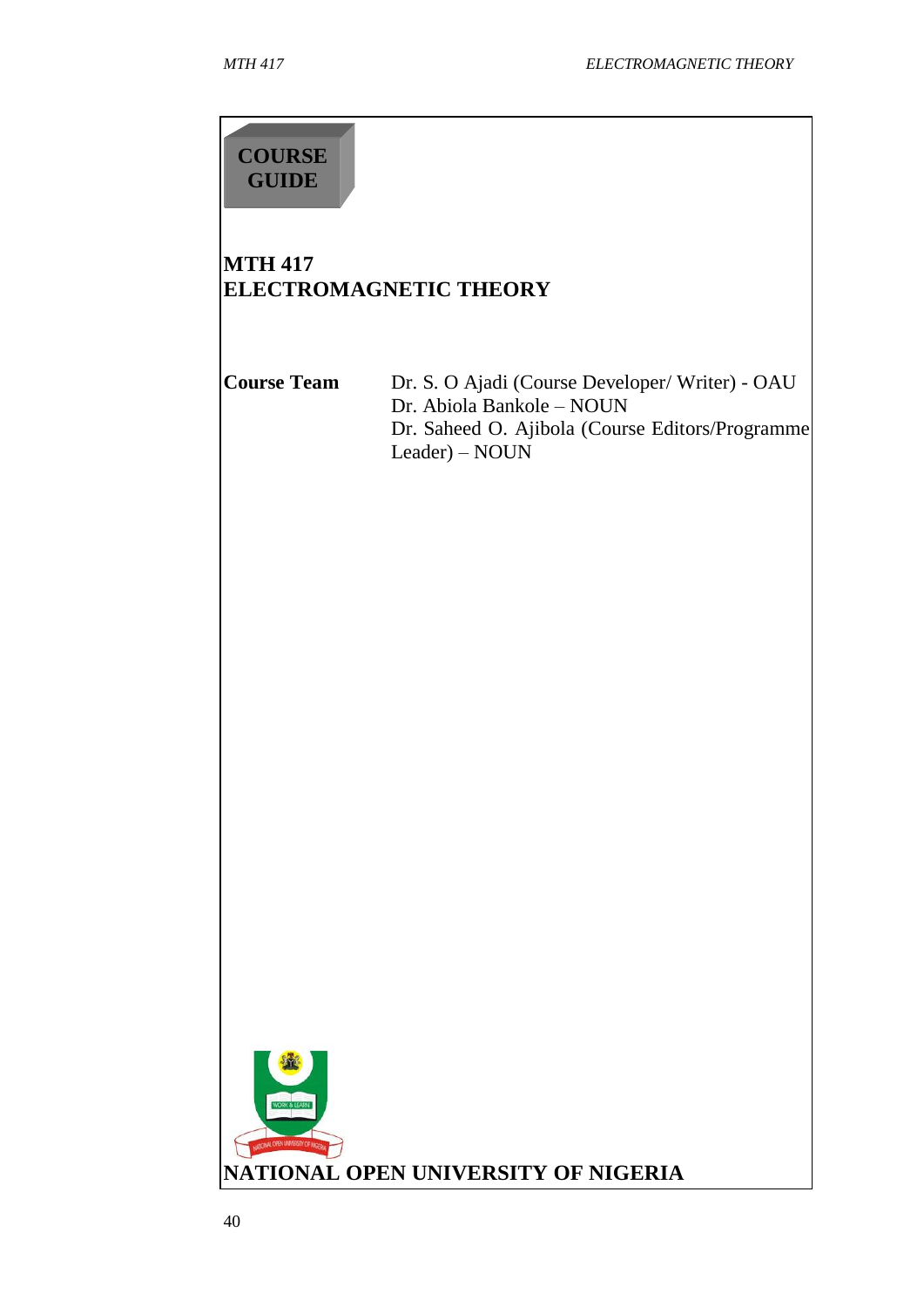**COURSE GUIDE**

# MTH 417
# ELECTROMAGNETIC THEORY

**Course Team** Dr. S. O Ajadi (Course Developer/ Writer) - OAU
Dr. Abiola Bankole – NOUN
Dr. Saheed O. Ajibola (Course Editors/Programme Leader) – NOUN

**NATIONAL OPEN UNIVERSITY OF NIGERIA**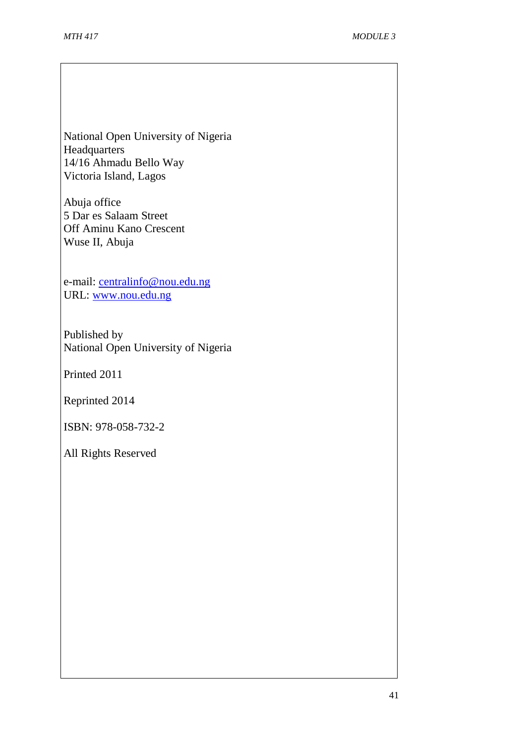National Open University of Nigeria
Headquarters
14/16 Ahmadu Bello Way
Victoria Island, Lagos

Abuja office
5 Dar es Salaam Street
Off Aminu Kano Crescent
Wuse II, Abuja

e-mail: [centralinfo@nou.edu.ng](mailto:centralinfo@nou.edu.ng)
URL: [www.nou.edu.ng](http://www.nou.edu.ng)

Published by
National Open University of Nigeria

Printed 2011

Reprinted 2014

ISBN: 978-058-732-2

All Rights Reserved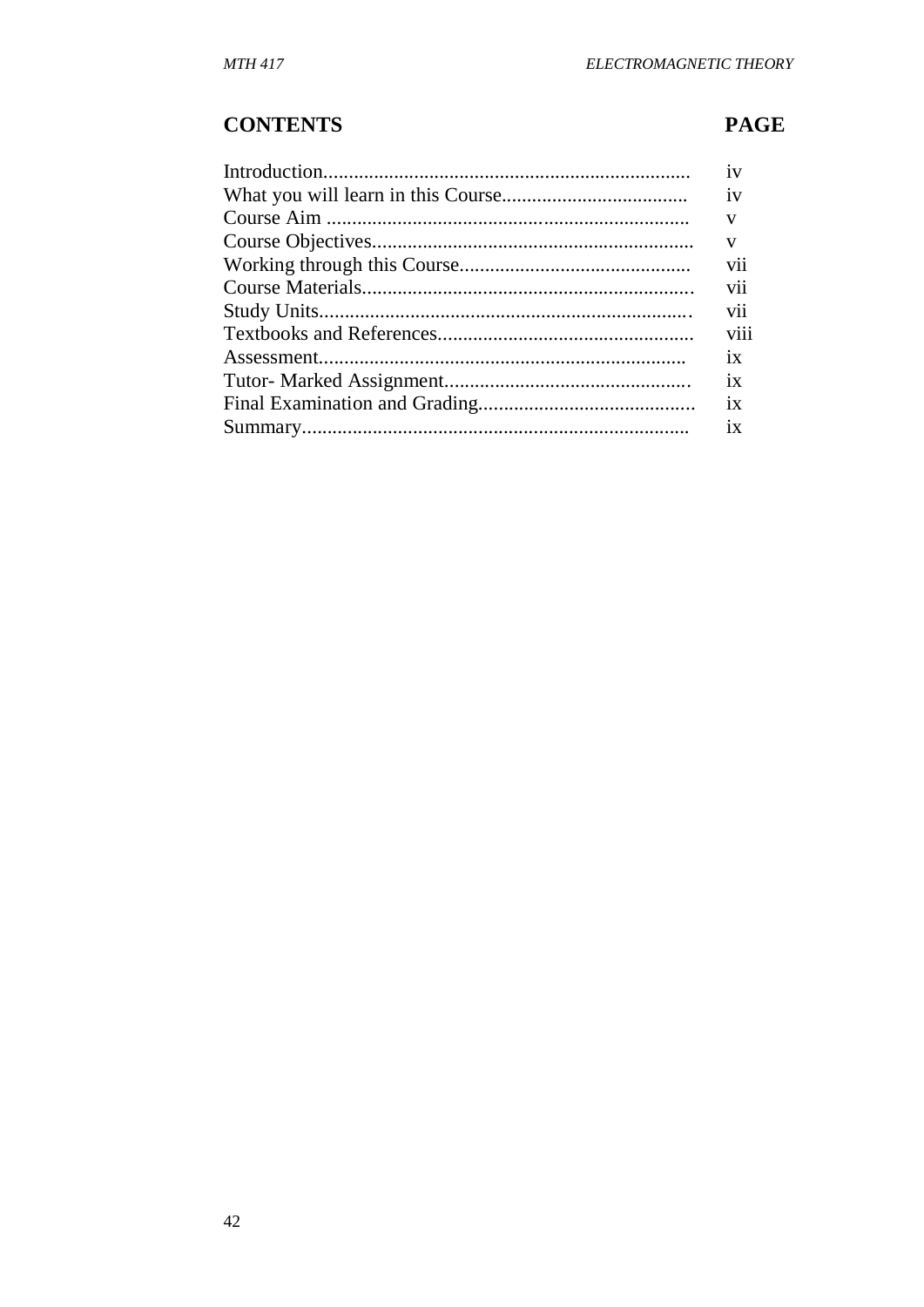| **CONTENTS** | **PAGE** |
|---|---|
| Introduction | iv |
| What you will learn in this Course | iv |
| Course Aim | v |
| Course Objectives | v |
| Working through this Course | vii |
| Course Materials | vii |
| Study Units | vii |
| Textbooks and References | viii |
| Assessment | ix |
| Tutor- Marked Assignment | ix |
| Final Examination and Grading | ix |
| Summary | ix |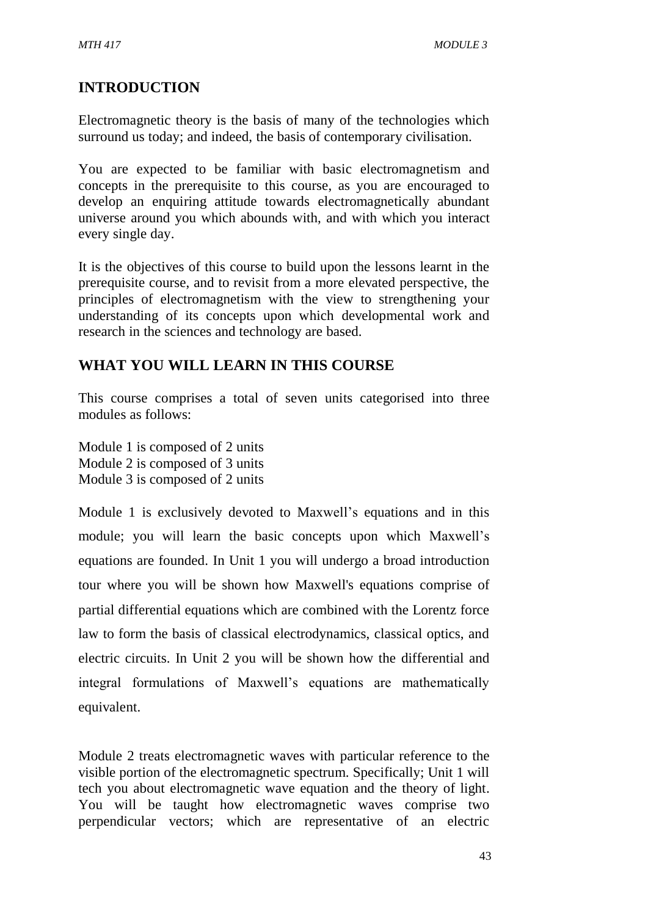## INTRODUCTION

Electromagnetic theory is the basis of many of the technologies which surround us today; and indeed, the basis of contemporary civilisation.

You are expected to be familiar with basic electromagnetism and concepts in the prerequisite to this course, as you are encouraged to develop an enquiring attitude towards electromagnetically abundant universe around you which abounds with, and with which you interact every single day.

It is the objectives of this course to build upon the lessons learnt in the prerequisite course, and to revisit from a more elevated perspective, the principles of electromagnetism with the view to strengthening your understanding of its concepts upon which developmental work and research in the sciences and technology are based.

## WHAT YOU WILL LEARN IN THIS COURSE

This course comprises a total of seven units categorised into three modules as follows:

Module 1 is composed of 2 units
Module 2 is composed of 3 units
Module 3 is composed of 2 units

Module 1 is exclusively devoted to Maxwell's equations and in this module; you will learn the basic concepts upon which Maxwell's equations are founded. In Unit 1 you will undergo a broad introduction tour where you will be shown how Maxwell's equations comprise of partial differential equations which are combined with the Lorentz force law to form the basis of classical electrodynamics, classical optics, and electric circuits. In Unit 2 you will be shown how the differential and integral formulations of Maxwell's equations are mathematically equivalent.

Module 2 treats electromagnetic waves with particular reference to the visible portion of the electromagnetic spectrum. Specifically; Unit 1 will tech you about electromagnetic wave equation and the theory of light. You will be taught how electromagnetic waves comprise two perpendicular vectors; which are representative of an electric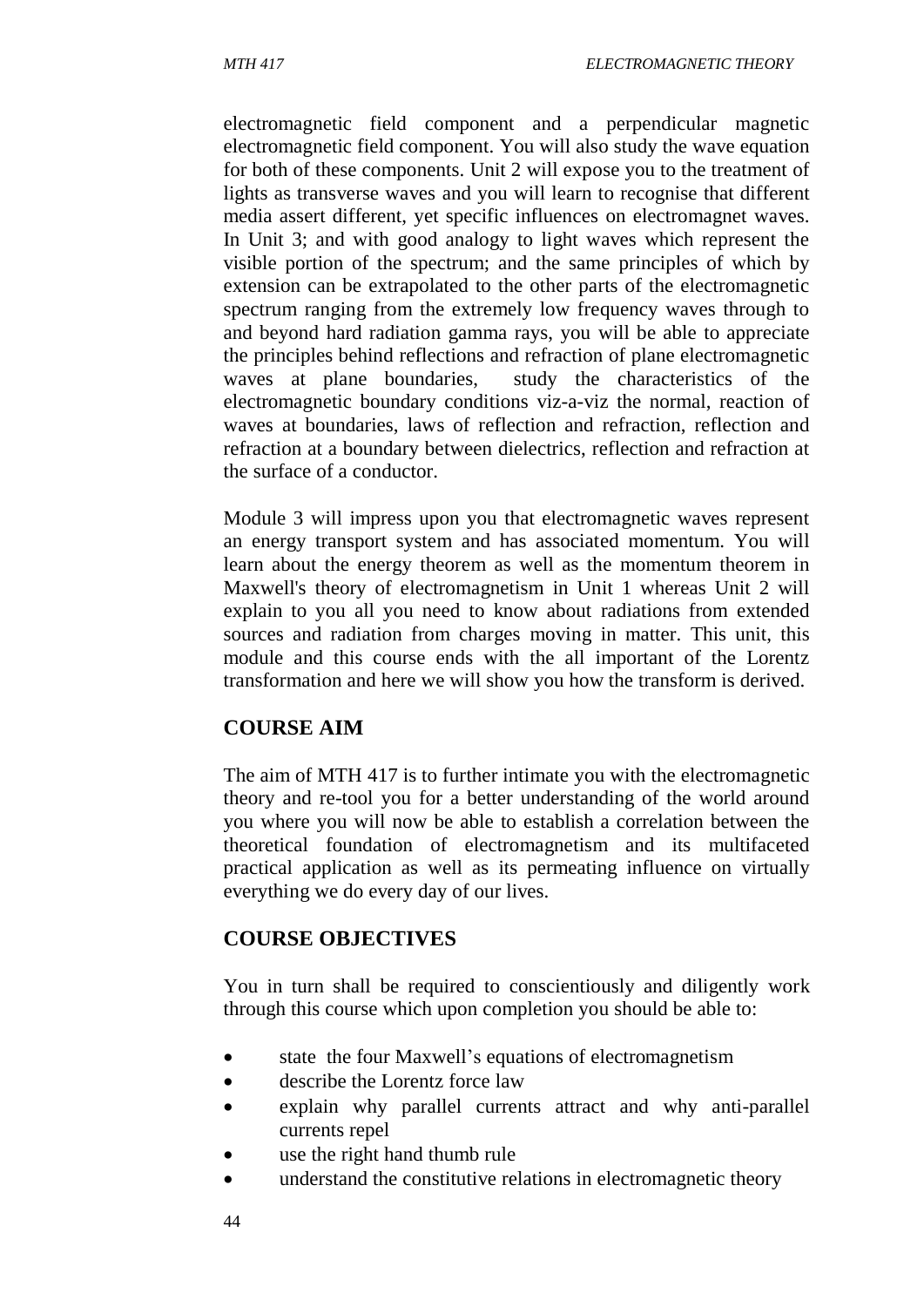electromagnetic field component and a perpendicular magnetic electromagnetic field component. You will also study the wave equation for both of these components. Unit 2 will expose you to the treatment of lights as transverse waves and you will learn to recognise that different media assert different, yet specific influences on electromagnet waves. In Unit 3; and with good analogy to light waves which represent the visible portion of the spectrum; and the same principles of which by extension can be extrapolated to the other parts of the electromagnetic spectrum ranging from the extremely low frequency waves through to and beyond hard radiation gamma rays, you will be able to appreciate the principles behind reflections and refraction of plane electromagnetic waves at plane boundaries, study the characteristics of the electromagnetic boundary conditions viz-a-viz the normal, reaction of waves at boundaries, laws of reflection and refraction, reflection and refraction at a boundary between dielectrics, reflection and refraction at the surface of a conductor.

Module 3 will impress upon you that electromagnetic waves represent an energy transport system and has associated momentum. You will learn about the energy theorem as well as the momentum theorem in Maxwell's theory of electromagnetism in Unit 1 whereas Unit 2 will explain to you all you need to know about radiations from extended sources and radiation from charges moving in matter. This unit, this module and this course ends with the all important of the Lorentz transformation and here we will show you how the transform is derived.

## COURSE AIM

The aim of MTH 417 is to further intimate you with the electromagnetic theory and re-tool you for a better understanding of the world around you where you will now be able to establish a correlation between the theoretical foundation of electromagnetism and its multifaceted practical application as well as its permeating influence on virtually everything we do every day of our lives.

## COURSE OBJECTIVES

You in turn shall be required to conscientiously and diligently work through this course which upon completion you should be able to:

- state the four Maxwell's equations of electromagnetism
- describe the Lorentz force law
- explain why parallel currents attract and why anti-parallel currents repel
- use the right hand thumb rule
- understand the constitutive relations in electromagnetic theory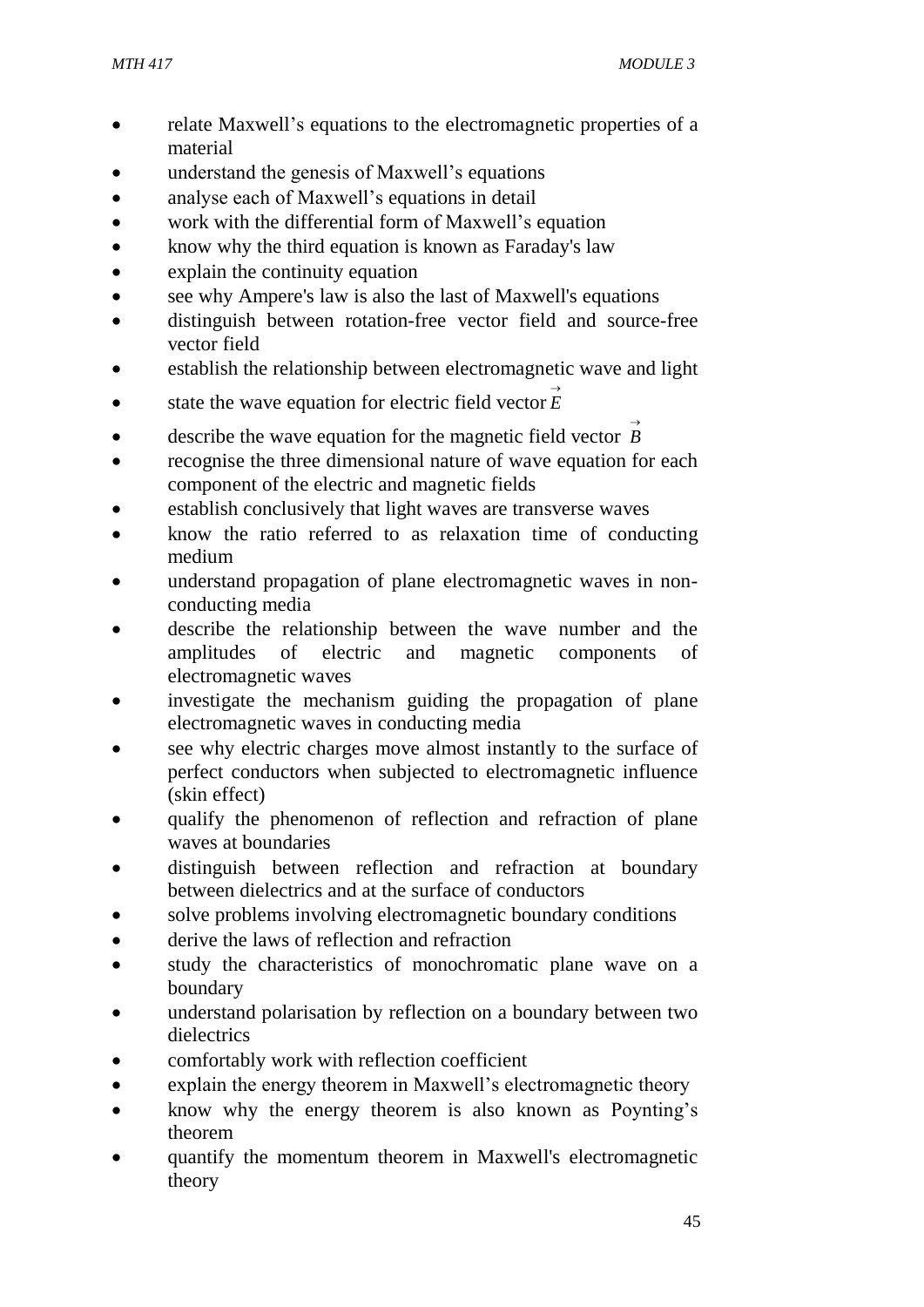- relate Maxwell's equations to the electromagnetic properties of a material
- understand the genesis of Maxwell's equations
- analyse each of Maxwell's equations in detail
- work with the differential form of Maxwell's equation
- know why the third equation is known as Faraday's law
- explain the continuity equation
- see why Ampere's law is also the last of Maxwell's equations
- distinguish between rotation-free vector field and source-free vector field
- establish the relationship between electromagnetic wave and light
- state the wave equation for electric field vector $\vec{E}$
- describe the wave equation for the magnetic field vector $\vec{B}$
- recognise the three dimensional nature of wave equation for each component of the electric and magnetic fields
- establish conclusively that light waves are transverse waves
- know the ratio referred to as relaxation time of conducting medium
- understand propagation of plane electromagnetic waves in non-conducting media
- describe the relationship between the wave number and the amplitudes of electric and magnetic components of electromagnetic waves
- investigate the mechanism guiding the propagation of plane electromagnetic waves in conducting media
- see why electric charges move almost instantly to the surface of perfect conductors when subjected to electromagnetic influence (skin effect)
- qualify the phenomenon of reflection and refraction of plane waves at boundaries
- distinguish between reflection and refraction at boundary between dielectrics and at the surface of conductors
- solve problems involving electromagnetic boundary conditions
- derive the laws of reflection and refraction
- study the characteristics of monochromatic plane wave on a boundary
- understand polarisation by reflection on a boundary between two dielectrics
- comfortably work with reflection coefficient
- explain the energy theorem in Maxwell's electromagnetic theory
- know why the energy theorem is also known as Poynting's theorem
- quantify the momentum theorem in Maxwell's electromagnetic theory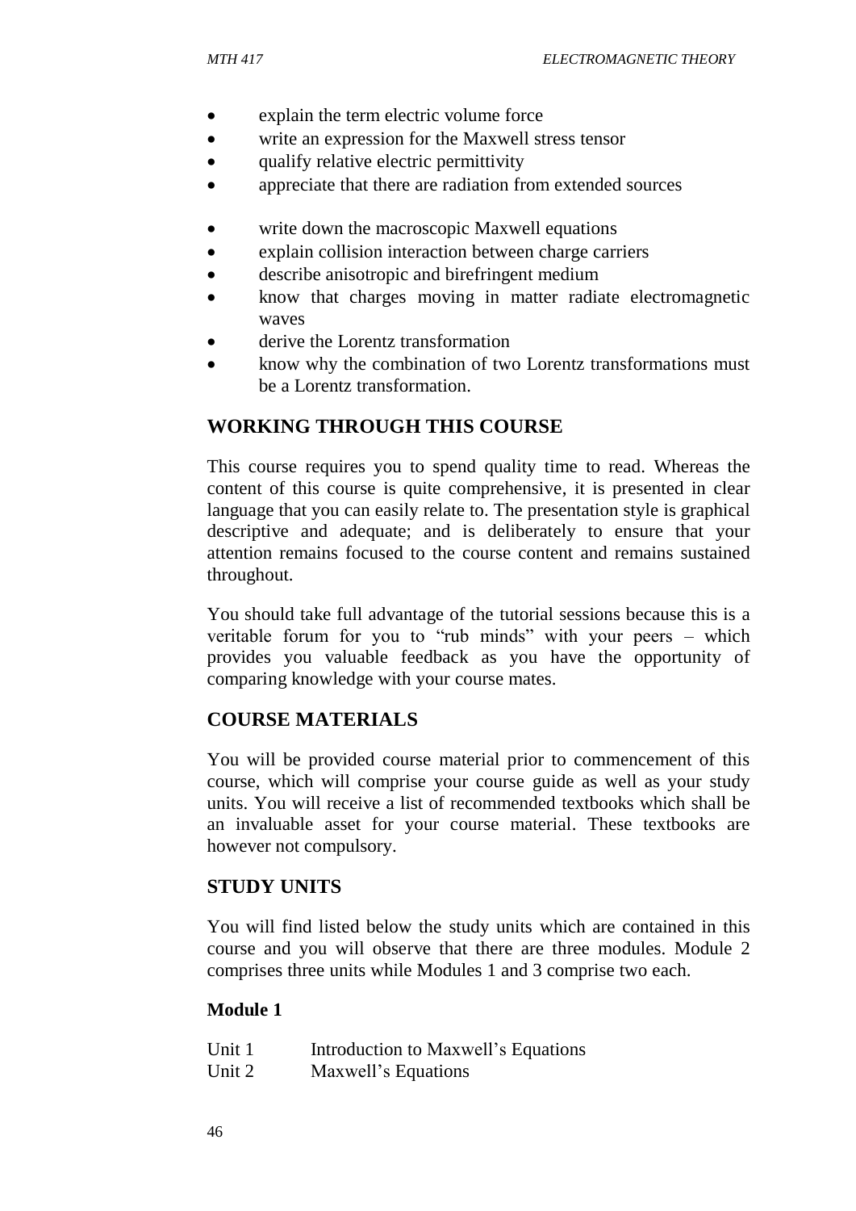- explain the term electric volume force
- write an expression for the Maxwell stress tensor
- qualify relative electric permittivity
- appreciate that there are radiation from extended sources
- write down the macroscopic Maxwell equations
- explain collision interaction between charge carriers
- describe anisotropic and birefringent medium
- know that charges moving in matter radiate electromagnetic waves
- derive the Lorentz transformation
- know why the combination of two Lorentz transformations must be a Lorentz transformation.

## WORKING THROUGH THIS COURSE

This course requires you to spend quality time to read. Whereas the content of this course is quite comprehensive, it is presented in clear language that you can easily relate to. The presentation style is graphical descriptive and adequate; and is deliberately to ensure that your attention remains focused to the course content and remains sustained throughout.

You should take full advantage of the tutorial sessions because this is a veritable forum for you to "rub minds" with your peers – which provides you valuable feedback as you have the opportunity of comparing knowledge with your course mates.

## COURSE MATERIALS

You will be provided course material prior to commencement of this course, which will comprise your course guide as well as your study units. You will receive a list of recommended textbooks which shall be an invaluable asset for your course material. These textbooks are however not compulsory.

## STUDY UNITS

You will find listed below the study units which are contained in this course and you will observe that there are three modules. Module 2 comprises three units while Modules 1 and 3 comprise two each.

**Module 1**

Unit 1 Introduction to Maxwell's Equations
Unit 2 Maxwell's Equations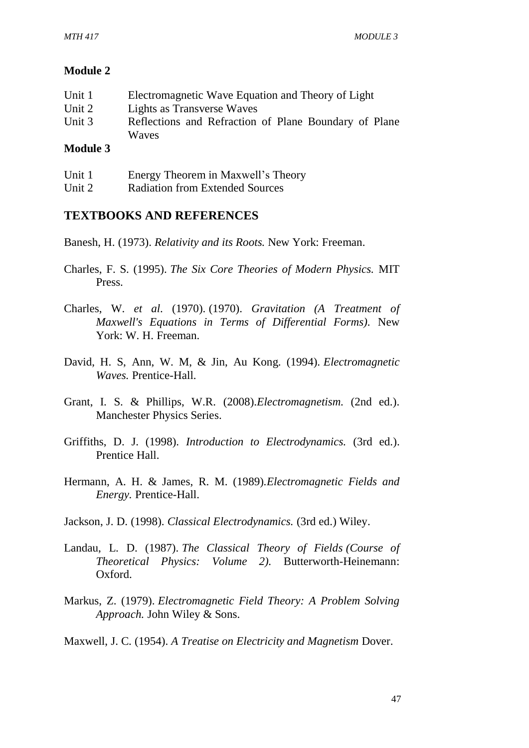**Module 2**

| | |
|---|---|
| Unit 1 | Electromagnetic Wave Equation and Theory of Light |
| Unit 2 | Lights as Transverse Waves |
| Unit 3 | Reflections and Refraction of Plane Boundary of Plane Waves |

**Module 3**

| | |
|---|---|
| Unit 1 | Energy Theorem in Maxwell's Theory |
| Unit 2 | Radiation from Extended Sources |

## TEXTBOOKS AND REFERENCES

Banesh, H. (1973). *Relativity and its Roots.* New York: Freeman.

Charles, F. S. (1995). *The Six Core Theories of Modern Physics.* MIT Press.

Charles, W. *et al.* (1970). (1970). *Gravitation (A Treatment of Maxwell's Equations in Terms of Differential Forms).* New York: W. H. Freeman.

David, H. S, Ann, W. M, & Jin, Au Kong. (1994). *Electromagnetic Waves.* Prentice-Hall.

Grant, I. S. & Phillips, W.R. (2008).*Electromagnetism.* (2nd ed.). Manchester Physics Series.

Griffiths, D. J. (1998). *Introduction to Electrodynamics.* (3rd ed.). Prentice Hall.

Hermann, A. H. & James, R. M. (1989).*Electromagnetic Fields and Energy.* Prentice-Hall.

Jackson, J. D. (1998). *Classical Electrodynamics.* (3rd ed.) Wiley.

Landau, L. D. (1987). *The Classical Theory of Fields (Course of Theoretical Physics: Volume 2).* Butterworth-Heinemann: Oxford.

Markus, Z. (1979). *Electromagnetic Field Theory: A Problem Solving Approach.* John Wiley & Sons.

Maxwell, J. C. (1954). *A Treatise on Electricity and Magnetism* Dover.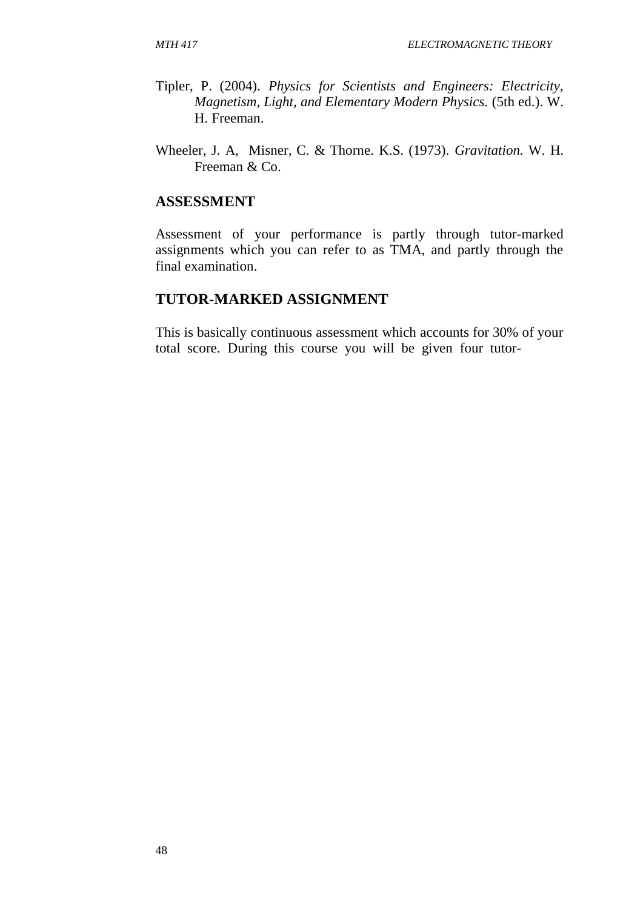Tipler, P. (2004). *Physics for Scientists and Engineers: Electricity, Magnetism, Light, and Elementary Modern Physics.* (5th ed.). W. H. Freeman.

Wheeler, J. A, Misner, C. & Thorne. K.S. (1973). *Gravitation.* W. H. Freeman & Co.

## ASSESSMENT

Assessment of your performance is partly through tutor-marked assignments which you can refer to as TMA, and partly through the final examination.

## TUTOR-MARKED ASSIGNMENT

This is basically continuous assessment which accounts for 30% of your total score. During this course you will be given four tutor-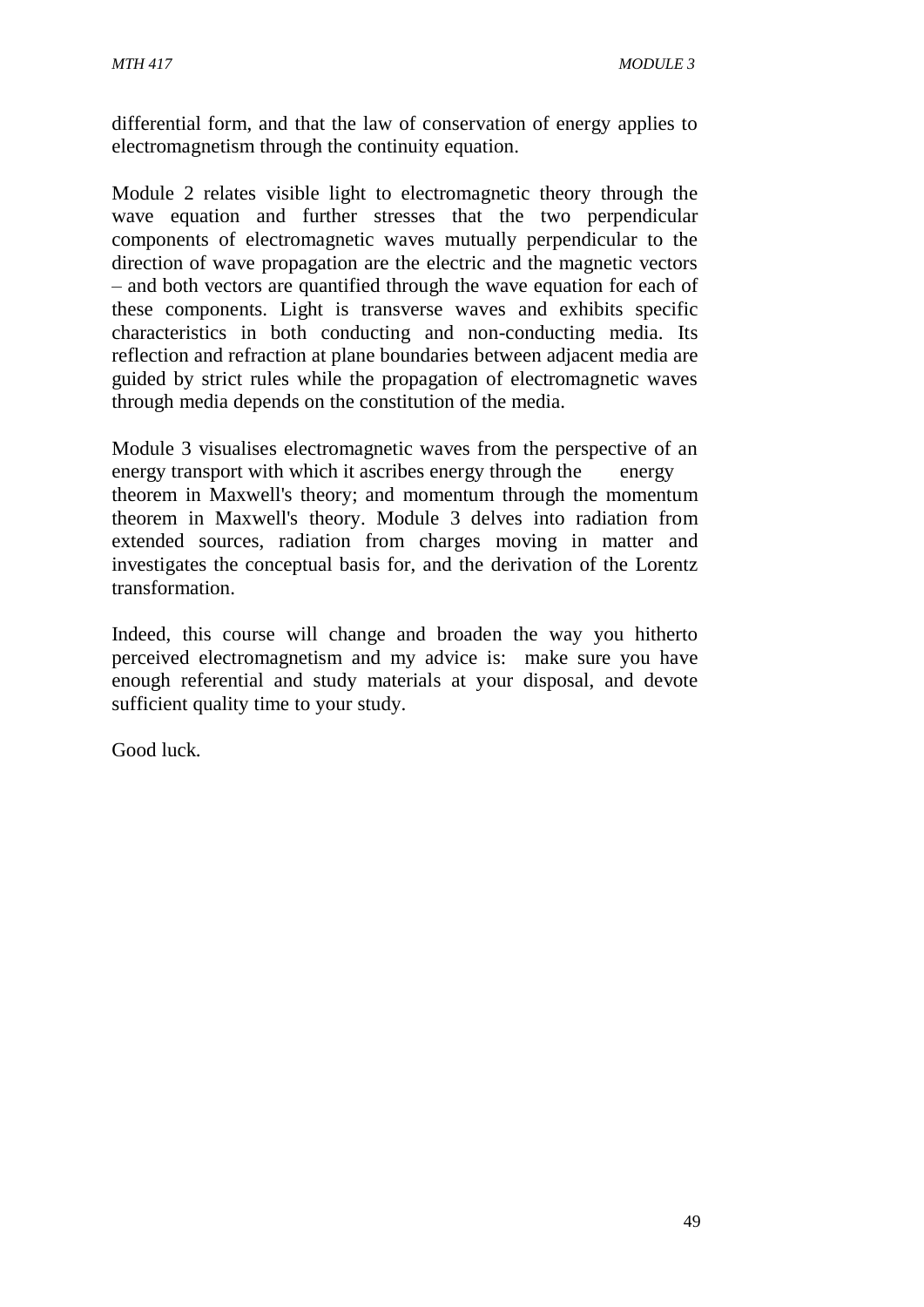differential form, and that the law of conservation of energy applies to electromagnetism through the continuity equation.

Module 2 relates visible light to electromagnetic theory through the wave equation and further stresses that the two perpendicular components of electromagnetic waves mutually perpendicular to the direction of wave propagation are the electric and the magnetic vectors – and both vectors are quantified through the wave equation for each of these components. Light is transverse waves and exhibits specific characteristics in both conducting and non-conducting media. Its reflection and refraction at plane boundaries between adjacent media are guided by strict rules while the propagation of electromagnetic waves through media depends on the constitution of the media.

Module 3 visualises electromagnetic waves from the perspective of an energy transport with which it ascribes energy through the energy theorem in Maxwell's theory; and momentum through the momentum theorem in Maxwell's theory. Module 3 delves into radiation from extended sources, radiation from charges moving in matter and investigates the conceptual basis for, and the derivation of the Lorentz transformation.

Indeed, this course will change and broaden the way you hitherto perceived electromagnetism and my advice is: make sure you have enough referential and study materials at your disposal, and devote sufficient quality time to your study.

Good luck.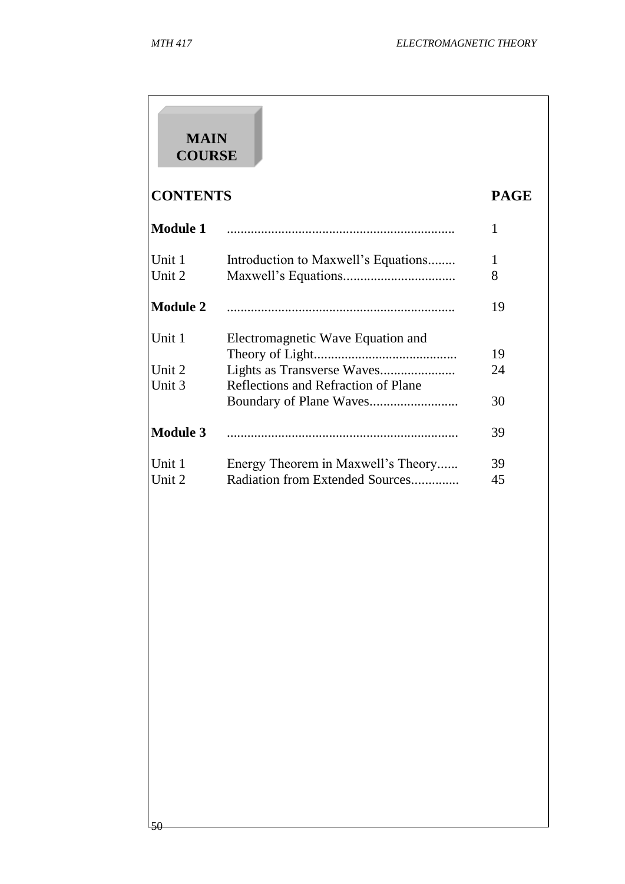**MAIN COURSE**

| CONTENTS | | PAGE |
|---|---|---|
| **Module 1** | .................................................................. | 1 |
| Unit 1 | Introduction to Maxwell's Equations........ | 1 |
| Unit 2 | Maxwell's Equations................................ | 8 |
| **Module 2** | .................................................................. | 19 |
| Unit 1 | Electromagnetic Wave Equation and Theory of Light.......................................... | 19 |
| Unit 2 | Lights as Transverse Waves...................... | 24 |
| Unit 3 | Reflections and Refraction of Plane Boundary of Plane Waves.......................... | 30 |
| **Module 3** | ................................................................... | 39 |
| Unit 1 | Energy Theorem in Maxwell's Theory...... | 39 |
| Unit 2 | Radiation from Extended Sources............. | 45 |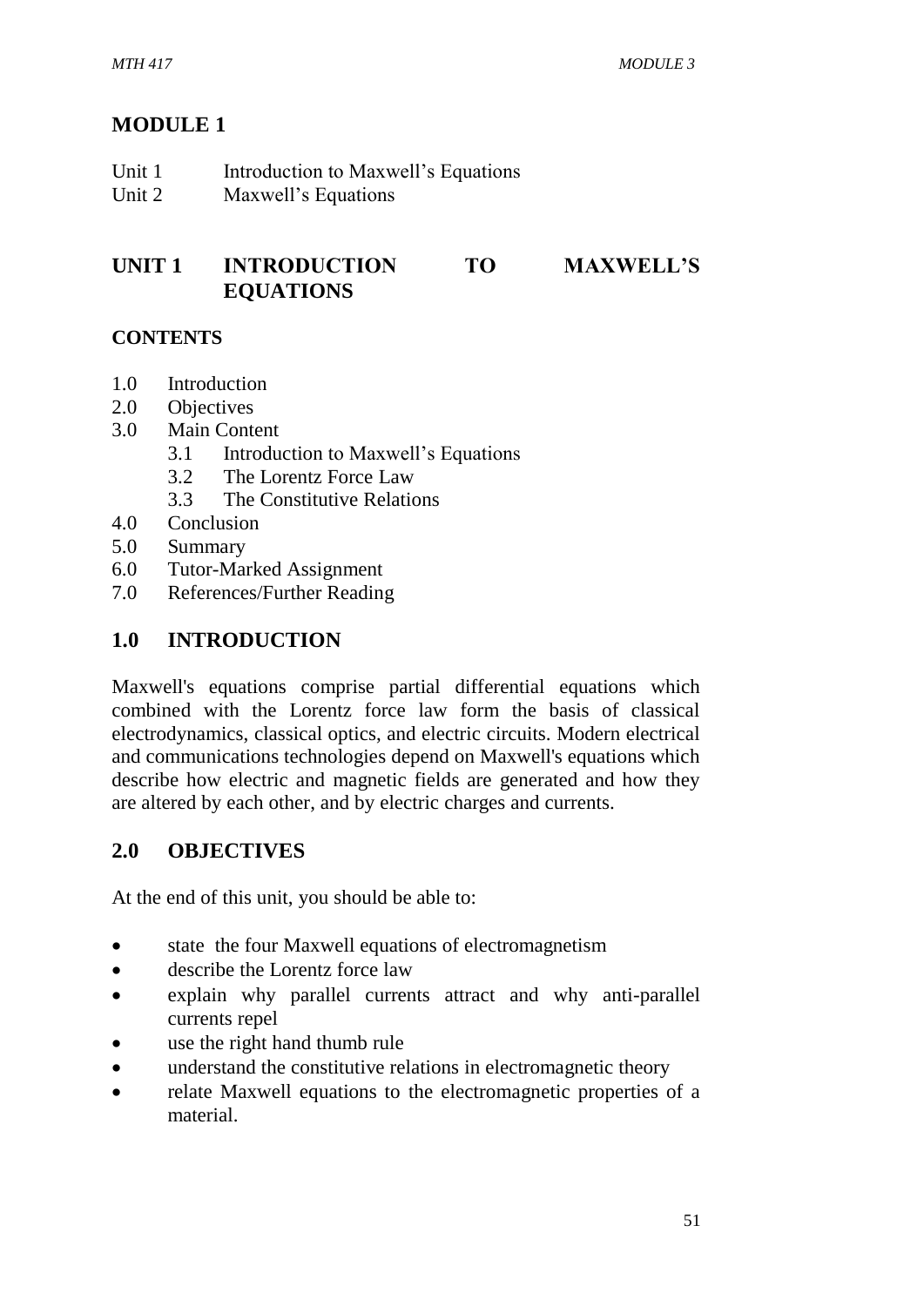# MODULE 1

Unit 1 Introduction to Maxwell's Equations
Unit 2 Maxwell's Equations

## UNIT 1 INTRODUCTION TO MAXWELL'S EQUATIONS

### CONTENTS

- 1.0 Introduction
- 2.0 Objectives
- 3.0 Main Content
  - 3.1 Introduction to Maxwell's Equations
  - 3.2 The Lorentz Force Law
  - 3.3 The Constitutive Relations
- 4.0 Conclusion
- 5.0 Summary
- 6.0 Tutor-Marked Assignment
- 7.0 References/Further Reading

## 1.0 INTRODUCTION

Maxwell's equations comprise partial differential equations which combined with the Lorentz force law form the basis of classical electrodynamics, classical optics, and electric circuits. Modern electrical and communications technologies depend on Maxwell's equations which describe how electric and magnetic fields are generated and how they are altered by each other, and by electric charges and currents.

## 2.0 OBJECTIVES

At the end of this unit, you should be able to:

- state the four Maxwell equations of electromagnetism
- describe the Lorentz force law
- explain why parallel currents attract and why anti-parallel currents repel
- use the right hand thumb rule
- understand the constitutive relations in electromagnetic theory
- relate Maxwell equations to the electromagnetic properties of a material.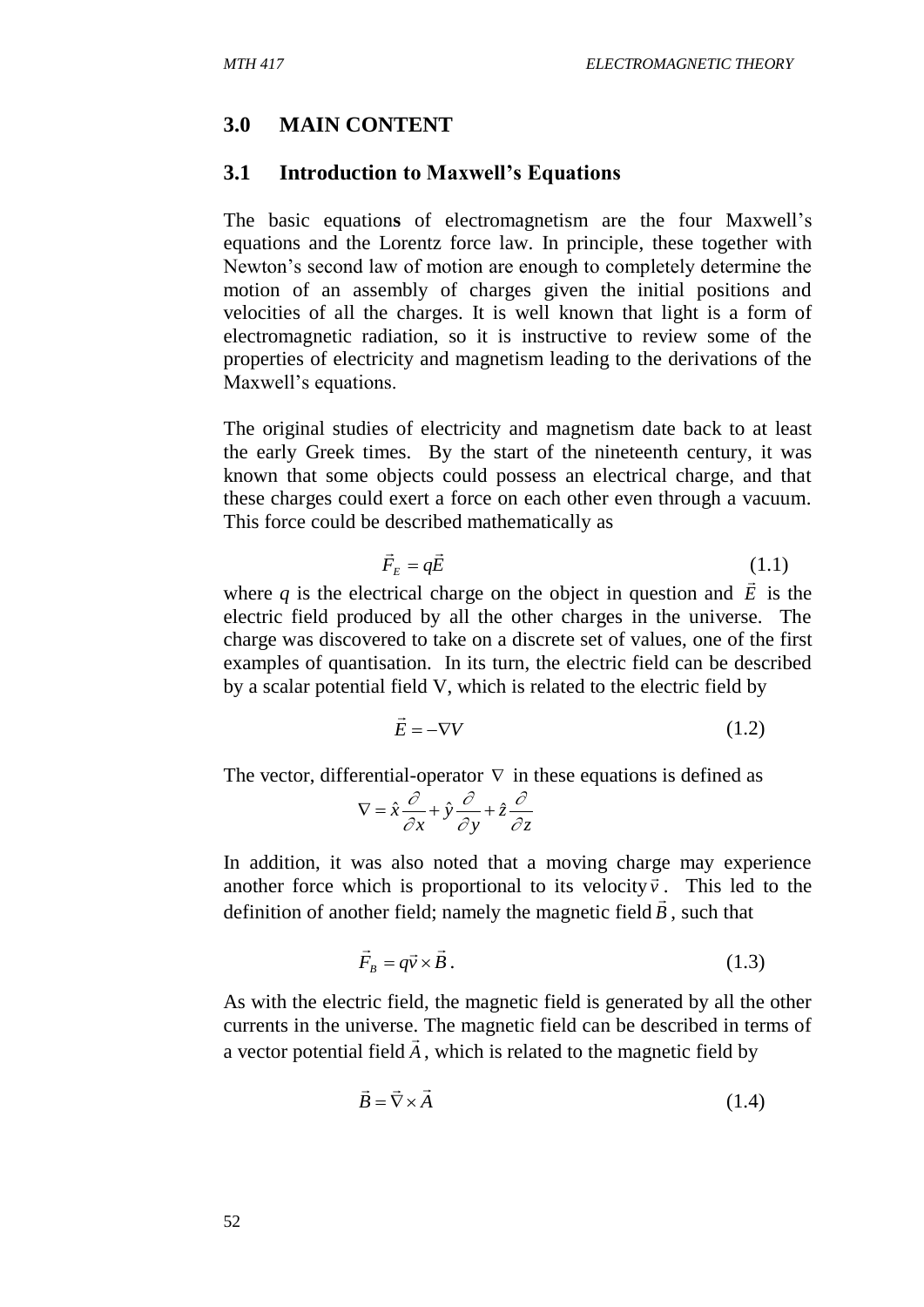## 3.0 MAIN CONTENT

### 3.1 Introduction to Maxwell's Equations

The basic equations of electromagnetism are the four Maxwell's equations and the Lorentz force law. In principle, these together with Newton's second law of motion are enough to completely determine the motion of an assembly of charges given the initial positions and velocities of all the charges. It is well known that light is a form of electromagnetic radiation, so it is instructive to review some of the properties of electricity and magnetism leading to the derivations of the Maxwell's equations.

The original studies of electricity and magnetism date back to at least the early Greek times. By the start of the nineteenth century, it was known that some objects could possess an electrical charge, and that these charges could exert a force on each other even through a vacuum. This force could be described mathematically as

$$\vec{F}_E = q\vec{E} \tag{1.1}$$

where $q$ is the electrical charge on the object in question and $\vec{E}$ is the electric field produced by all the other charges in the universe. The charge was discovered to take on a discrete set of values, one of the first examples of quantisation. In its turn, the electric field can be described by a scalar potential field V, which is related to the electric field by

$$\vec{E} = -\nabla V \tag{1.2}$$

The vector, differential-operator $\nabla$ in these equations is defined as

$$\nabla = \hat{x}\frac{\partial}{\partial x} + \hat{y}\frac{\partial}{\partial y} + \hat{z}\frac{\partial}{\partial z}$$

In addition, it was also noted that a moving charge may experience another force which is proportional to its velocity $\vec{v}$. This led to the definition of another field; namely the magnetic field $\vec{B}$, such that

$$\vec{F}_B = q\vec{v} \times \vec{B}. \tag{1.3}$$

As with the electric field, the magnetic field is generated by all the other currents in the universe. The magnetic field can be described in terms of a vector potential field $\vec{A}$, which is related to the magnetic field by

$$\vec{B} = \vec{\nabla} \times \vec{A} \tag{1.4}$$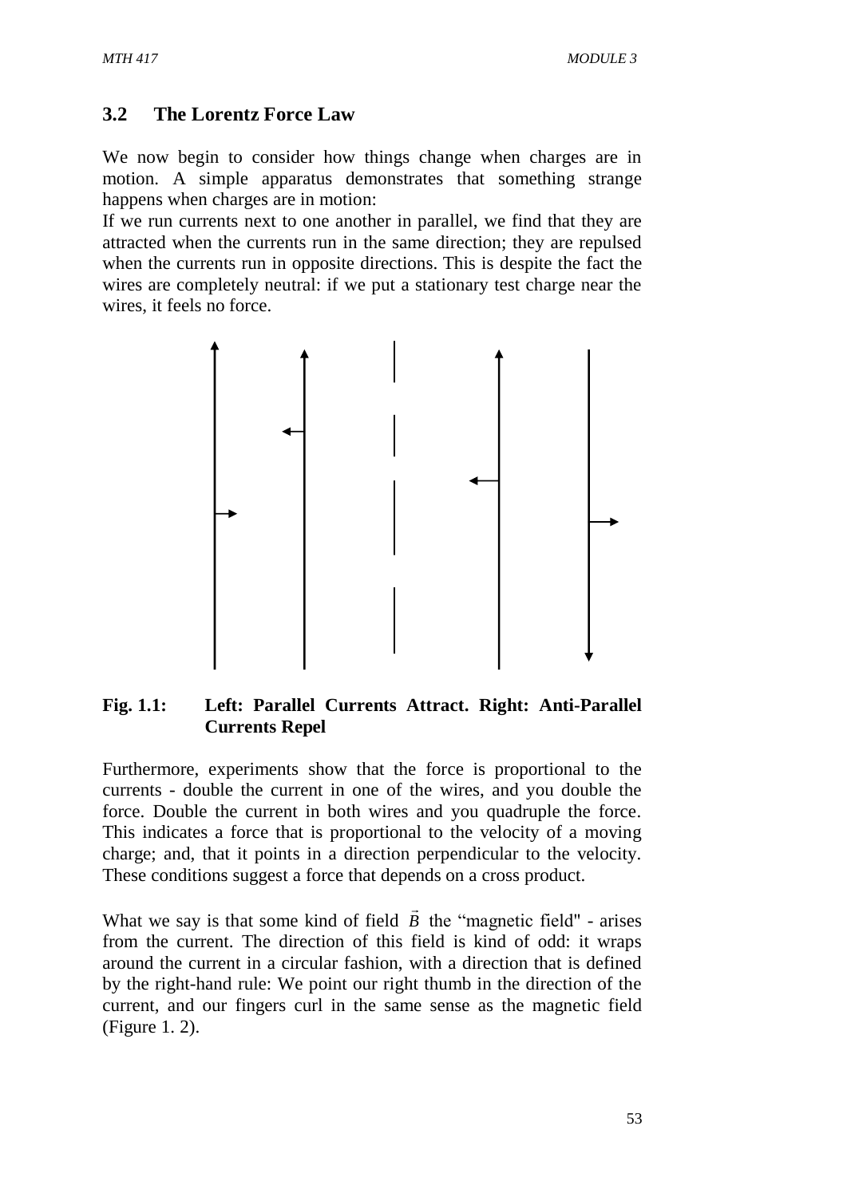### 3.2 The Lorentz Force Law

We now begin to consider how things change when charges are in motion. A simple apparatus demonstrates that something strange happens when charges are in motion:

If we run currents next to one another in parallel, we find that they are attracted when the currents run in the same direction; they are repulsed when the currents run in opposite directions. This is despite the fact the wires are completely neutral: if we put a stationary test charge near the wires, it feels no force.

**Fig. 1.1: Left: Parallel Currents Attract. Right: Anti-Parallel Currents Repel**

Furthermore, experiments show that the force is proportional to the currents - double the current in one of the wires, and you double the force. Double the current in both wires and you quadruple the force. This indicates a force that is proportional to the velocity of a moving charge; and, that it points in a direction perpendicular to the velocity. These conditions suggest a force that depends on a cross product.

What we say is that some kind of field $\vec{B}$ the "magnetic field" - arises from the current. The direction of this field is kind of odd: it wraps around the current in a circular fashion, with a direction that is defined by the right-hand rule: We point our right thumb in the direction of the current, and our fingers curl in the same sense as the magnetic field (Figure 1. 2).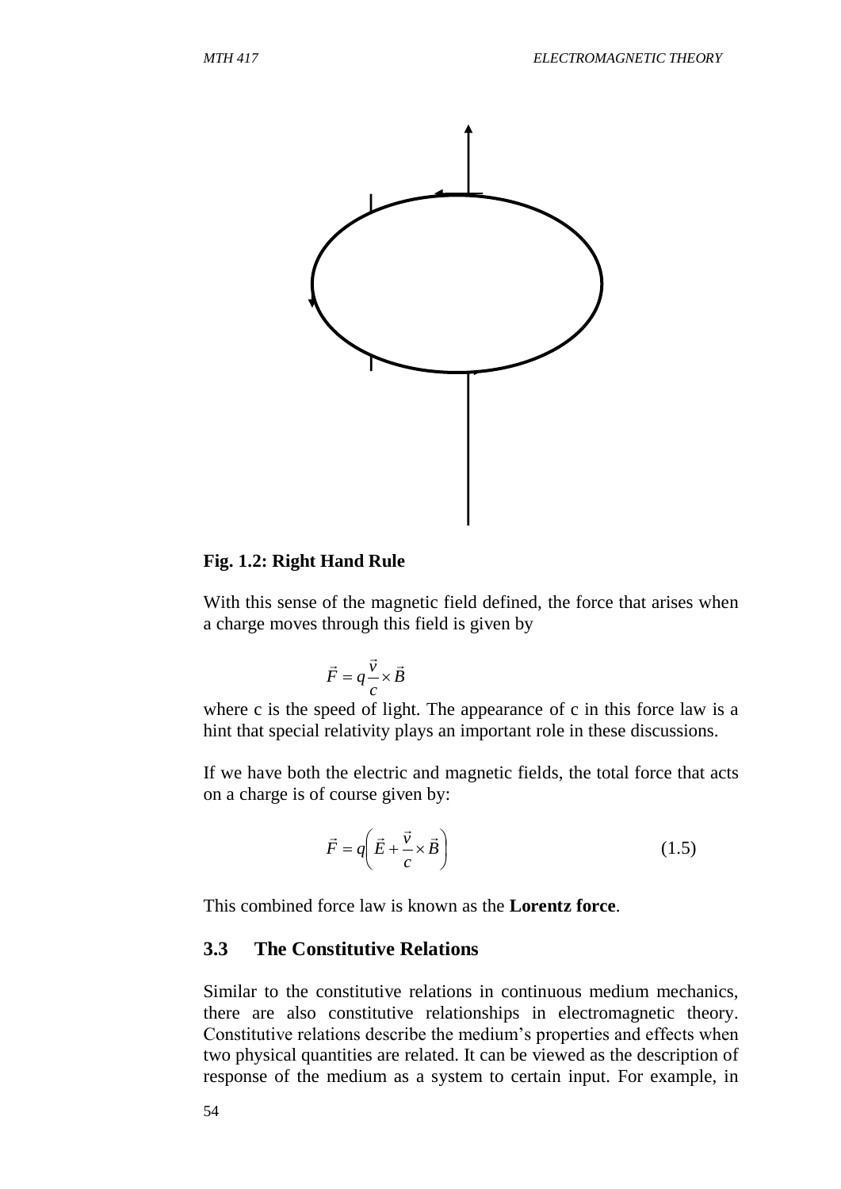**Fig. 1.2: Right Hand Rule**

With this sense of the magnetic field defined, the force that arises when a charge moves through this field is given by

$$\vec{F} = q\frac{\vec{v}}{c} \times \vec{B}$$

where c is the speed of light. The appearance of c in this force law is a hint that special relativity plays an important role in these discussions.

If we have both the electric and magnetic fields, the total force that acts on a charge is of course given by:

$$\vec{F} = q\left(\vec{E} + \frac{\vec{v}}{c} \times \vec{B}\right) \tag{1.5}$$

This combined force law is known as the **Lorentz force**.

### 3.3 The Constitutive Relations

Similar to the constitutive relations in continuous medium mechanics, there are also constitutive relationships in electromagnetic theory. Constitutive relations describe the medium's properties and effects when two physical quantities are related. It can be viewed as the description of response of the medium as a system to certain input. For example, in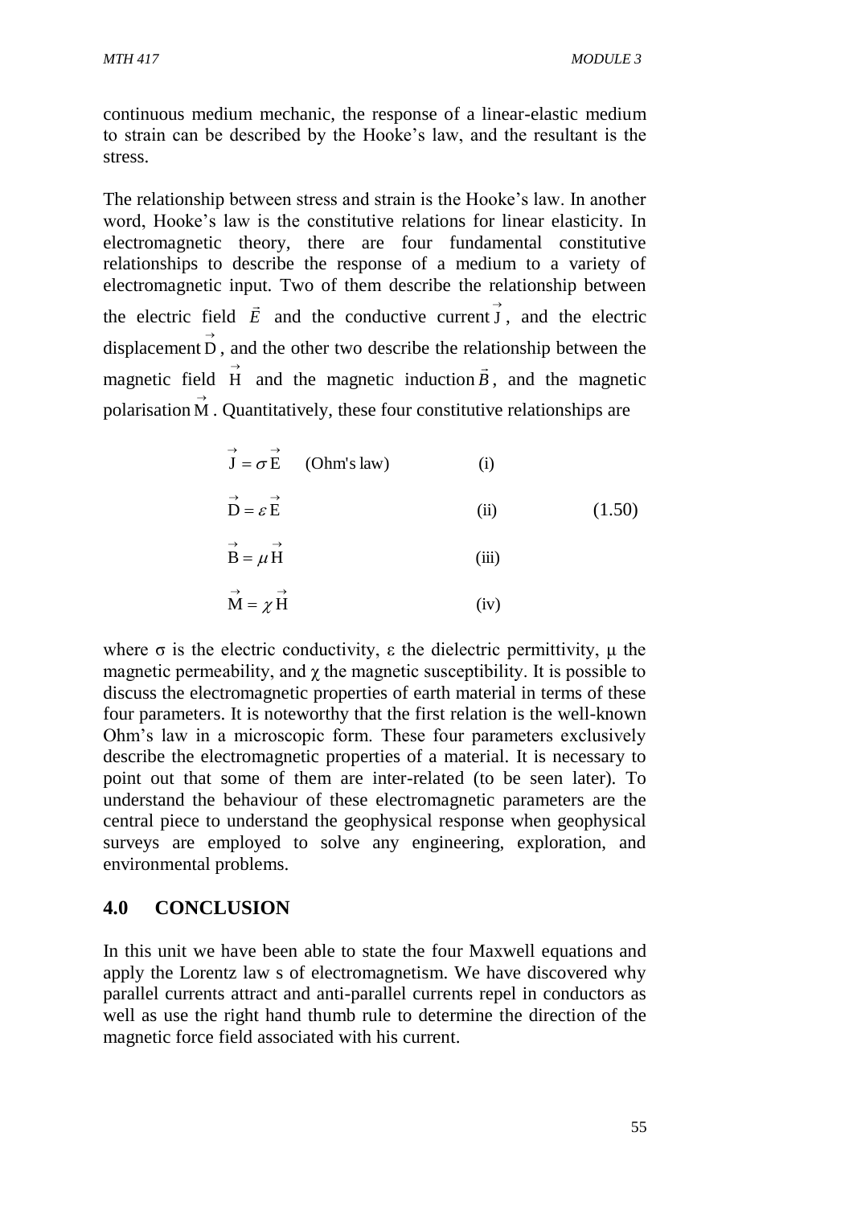continuous medium mechanic, the response of a linear-elastic medium to strain can be described by the Hooke's law, and the resultant is the stress.

The relationship between stress and strain is the Hooke's law. In another word, Hooke's law is the constitutive relations for linear elasticity. In electromagnetic theory, there are four fundamental constitutive relationships to describe the response of a medium to a variety of electromagnetic input. Two of them describe the relationship between the electric field $\vec{E}$ and the conductive current $\vec{J}$, and the electric displacement $\vec{D}$, and the other two describe the relationship between the magnetic field $\vec{H}$ and the magnetic induction $\vec{B}$, and the magnetic polarisation $\vec{M}$. Quantitatively, these four constitutive relationships are

$$
\begin{aligned}
&\vec{J} = \sigma \vec{E} \quad \text{(Ohm's law)} && \text{(i)} \\
&\vec{D} = \varepsilon \vec{E} && \text{(ii)} \qquad (1.50) \\
&\vec{B} = \mu \vec{H} && \text{(iii)} \\
&\vec{M} = \chi \vec{H} && \text{(iv)}
\end{aligned}
$$

where $\sigma$ is the electric conductivity, $\varepsilon$ the dielectric permittivity, $\mu$ the magnetic permeability, and $\chi$ the magnetic susceptibility. It is possible to discuss the electromagnetic properties of earth material in terms of these four parameters. It is noteworthy that the first relation is the well-known Ohm's law in a microscopic form. These four parameters exclusively describe the electromagnetic properties of a material. It is necessary to point out that some of them are inter-related (to be seen later). To understand the behaviour of these electromagnetic parameters are the central piece to understand the geophysical response when geophysical surveys are employed to solve any engineering, exploration, and environmental problems.

## 4.0 CONCLUSION

In this unit we have been able to state the four Maxwell equations and apply the Lorentz law s of electromagnetism. We have discovered why parallel currents attract and anti-parallel currents repel in conductors as well as use the right hand thumb rule to determine the direction of the magnetic force field associated with his current.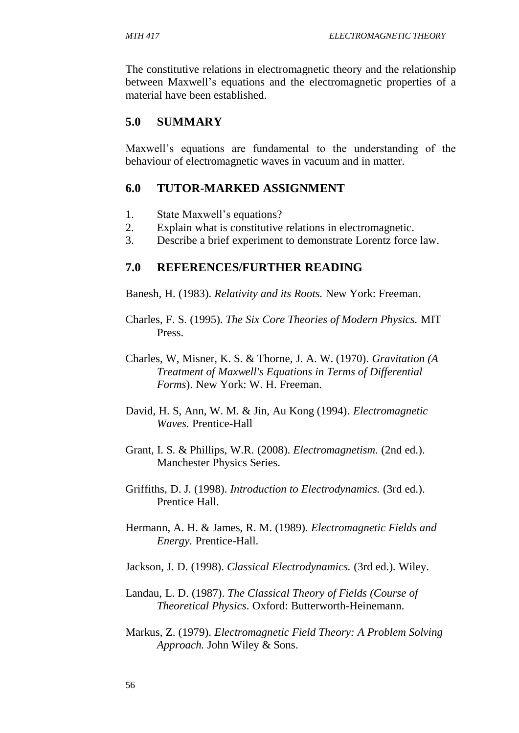The constitutive relations in electromagnetic theory and the relationship between Maxwell's equations and the electromagnetic properties of a material have been established.

## 5.0 SUMMARY

Maxwell's equations are fundamental to the understanding of the behaviour of electromagnetic waves in vacuum and in matter.

## 6.0 TUTOR-MARKED ASSIGNMENT

1. State Maxwell's equations?
2. Explain what is constitutive relations in electromagnetic.
3. Describe a brief experiment to demonstrate Lorentz force law.

## 7.0 REFERENCES/FURTHER READING

Banesh, H. (1983). *Relativity and its Roots.* New York: Freeman.

Charles, F. S. (1995). *The Six Core Theories of Modern Physics.* MIT Press.

Charles, W, Misner, K. S. & Thorne, J. A. W. (1970). *Gravitation (A Treatment of Maxwell's Equations in Terms of Differential Forms*). New York: W. H. Freeman.

David, H. S, Ann, W. M. & Jin, Au Kong (1994). *Electromagnetic Waves.* Prentice-Hall

Grant, I. S. & Phillips, W.R. (2008). *Electromagnetism.* (2nd ed.). Manchester Physics Series.

Griffiths, D. J. (1998). *Introduction to Electrodynamics.* (3rd ed.). Prentice Hall.

Hermann, A. H. & James, R. M. (1989). *Electromagnetic Fields and Energy.* Prentice-Hall.

Jackson, J. D. (1998). *Classical Electrodynamics.* (3rd ed.). Wiley.

Landau, L. D. (1987). *The Classical Theory of Fields (Course of Theoretical Physics*. Oxford: Butterworth-Heinemann.

Markus, Z. (1979). *Electromagnetic Field Theory: A Problem Solving Approach.* John Wiley & Sons.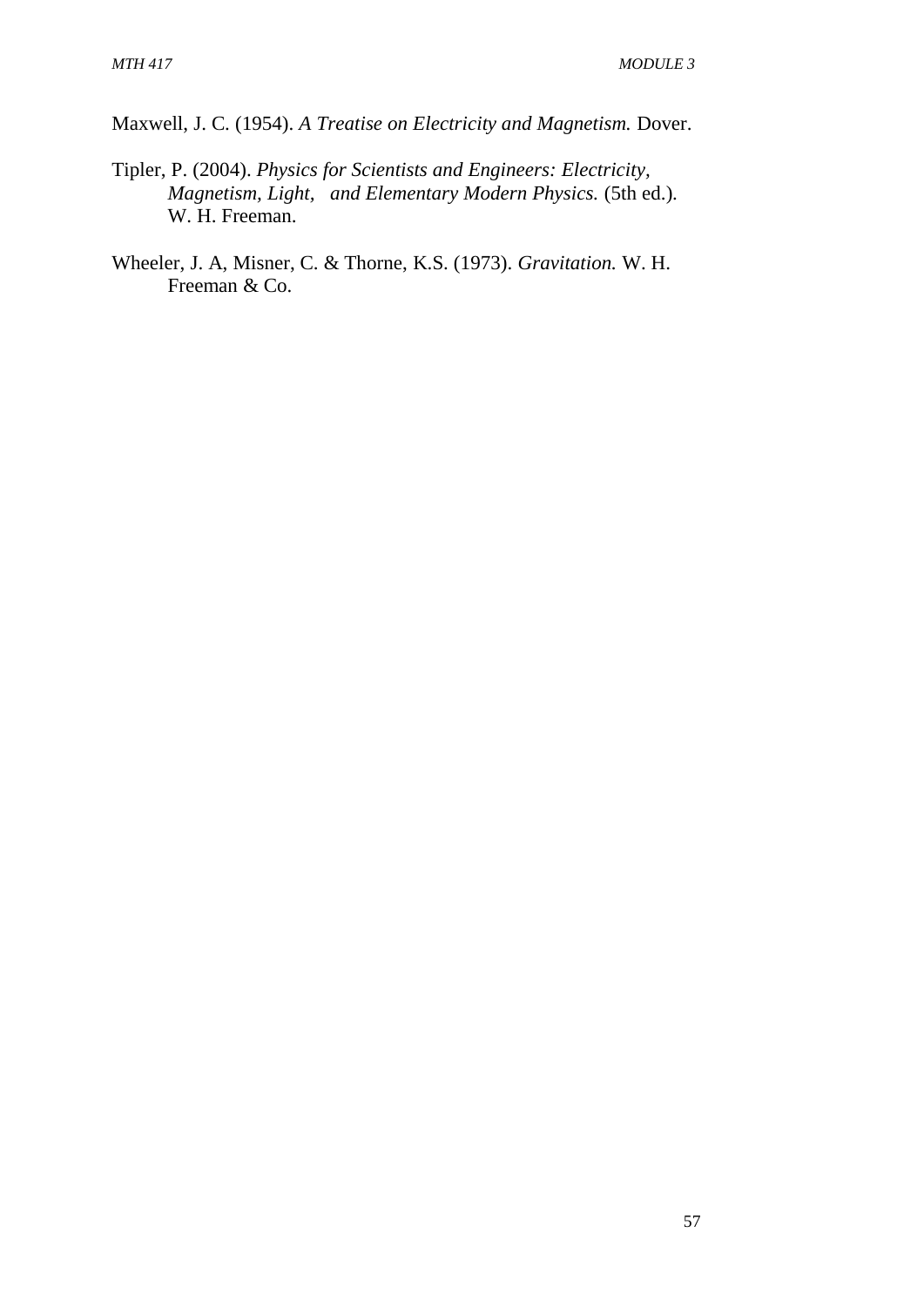Maxwell, J. C. (1954). *A Treatise on Electricity and Magnetism.* Dover.

Tipler, P. (2004). *Physics for Scientists and Engineers: Electricity, Magnetism, Light, and Elementary Modern Physics.* (5th ed.). W. H. Freeman.

Wheeler, J. A, Misner, C. & Thorne, K.S. (1973). *Gravitation.* W. H. Freeman & Co.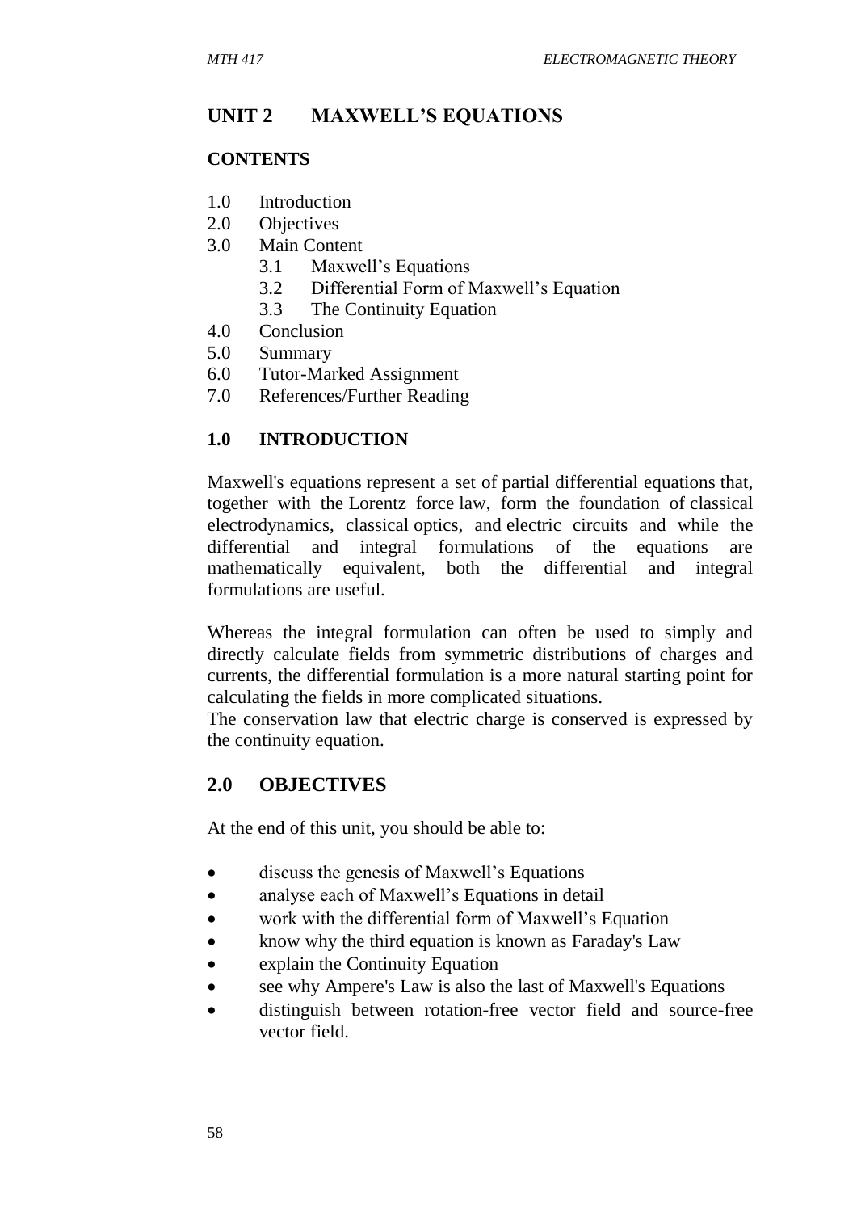## UNIT 2 MAXWELL'S EQUATIONS

### CONTENTS

1.0 Introduction
2.0 Objectives
3.0 Main Content
  3.1 Maxwell's Equations
  3.2 Differential Form of Maxwell's Equation
  3.3 The Continuity Equation
4.0 Conclusion
5.0 Summary
6.0 Tutor-Marked Assignment
7.0 References/Further Reading

### 1.0 INTRODUCTION

Maxwell's equations represent a set of partial differential equations that, together with the Lorentz force law, form the foundation of classical electrodynamics, classical optics, and electric circuits and while the differential and integral formulations of the equations are mathematically equivalent, both the differential and integral formulations are useful.

Whereas the integral formulation can often be used to simply and directly calculate fields from symmetric distributions of charges and currents, the differential formulation is a more natural starting point for calculating the fields in more complicated situations.
The conservation law that electric charge is conserved is expressed by the continuity equation.

### 2.0 OBJECTIVES

At the end of this unit, you should be able to:

- discuss the genesis of Maxwell's Equations
- analyse each of Maxwell's Equations in detail
- work with the differential form of Maxwell's Equation
- know why the third equation is known as Faraday's Law
- explain the Continuity Equation
- see why Ampere's Law is also the last of Maxwell's Equations
- distinguish between rotation-free vector field and source-free vector field.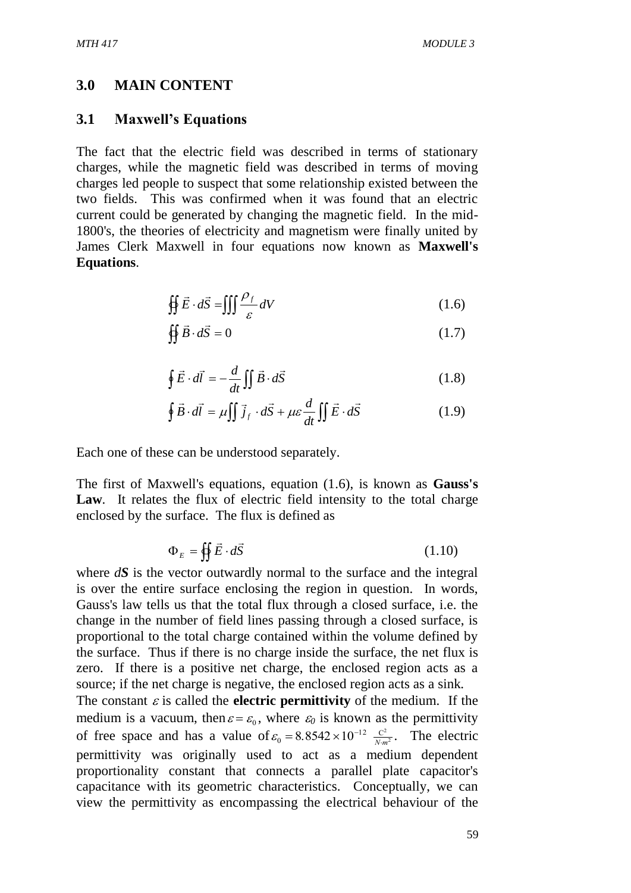## 3.0 MAIN CONTENT

### 3.1 Maxwell's Equations

The fact that the electric field was described in terms of stationary charges, while the magnetic field was described in terms of moving charges led people to suspect that some relationship existed between the two fields. This was confirmed when it was found that an electric current could be generated by changing the magnetic field. In the mid-1800's, the theories of electricity and magnetism were finally united by James Clerk Maxwell in four equations now known as **Maxwell's Equations**.

$$\oiint \vec{E} \cdot d\vec{S} = \iiint \frac{\rho_f}{\varepsilon} dV \tag{1.6}$$

$$\oiint \vec{B} \cdot d\vec{S} = 0 \tag{1.7}$$

$$\oint \vec{E} \cdot d\vec{l} = -\frac{d}{dt} \iint \vec{B} \cdot d\vec{S} \tag{1.8}$$

$$\oint \vec{B} \cdot d\vec{l} = \mu \iint \vec{j}_f \cdot d\vec{S} + \mu\varepsilon \frac{d}{dt} \iint \vec{E} \cdot d\vec{S} \tag{1.9}$$

Each one of these can be understood separately.

The first of Maxwell's equations, equation (1.6), is known as **Gauss's Law**. It relates the flux of electric field intensity to the total charge enclosed by the surface. The flux is defined as

$$\Phi_E = \oiint \vec{E} \cdot d\vec{S} \tag{1.10}$$

where ***dS*** is the vector outwardly normal to the surface and the integral is over the entire surface enclosing the region in question. In words, Gauss's law tells us that the total flux through a closed surface, i.e. the change in the number of field lines passing through a closed surface, is proportional to the total charge contained within the volume defined by the surface. Thus if there is no charge inside the surface, the net flux is zero. If there is a positive net charge, the enclosed region acts as a source; if the net charge is negative, the enclosed region acts as a sink.

The constant $\varepsilon$ is called the **electric permittivity** of the medium. If the medium is a vacuum, then $\varepsilon = \varepsilon_0$, where $\varepsilon_0$ is known as the permittivity of free space and has a value of $\varepsilon_0 = 8.8542 \times 10^{-12} \ \frac{C^2}{N \cdot m^2}$. The electric permittivity was originally used to act as a medium dependent proportionality constant that connects a parallel plate capacitor's capacitance with its geometric characteristics. Conceptually, we can view the permittivity as encompassing the electrical behaviour of the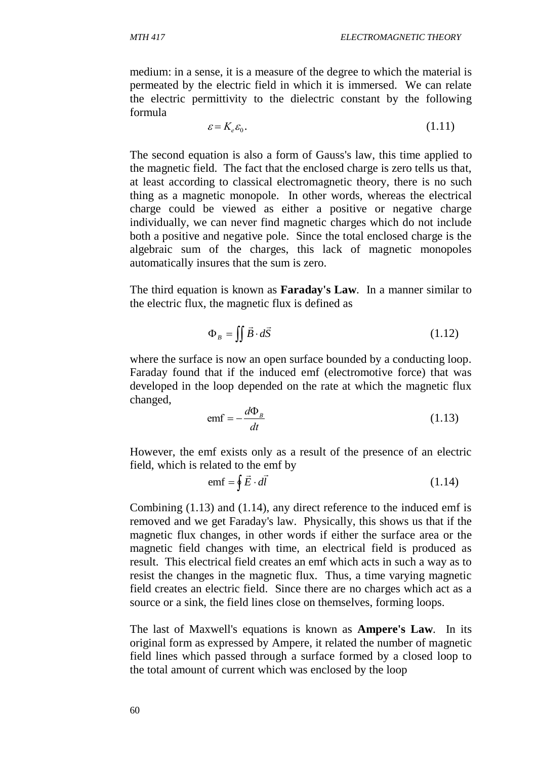medium: in a sense, it is a measure of the degree to which the material is permeated by the electric field in which it is immersed. We can relate the electric permittivity to the dielectric constant by the following formula

$$\varepsilon = K_e \varepsilon_0. \tag{1.11}$$

The second equation is also a form of Gauss's law, this time applied to the magnetic field. The fact that the enclosed charge is zero tells us that, at least according to classical electromagnetic theory, there is no such thing as a magnetic monopole. In other words, whereas the electrical charge could be viewed as either a positive or negative charge individually, we can never find magnetic charges which do not include both a positive and negative pole. Since the total enclosed charge is the algebraic sum of the charges, this lack of magnetic monopoles automatically insures that the sum is zero.

The third equation is known as **Faraday's Law**. In a manner similar to the electric flux, the magnetic flux is defined as

$$\Phi_B = \iint \vec{B} \cdot d\vec{S} \tag{1.12}$$

where the surface is now an open surface bounded by a conducting loop. Faraday found that if the induced emf (electromotive force) that was developed in the loop depended on the rate at which the magnetic flux changed,

$$\text{emf} = -\frac{d\Phi_B}{dt} \tag{1.13}$$

However, the emf exists only as a result of the presence of an electric field, which is related to the emf by

$$\text{emf} = \oint \vec{E} \cdot d\vec{l} \tag{1.14}$$

Combining (1.13) and (1.14), any direct reference to the induced emf is removed and we get Faraday's law. Physically, this shows us that if the magnetic flux changes, in other words if either the surface area or the magnetic field changes with time, an electrical field is produced as result. This electrical field creates an emf which acts in such a way as to resist the changes in the magnetic flux. Thus, a time varying magnetic field creates an electric field. Since there are no charges which act as a source or a sink, the field lines close on themselves, forming loops.

The last of Maxwell's equations is known as **Ampere's Law**. In its original form as expressed by Ampere, it related the number of magnetic field lines which passed through a surface formed by a closed loop to the total amount of current which was enclosed by the loop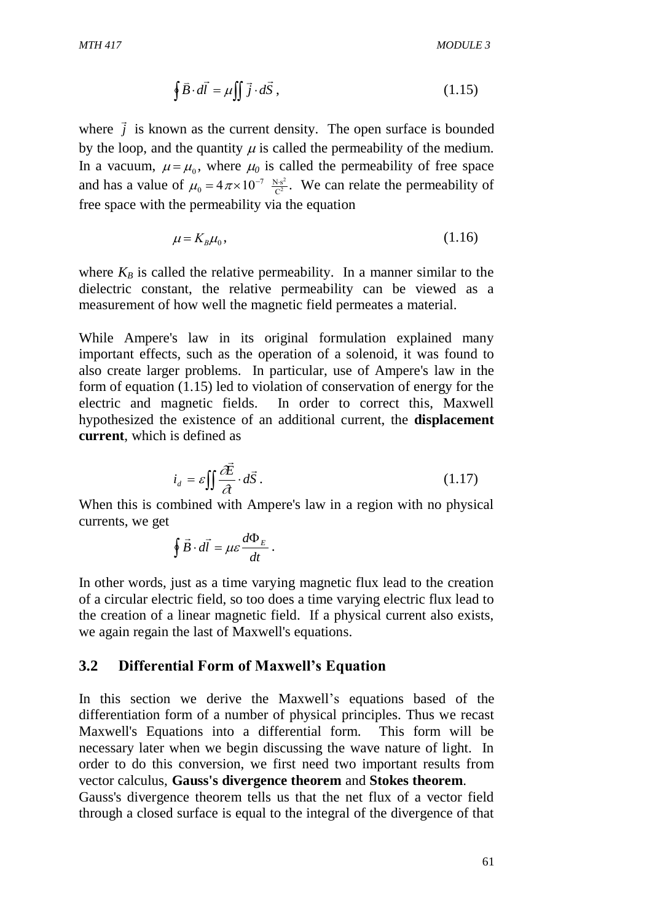$$\oint \vec{B} \cdot d\vec{l} = \mu \iint \vec{j} \cdot d\vec{S}\,, \tag{1.15}$$

where $\vec{j}$ is known as the current density. The open surface is bounded by the loop, and the quantity $\mu$ is called the permeability of the medium. In a vacuum, $\mu = \mu_0$, where $\mu_0$ is called the permeability of free space and has a value of $\mu_0 = 4\pi \times 10^{-7}\ \frac{\text{N}\cdot\text{s}^2}{\text{C}^2}$. We can relate the permeability of free space with the permeability via the equation

$$\mu = K_B \mu_0\,, \tag{1.16}$$

where $K_B$ is called the relative permeability. In a manner similar to the dielectric constant, the relative permeability can be viewed as a measurement of how well the magnetic field permeates a material.

While Ampere's law in its original formulation explained many important effects, such as the operation of a solenoid, it was found to also create larger problems. In particular, use of Ampere's law in the form of equation (1.15) led to violation of conservation of energy for the electric and magnetic fields. In order to correct this, Maxwell hypothesized the existence of an additional current, the **displacement current**, which is defined as

$$i_d = \varepsilon \iint \frac{\partial \vec{E}}{\partial t} \cdot d\vec{S}\,. \tag{1.17}$$

When this is combined with Ampere's law in a region with no physical currents, we get

$$\oint \vec{B} \cdot d\vec{l} = \mu\varepsilon \frac{d\Phi_E}{dt}\,.$$

In other words, just as a time varying magnetic flux lead to the creation of a circular electric field, so too does a time varying electric flux lead to the creation of a linear magnetic field. If a physical current also exists, we again regain the last of Maxwell's equations.

## 3.2 Differential Form of Maxwell's Equation

In this section we derive the Maxwell's equations based of the differentiation form of a number of physical principles. Thus we recast Maxwell's Equations into a differential form. This form will be necessary later when we begin discussing the wave nature of light. In order to do this conversion, we first need two important results from vector calculus, **Gauss's divergence theorem** and **Stokes theorem**.

Gauss's divergence theorem tells us that the net flux of a vector field through a closed surface is equal to the integral of the divergence of that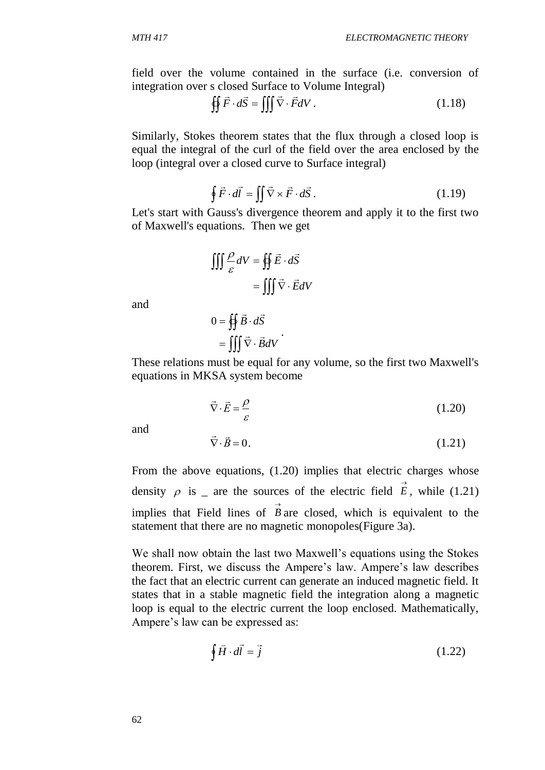field over the volume contained in the surface (i.e. conversion of integration over s closed Surface to Volume Integral)

$$\oiint \vec{F} \cdot d\vec{S} = \iiint \vec{\nabla} \cdot \vec{F} dV \,. \tag{1.18}$$

Similarly, Stokes theorem states that the flux through a closed loop is equal the integral of the curl of the field over the area enclosed by the loop (integral over a closed curve to Surface integral)

$$\oint \vec{F} \cdot d\vec{l} = \iint \vec{\nabla} \times \vec{F} \cdot d\vec{S} \,. \tag{1.19}$$

Let's start with Gauss's divergence theorem and apply it to the first two of Maxwell's equations. Then we get

$$\iiint \frac{\rho}{\varepsilon} dV = \oiint \vec{E} \cdot d\vec{S}$$
$$= \iiint \vec{\nabla} \cdot \vec{E} dV$$

and

$$0 = \oiint \vec{B} \cdot d\vec{S}$$
$$= \iiint \vec{\nabla} \cdot \vec{B} dV \,.$$

These relations must be equal for any volume, so the first two Maxwell's equations in MKSA system become

$$\vec{\nabla} \cdot \vec{E} = \frac{\rho}{\varepsilon} \tag{1.20}$$

and

$$\vec{\nabla} \cdot \vec{B} = 0 \,. \tag{1.21}$$

From the above equations, (1.20) implies that electric charges whose density $\rho$ is _ are the sources of the electric field $\vec{E}$, while (1.21) implies that Field lines of $\vec{B}$ are closed, which is equivalent to the statement that there are no magnetic monopoles(Figure 3a).

We shall now obtain the last two Maxwell's equations using the Stokes theorem. First, we discuss the Ampere's law. Ampere's law describes the fact that an electric current can generate an induced magnetic field. It states that in a stable magnetic field the integration along a magnetic loop is equal to the electric current the loop enclosed. Mathematically, Ampere's law can be expressed as:

$$\oint \vec{H} \cdot d\vec{l} = \vec{j} \tag{1.22}$$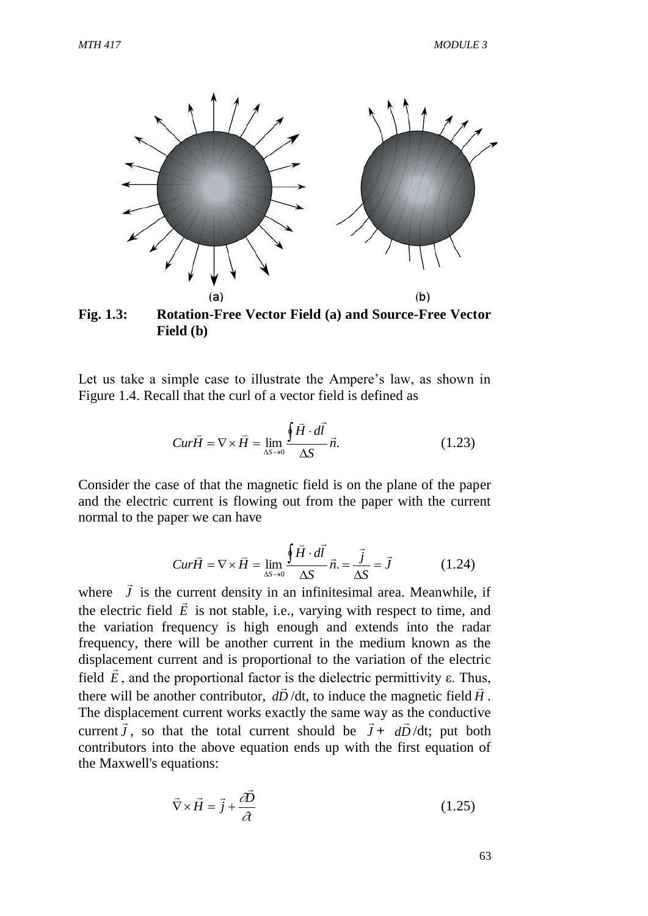(a) (b)

**Fig. 1.3: Rotation-Free Vector Field (a) and Source-Free Vector Field (b)**

Let us take a simple case to illustrate the Ampere's law, as shown in Figure 1.4. Recall that the curl of a vector field is defined as

$$Cur\vec{H} = \nabla \times \vec{H} = \lim_{\Delta S \to 0} \frac{\oint \vec{H} \cdot d\vec{l}}{\Delta S} \vec{n}. \tag{1.23}$$

Consider the case of that the magnetic field is on the plane of the paper and the electric current is flowing out from the paper with the current normal to the paper we can have

$$Cur\vec{H} = \nabla \times \vec{H} = \lim_{\Delta S \to 0} \frac{\oint \vec{H} \cdot d\vec{l}}{\Delta S} \vec{n}. = \frac{\vec{j}}{\Delta S} = \vec{J} \tag{1.24}$$

where $\vec{J}$ is the current density in an infinitesimal area. Meanwhile, if the electric field $\vec{E}$ is not stable, i.e., varying with respect to time, and the variation frequency is high enough and extends into the radar frequency, there will be another current in the medium known as the displacement current and is proportional to the variation of the electric field $\vec{E}$, and the proportional factor is the dielectric permittivity ε. Thus, there will be another contributor, $d\vec{D}$/dt, to induce the magnetic field $\vec{H}$. The displacement current works exactly the same way as the conductive current $\vec{J}$, so that the total current should be $\vec{J} + d\vec{D}$/dt; put both contributors into the above equation ends up with the first equation of the Maxwell's equations:

$$\vec{\nabla} \times \vec{H} = \vec{j} + \frac{\partial \vec{D}}{\partial t} \tag{1.25}$$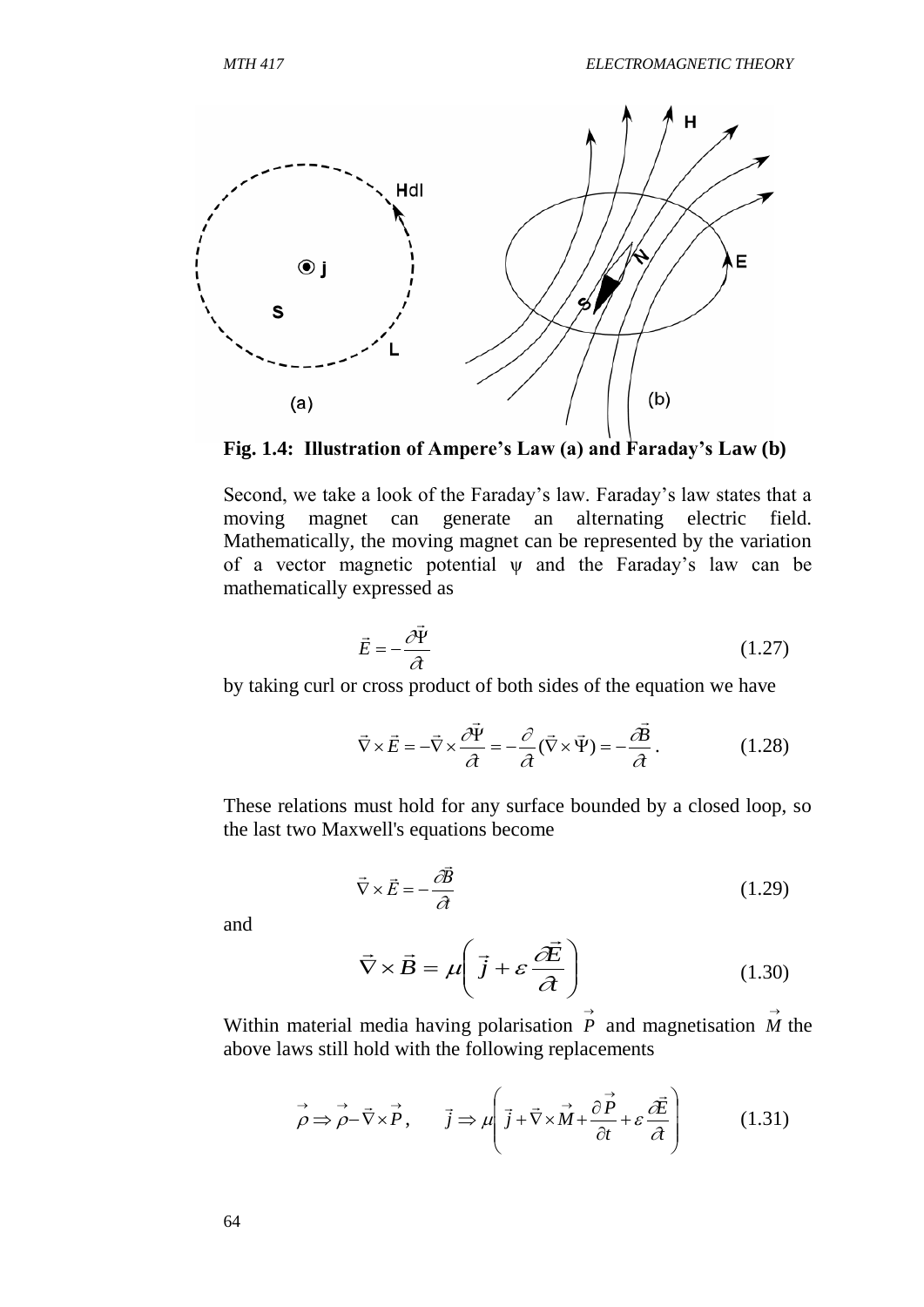Fig. 1.4: Illustration of Ampere's Law (a) and Faraday's Law (b)

Second, we take a look of the Faraday's law. Faraday's law states that a moving magnet can generate an alternating electric field. Mathematically, the moving magnet can be represented by the variation of a vector magnetic potential $\psi$ and the Faraday's law can be mathematically expressed as

$$\vec{E} = -\frac{\partial \vec{\Psi}}{\partial t} \tag{1.27}$$

by taking curl or cross product of both sides of the equation we have

$$\vec{\nabla} \times \vec{E} = -\vec{\nabla} \times \frac{\partial \vec{\Psi}}{\partial t} = -\frac{\partial}{\partial t}(\vec{\nabla} \times \vec{\Psi}) = -\frac{\partial \vec{B}}{\partial t}. \tag{1.28}$$

These relations must hold for any surface bounded by a closed loop, so the last two Maxwell's equations become

$$\vec{\nabla} \times \vec{E} = -\frac{\partial \vec{B}}{\partial t} \tag{1.29}$$

and

$$\vec{\nabla} \times \vec{B} = \mu\left(\vec{j} + \varepsilon \frac{\partial \vec{E}}{\partial t}\right) \tag{1.30}$$

Within material media having polarisation $\vec{P}$ and magnetisation $\vec{M}$ the above laws still hold with the following replacements

$$\vec{\rho} \Rightarrow \vec{\rho} - \vec{\nabla} \times \vec{P}, \qquad \vec{j} \Rightarrow \mu\left(\vec{j} + \vec{\nabla} \times \vec{M} + \frac{\partial \vec{P}}{\partial t} + \varepsilon \frac{\partial \vec{E}}{\partial t}\right) \tag{1.31}$$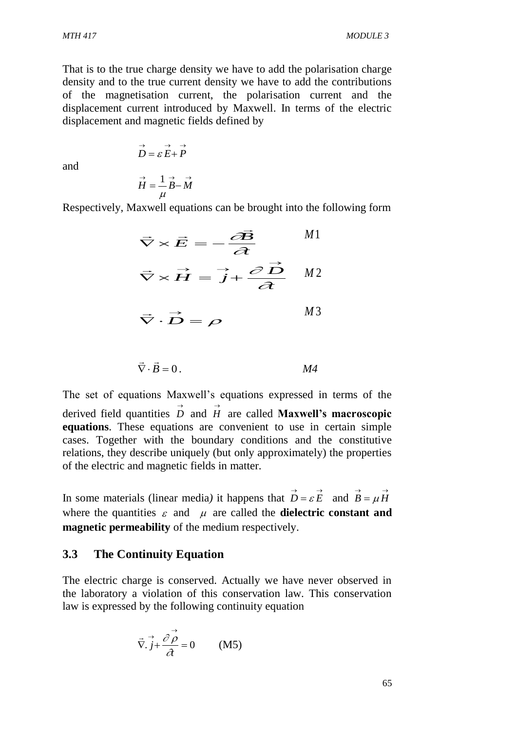That is to the true charge density we have to add the polarisation charge density and to the true current density we have to add the contributions of the magnetisation current, the polarisation current and the displacement current introduced by Maxwell. In terms of the electric displacement and magnetic fields defined by

$$\vec{D} = \varepsilon \vec{E} + \vec{P}$$

and

$$\vec{H} = \frac{1}{\mu}\vec{B} - \vec{M}$$

Respectively, Maxwell equations can be brought into the following form

$$\vec{\nabla} \times \vec{E} = -\frac{\partial \vec{B}}{\partial t} \qquad M1$$

$$\vec{\nabla} \times \vec{H} = \vec{j} + \frac{\partial \vec{D}}{\partial t} \qquad M2$$

$$\vec{\nabla} \cdot \vec{D} = \rho \qquad M3$$

$$\vec{\nabla} \cdot \vec{B} = 0 . \qquad M4$$

The set of equations Maxwell's equations expressed in terms of the derived field quantities $\vec{D}$ and $\vec{H}$ are called **Maxwell's macroscopic equations**. These equations are convenient to use in certain simple cases. Together with the boundary conditions and the constitutive relations, they describe uniquely (but only approximately) the properties of the electric and magnetic fields in matter.

In some materials (linear media*)* it happens that $\vec{D} = \varepsilon \vec{E}$ and $\vec{B} = \mu \vec{H}$ where the quantities $\varepsilon$ and $\mu$ are called the **dielectric constant and magnetic permeability** of the medium respectively.

### 3.3 The Continuity Equation

The electric charge is conserved. Actually we have never observed in the laboratory a violation of this conservation law. This conservation law is expressed by the following continuity equation

$$\vec{\nabla} . \vec{j} + \frac{\partial \vec{\rho}}{\partial t} = 0 \qquad \text{(M5)}$$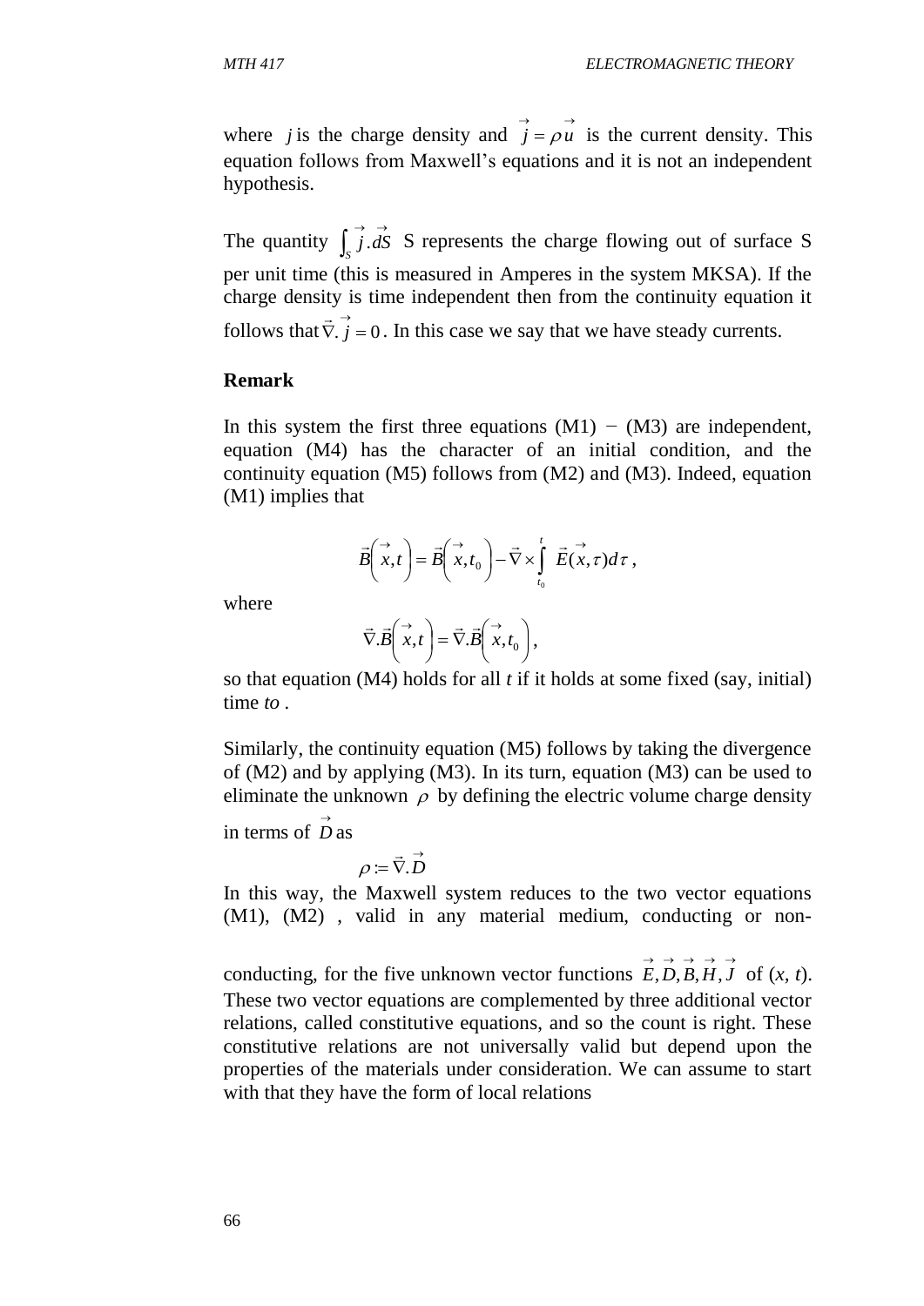where $j$ is the charge density and $\vec{j} = \rho \vec{u}$ is the current density. This equation follows from Maxwell's equations and it is not an independent hypothesis.

The quantity $\int_S \vec{j}.\vec{dS}$ S represents the charge flowing out of surface S per unit time (this is measured in Amperes in the system MKSA). If the charge density is time independent then from the continuity equation it follows that $\vec{\nabla}.\vec{j} = 0$. In this case we say that we have steady currents.

**Remark**

In this system the first three equations (M1) − (M3) are independent, equation (M4) has the character of an initial condition, and the continuity equation (M5) follows from (M2) and (M3). Indeed, equation (M1) implies that

$$\vec{B}\left(\vec{x}, t\right) = \vec{B}\left(\vec{x}, t_0\right) - \vec{\nabla} \times \int_{t_0}^{t} \vec{E}(\vec{x}, \tau) d\tau \, ,$$

where

$$\vec{\nabla}.\vec{B}\left(\vec{x}, t\right) = \vec{\nabla}.\vec{B}\left(\vec{x}, t_0\right),$$

so that equation (M4) holds for all $t$ if it holds at some fixed (say, initial) time $to$ .

Similarly, the continuity equation (M5) follows by taking the divergence of (M2) and by applying (M3). In its turn, equation (M3) can be used to eliminate the unknown $\rho$ by defining the electric volume charge density in terms of $\vec{D}$ as

$$\rho := \vec{\nabla}.\vec{D}$$

In this way, the Maxwell system reduces to the two vector equations (M1), (M2) , valid in any material medium, conducting or non-conducting, for the five unknown vector functions $\vec{E}, \vec{D}, \vec{B}, \vec{H}, \vec{J}$ of ($x$, $t$). These two vector equations are complemented by three additional vector relations, called constitutive equations, and so the count is right. These constitutive relations are not universally valid but depend upon the properties of the materials under consideration. We can assume to start with that they have the form of local relations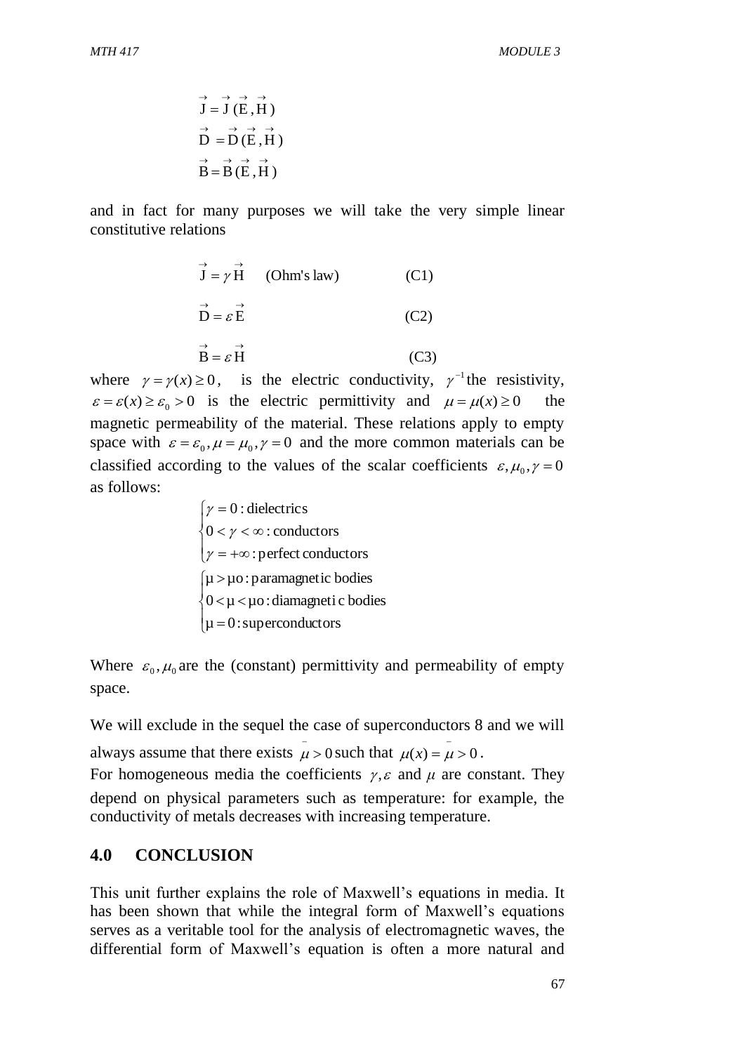$$\vec{J} = \vec{J}(\vec{E}, \vec{H})$$

$$\vec{D} = \vec{D}(\vec{E}, \vec{H})$$

$$\vec{B} = \vec{B}(\vec{E}, \vec{H})$$

and in fact for many purposes we will take the very simple linear constitutive relations

$$\vec{J} = \gamma \vec{H} \quad \text{(Ohm's law)} \qquad \text{(C1)}$$

$$\vec{D} = \varepsilon \vec{E} \qquad \text{(C2)}$$

$$\vec{B} = \varepsilon \vec{H} \qquad \text{(C3)}$$

where $\gamma = \gamma(x) \geq 0$, is the electric conductivity, $\gamma^{-1}$ the resistivity, $\varepsilon = \varepsilon(x) \geq \varepsilon_0 > 0$ is the electric permittivity and $\mu = \mu(x) \geq 0$ the magnetic permeability of the material. These relations apply to empty space with $\varepsilon = \varepsilon_0, \mu = \mu_0, \gamma = 0$ and the more common materials can be classified according to the values of the scalar coefficients $\varepsilon, \mu_0, \gamma = 0$ as follows:

$$\begin{cases} \gamma = 0 : \text{dielectrics} \\ 0 < \gamma < \infty : \text{conductors} \\ \gamma = +\infty : \text{perfect conductors} \end{cases}$$

$$\begin{cases} \mu > \mu o : \text{paramagnetic bodies} \\ 0 < \mu < \mu o : \text{diamagnetic bodies} \\ \mu = 0 : \text{superconductors} \end{cases}$$

Where $\varepsilon_0, \mu_0$ are the (constant) permittivity and permeability of empty space.

We will exclude in the sequel the case of superconductors 8 and we will always assume that there exists $\bar{\mu} > 0$ such that $\mu(x) = \bar{\mu} > 0$.
For homogeneous media the coefficients $\gamma, \varepsilon$ and $\mu$ are constant. They depend on physical parameters such as temperature: for example, the conductivity of metals decreases with increasing temperature.

## 4.0 CONCLUSION

This unit further explains the role of Maxwell's equations in media. It has been shown that while the integral form of Maxwell's equations serves as a veritable tool for the analysis of electromagnetic waves, the differential form of Maxwell's equation is often a more natural and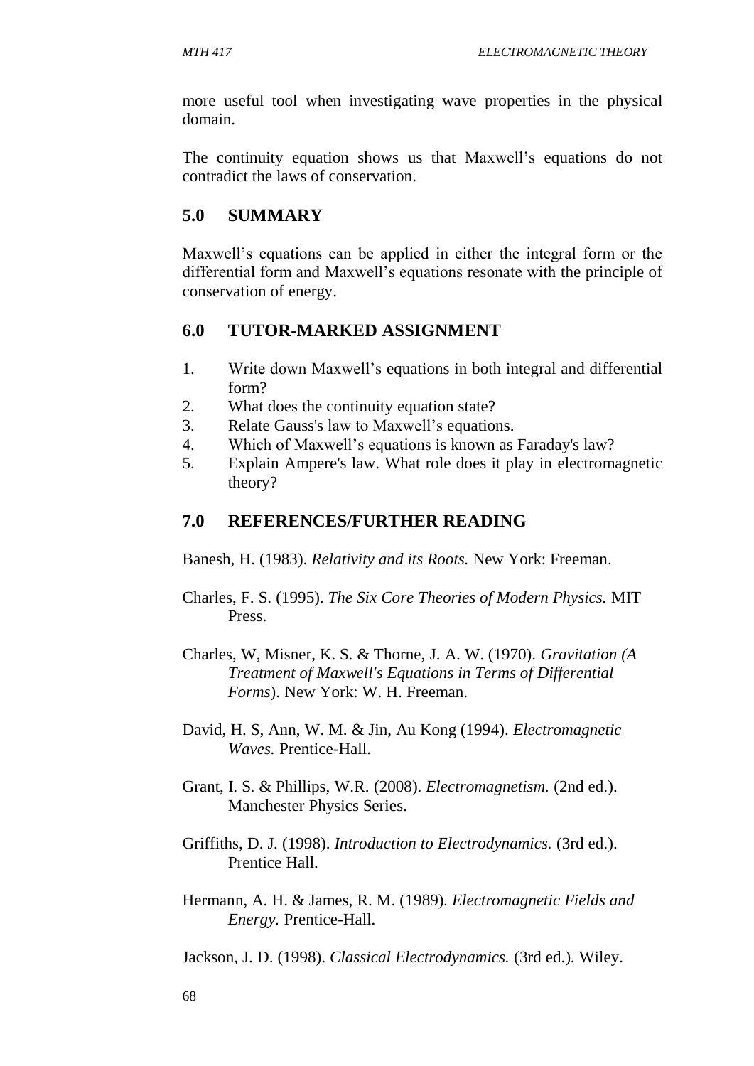more useful tool when investigating wave properties in the physical domain.

The continuity equation shows us that Maxwell's equations do not contradict the laws of conservation.

## 5.0 SUMMARY

Maxwell's equations can be applied in either the integral form or the differential form and Maxwell's equations resonate with the principle of conservation of energy.

## 6.0 TUTOR-MARKED ASSIGNMENT

1. Write down Maxwell's equations in both integral and differential form?
2. What does the continuity equation state?
3. Relate Gauss's law to Maxwell's equations.
4. Which of Maxwell's equations is known as Faraday's law?
5. Explain Ampere's law. What role does it play in electromagnetic theory?

## 7.0 REFERENCES/FURTHER READING

Banesh, H. (1983). *Relativity and its Roots.* New York: Freeman.

Charles, F. S. (1995). *The Six Core Theories of Modern Physics.* MIT Press.

Charles, W, Misner, K. S. & Thorne, J. A. W. (1970). *Gravitation (A Treatment of Maxwell's Equations in Terms of Differential Forms*). New York: W. H. Freeman.

David, H. S, Ann, W. M. & Jin, Au Kong (1994). *Electromagnetic Waves.* Prentice-Hall.

Grant, I. S. & Phillips, W.R. (2008). *Electromagnetism.* (2nd ed.). Manchester Physics Series.

Griffiths, D. J. (1998). *Introduction to Electrodynamics.* (3rd ed.). Prentice Hall.

Hermann, A. H. & James, R. M. (1989). *Electromagnetic Fields and Energy.* Prentice-Hall.

Jackson, J. D. (1998). *Classical Electrodynamics.* (3rd ed.). Wiley.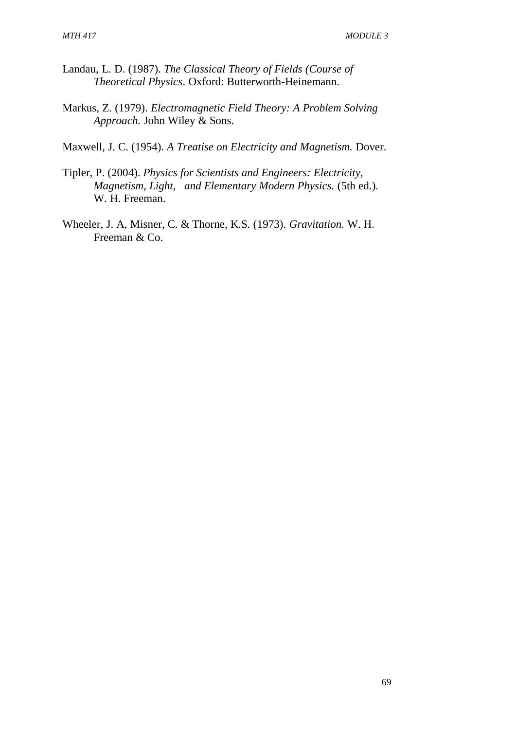Landau, L. D. (1987). *The Classical Theory of Fields (Course of Theoretical Physics*. Oxford: Butterworth-Heinemann.

Markus, Z. (1979). *Electromagnetic Field Theory: A Problem Solving Approach.* John Wiley & Sons.

Maxwell, J. C. (1954). *A Treatise on Electricity and Magnetism.* Dover.

Tipler, P. (2004). *Physics for Scientists and Engineers: Electricity, Magnetism, Light, and Elementary Modern Physics.* (5th ed.). W. H. Freeman.

Wheeler, J. A, Misner, C. & Thorne, K.S. (1973). *Gravitation.* W. H. Freeman & Co.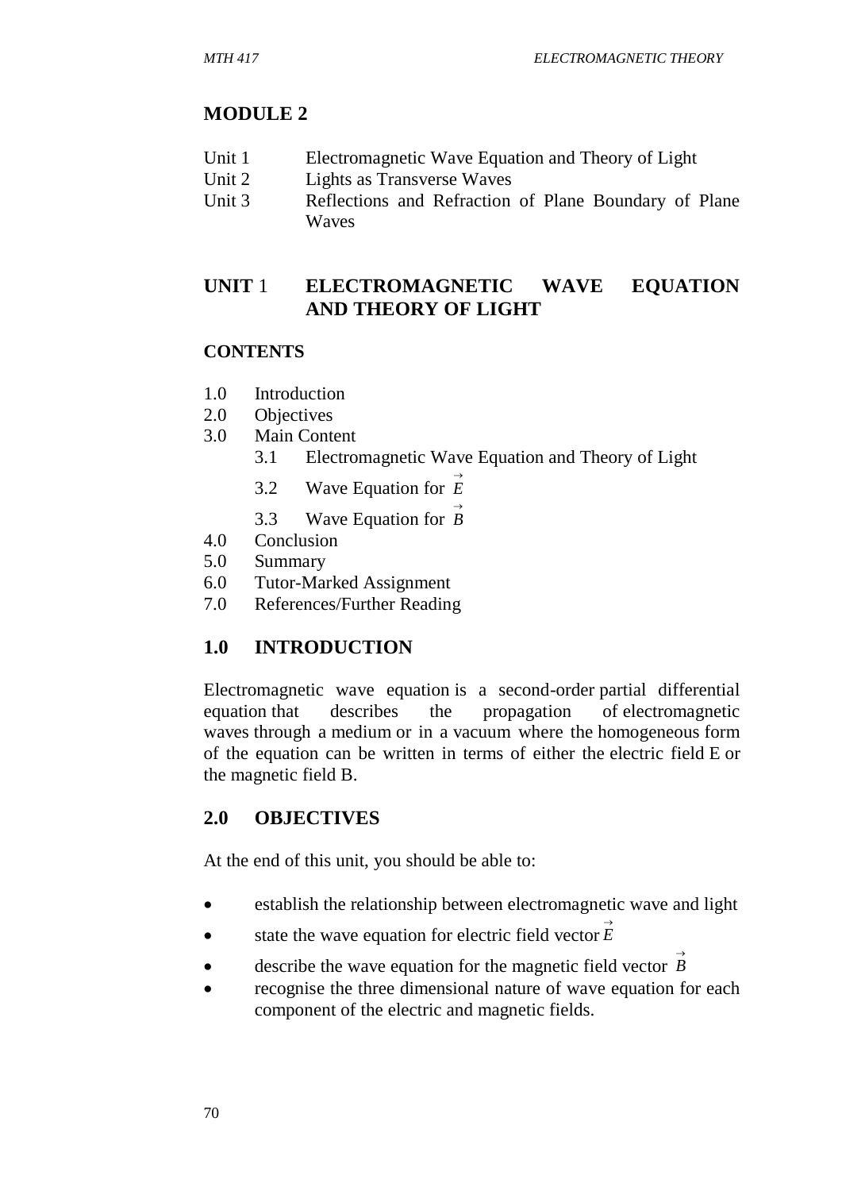# MODULE 2

| | |
|---|---|
| Unit 1 | Electromagnetic Wave Equation and Theory of Light |
| Unit 2 | Lights as Transverse Waves |
| Unit 3 | Reflections and Refraction of Plane Boundary of Plane Waves |

## UNIT 1 ELECTROMAGNETIC WAVE EQUATION AND THEORY OF LIGHT

### CONTENTS

1.0 Introduction
2.0 Objectives
3.0 Main Content
- 3.1 Electromagnetic Wave Equation and Theory of Light
- 3.2 Wave Equation for $\vec{E}$
- 3.3 Wave Equation for $\vec{B}$

4.0 Conclusion
5.0 Summary
6.0 Tutor-Marked Assignment
7.0 References/Further Reading

## 1.0 INTRODUCTION

Electromagnetic wave equation is a second-order partial differential equation that describes the propagation of electromagnetic waves through a medium or in a vacuum where the homogeneous form of the equation can be written in terms of either the electric field E or the magnetic field B.

## 2.0 OBJECTIVES

At the end of this unit, you should be able to:

- establish the relationship between electromagnetic wave and light
- state the wave equation for electric field vector $\vec{E}$
- describe the wave equation for the magnetic field vector $\vec{B}$
- recognise the three dimensional nature of wave equation for each component of the electric and magnetic fields.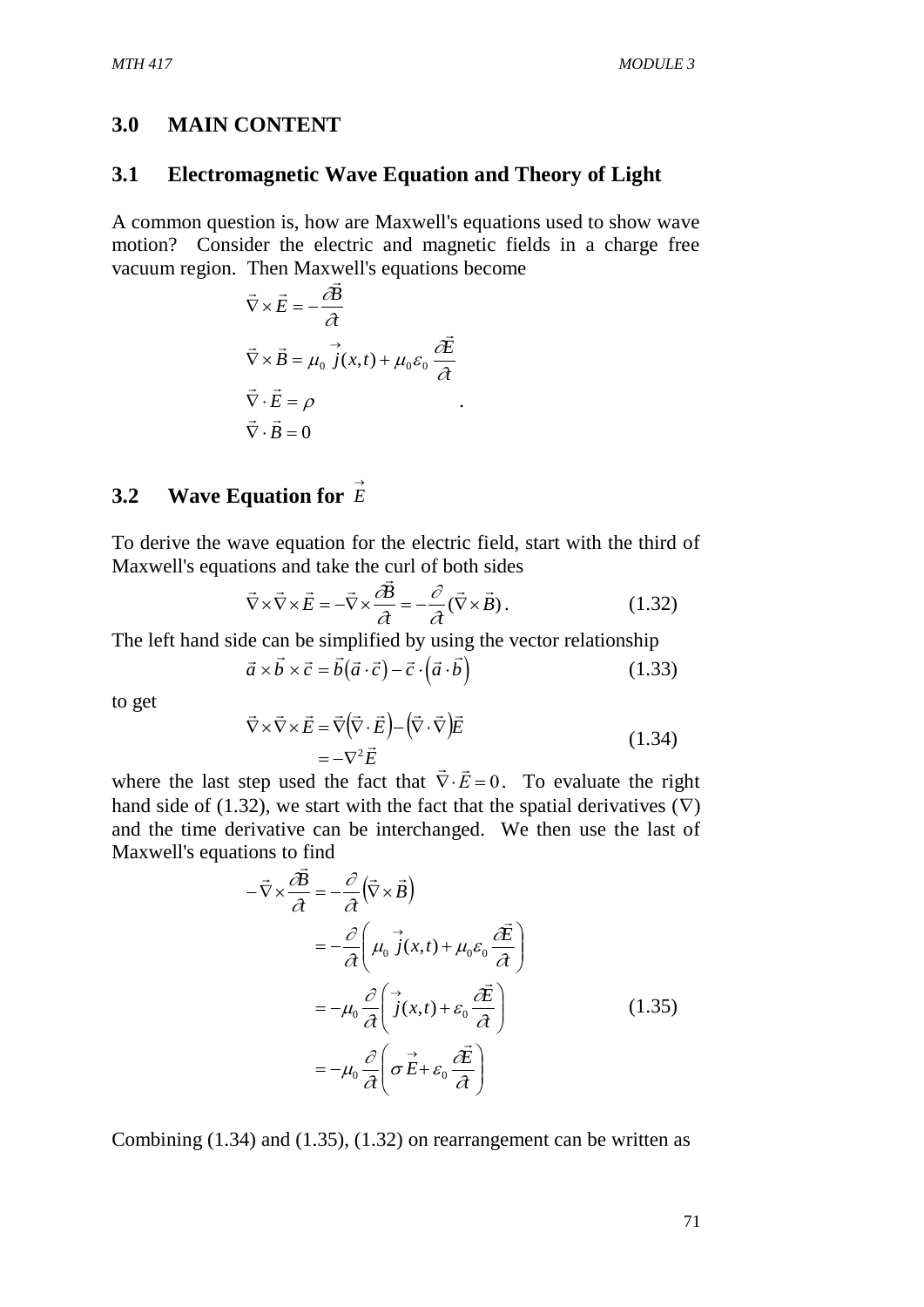## 3.0 MAIN CONTENT

### 3.1 Electromagnetic Wave Equation and Theory of Light

A common question is, how are Maxwell's equations used to show wave motion? Consider the electric and magnetic fields in a charge free vacuum region. Then Maxwell's equations become

$$
\begin{aligned}
\vec{\nabla} \times \vec{E} &= -\frac{\partial \vec{B}}{\partial t} \\
\vec{\nabla} \times \vec{B} &= \mu_0 \, \vec{j}(x,t) + \mu_0 \varepsilon_0 \frac{\partial \vec{E}}{\partial t} \\
\vec{\nabla} \cdot \vec{E} &= \rho \\
\vec{\nabla} \cdot \vec{B} &= 0
\end{aligned}
$$

### 3.2 Wave Equation for $\vec{E}$

To derive the wave equation for the electric field, start with the third of Maxwell's equations and take the curl of both sides

$$\vec{\nabla} \times \vec{\nabla} \times \vec{E} = -\vec{\nabla} \times \frac{\partial \vec{B}}{\partial t} = -\frac{\partial}{\partial t}(\vec{\nabla} \times \vec{B}). \tag{1.32}$$

The left hand side can be simplified by using the vector relationship

$$\vec{a} \times \vec{b} \times \vec{c} = \vec{b}\left(\vec{a} \cdot \vec{c}\right) - \vec{c} \cdot \left(\vec{a} \cdot \vec{b}\right) \tag{1.33}$$

to get

$$
\begin{aligned}
\vec{\nabla} \times \vec{\nabla} \times \vec{E} &= \vec{\nabla}\left(\vec{\nabla} \cdot \vec{E}\right) - \left(\vec{\nabla} \cdot \vec{\nabla}\right)\vec{E} \\
&= -\nabla^2 \vec{E}
\end{aligned} \tag{1.34}
$$

where the last step used the fact that $\vec{\nabla} \cdot \vec{E} = 0$. To evaluate the right hand side of (1.32), we start with the fact that the spatial derivatives ($\nabla$) and the time derivative can be interchanged. We then use the last of Maxwell's equations to find

$$
\begin{aligned}
-\vec{\nabla} \times \frac{\partial \vec{B}}{\partial t} &= -\frac{\partial}{\partial t}\left(\vec{\nabla} \times \vec{B}\right) \\
&= -\frac{\partial}{\partial t}\left(\mu_0 \, \vec{j}(x,t) + \mu_0 \varepsilon_0 \frac{\partial \vec{E}}{\partial t}\right) \\
&= -\mu_0 \frac{\partial}{\partial t}\left(\vec{j}(x,t) + \varepsilon_0 \frac{\partial \vec{E}}{\partial t}\right) \\
&= -\mu_0 \frac{\partial}{\partial t}\left(\sigma \vec{E} + \varepsilon_0 \frac{\partial \vec{E}}{\partial t}\right)
\end{aligned} \tag{1.35}
$$

Combining (1.34) and (1.35), (1.32) on rearrangement can be written as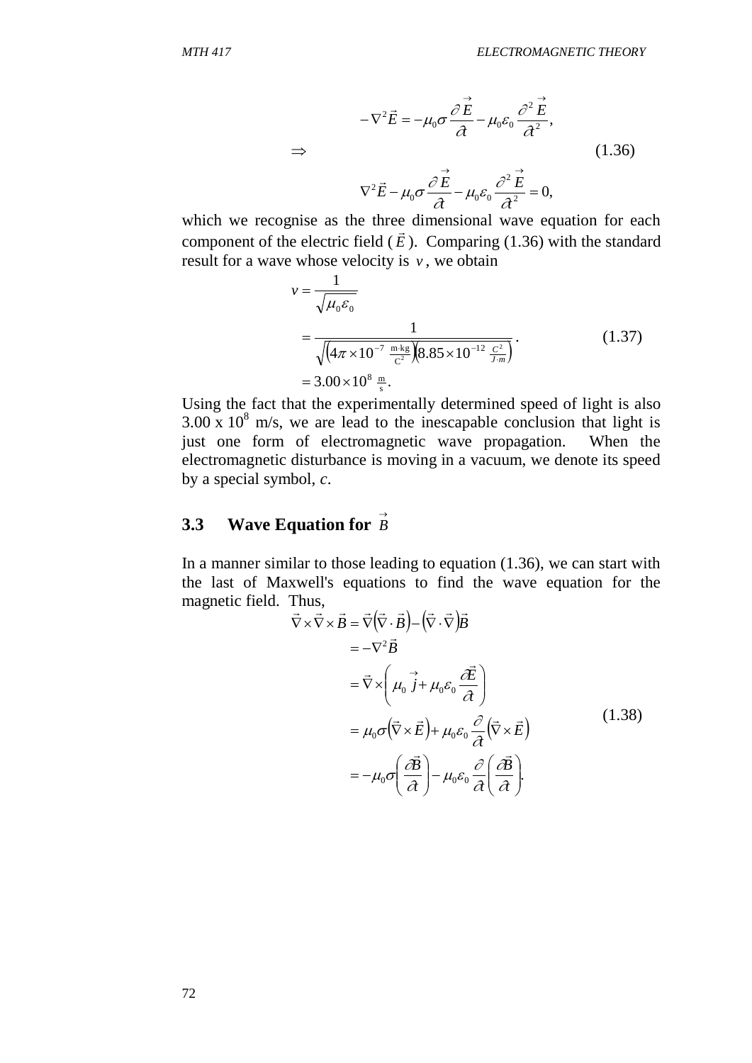$$-\nabla^2 \vec{E} = -\mu_0 \sigma \frac{\partial \vec{E}}{\partial t} - \mu_0 \varepsilon_0 \frac{\partial^2 \vec{E}}{\partial t^2},$$

$$\Rightarrow \qquad\qquad\qquad\qquad\qquad\qquad\qquad\qquad (1.36)$$

$$\nabla^2 \vec{E} - \mu_0 \sigma \frac{\partial \vec{E}}{\partial t} - \mu_0 \varepsilon_0 \frac{\partial^2 \vec{E}}{\partial t^2} = 0,$$

which we recognise as the three dimensional wave equation for each component of the electric field ($\vec{E}$). Comparing (1.36) with the standard result for a wave whose velocity is $v$, we obtain

$$\begin{aligned} v &= \frac{1}{\sqrt{\mu_0 \varepsilon_0}} \\ &= \frac{1}{\sqrt{\left(4\pi \times 10^{-7} \ \frac{\text{m}\cdot\text{kg}}{\text{C}^2}\right)\left(8.85 \times 10^{-12} \ \frac{C^2}{J\cdot m}\right)}}. \\ &= 3.00 \times 10^8 \ \tfrac{\text{m}}{\text{s}}. \end{aligned} \qquad (1.37)$$

Using the fact that the experimentally determined speed of light is also 3.00 x $10^8$ m/s, we are lead to the inescapable conclusion that light is just one form of electromagnetic wave propagation. When the electromagnetic disturbance is moving in a vacuum, we denote its speed by a special symbol, *c*.

## 3.3 Wave Equation for $\vec{B}$

In a manner similar to those leading to equation (1.36), we can start with the last of Maxwell's equations to find the wave equation for the magnetic field. Thus,

$$\begin{aligned} \vec{\nabla} \times \vec{\nabla} \times \vec{B} &= \vec{\nabla}\left(\vec{\nabla} \cdot \vec{B}\right) - \left(\vec{\nabla} \cdot \vec{\nabla}\right)\vec{B} \\ &= -\nabla^2 \vec{B} \\ &= \vec{\nabla} \times \left( \mu_0 \vec{j} + \mu_0 \varepsilon_0 \frac{\partial \vec{E}}{\partial t} \right) \\ &= \mu_0 \sigma \left(\vec{\nabla} \times \vec{E}\right) + \mu_0 \varepsilon_0 \frac{\partial}{\partial t}\left(\vec{\nabla} \times \vec{E}\right) \\ &= -\mu_0 \sigma \left( \frac{\partial \vec{B}}{\partial t} \right) - \mu_0 \varepsilon_0 \frac{\partial}{\partial t}\left( \frac{\partial \vec{B}}{\partial t} \right). \end{aligned} \qquad (1.38)$$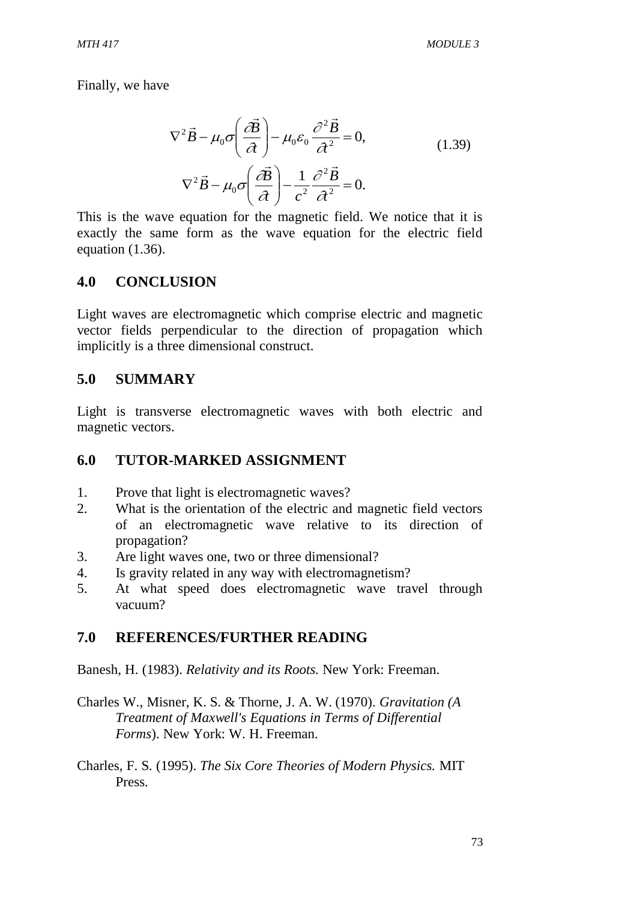Finally, we have

$$\nabla^2 \vec{B} - \mu_0 \sigma \left( \frac{\partial \vec{B}}{\partial t} \right) - \mu_0 \varepsilon_0 \frac{\partial^2 \vec{B}}{\partial t^2} = 0, \tag{1.39}$$

$$\nabla^2 \vec{B} - \mu_0 \sigma \left( \frac{\partial \vec{B}}{\partial t} \right) - \frac{1}{c^2} \frac{\partial^2 \vec{B}}{\partial t^2} = 0.$$

This is the wave equation for the magnetic field. We notice that it is exactly the same form as the wave equation for the electric field equation (1.36).

## 4.0 CONCLUSION

Light waves are electromagnetic which comprise electric and magnetic vector fields perpendicular to the direction of propagation which implicitly is a three dimensional construct.

## 5.0 SUMMARY

Light is transverse electromagnetic waves with both electric and magnetic vectors.

## 6.0 TUTOR-MARKED ASSIGNMENT

1. Prove that light is electromagnetic waves?
2. What is the orientation of the electric and magnetic field vectors of an electromagnetic wave relative to its direction of propagation?
3. Are light waves one, two or three dimensional?
4. Is gravity related in any way with electromagnetism?
5. At what speed does electromagnetic wave travel through vacuum?

## 7.0 REFERENCES/FURTHER READING

Banesh, H. (1983). *Relativity and its Roots.* New York: Freeman.

Charles W., Misner, K. S. & Thorne, J. A. W. (1970). *Gravitation (A Treatment of Maxwell's Equations in Terms of Differential Forms*). New York: W. H. Freeman.

Charles, F. S. (1995). *The Six Core Theories of Modern Physics.* MIT Press.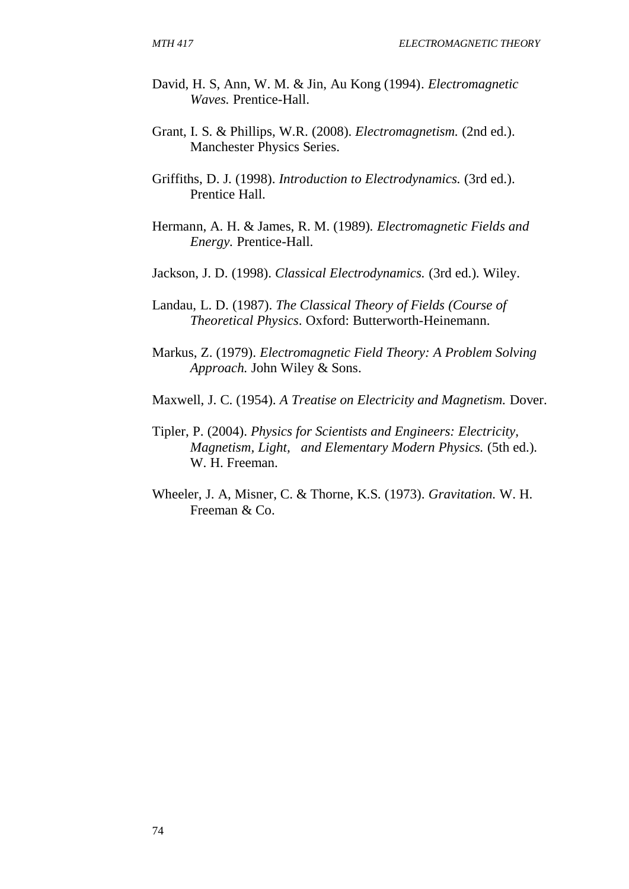David, H. S, Ann, W. M. & Jin, Au Kong (1994). *Electromagnetic Waves.* Prentice-Hall.

Grant, I. S. & Phillips, W.R. (2008). *Electromagnetism.* (2nd ed.). Manchester Physics Series.

Griffiths, D. J. (1998). *Introduction to Electrodynamics.* (3rd ed.). Prentice Hall.

Hermann, A. H. & James, R. M. (1989). *Electromagnetic Fields and Energy.* Prentice-Hall.

Jackson, J. D. (1998). *Classical Electrodynamics.* (3rd ed.). Wiley.

Landau, L. D. (1987). *The Classical Theory of Fields (Course of Theoretical Physics*. Oxford: Butterworth-Heinemann.

Markus, Z. (1979). *Electromagnetic Field Theory: A Problem Solving Approach.* John Wiley & Sons.

Maxwell, J. C. (1954). *A Treatise on Electricity and Magnetism.* Dover.

Tipler, P. (2004). *Physics for Scientists and Engineers: Electricity, Magnetism, Light, and Elementary Modern Physics.* (5th ed.). W. H. Freeman.

Wheeler, J. A, Misner, C. & Thorne, K.S. (1973). *Gravitation.* W. H. Freeman & Co.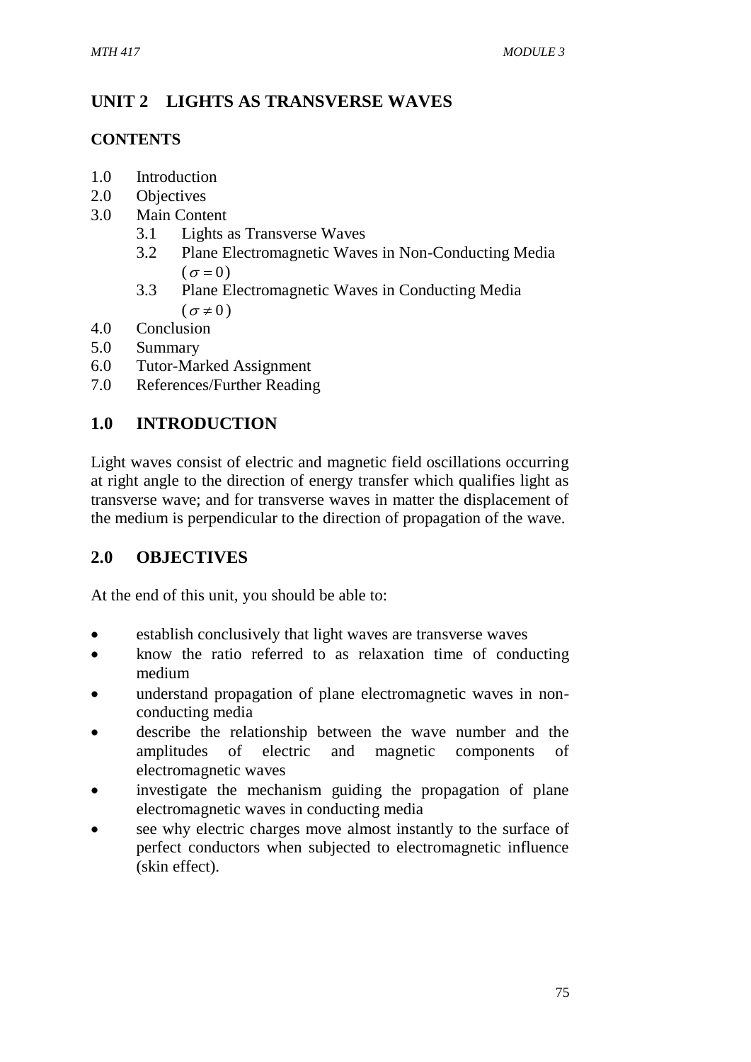# UNIT 2 LIGHTS AS TRANSVERSE WAVES

## CONTENTS

1.0 Introduction
2.0 Objectives
3.0 Main Content
    3.1 Lights as Transverse Waves
    3.2 Plane Electromagnetic Waves in Non-Conducting Media ($\sigma = 0$)
    3.3 Plane Electromagnetic Waves in Conducting Media ($\sigma \neq 0$)
4.0 Conclusion
5.0 Summary
6.0 Tutor-Marked Assignment
7.0 References/Further Reading

## 1.0 INTRODUCTION

Light waves consist of electric and magnetic field oscillations occurring at right angle to the direction of energy transfer which qualifies light as transverse wave; and for transverse waves in matter the displacement of the medium is perpendicular to the direction of propagation of the wave.

## 2.0 OBJECTIVES

At the end of this unit, you should be able to:

- establish conclusively that light waves are transverse waves
- know the ratio referred to as relaxation time of conducting medium
- understand propagation of plane electromagnetic waves in non-conducting media
- describe the relationship between the wave number and the amplitudes of electric and magnetic components of electromagnetic waves
- investigate the mechanism guiding the propagation of plane electromagnetic waves in conducting media
- see why electric charges move almost instantly to the surface of perfect conductors when subjected to electromagnetic influence (skin effect).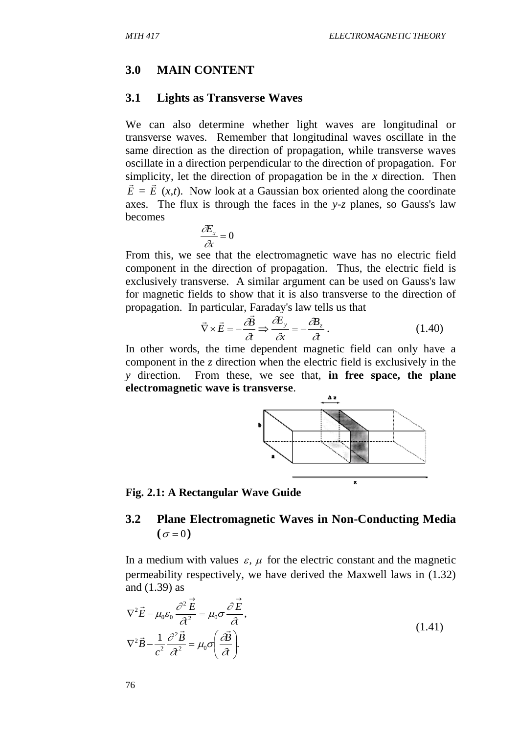## 3.0 MAIN CONTENT

### 3.1 Lights as Transverse Waves

We can also determine whether light waves are longitudinal or transverse waves. Remember that longitudinal waves oscillate in the same direction as the direction of propagation, while transverse waves oscillate in a direction perpendicular to the direction of propagation. For simplicity, let the direction of propagation be in the *x* direction. Then $\vec{E} = \vec{E}\,(x,t)$. Now look at a Gaussian box oriented along the coordinate axes. The flux is through the faces in the *y-z* planes, so Gauss's law becomes

$$\frac{\partial E_x}{\partial x} = 0$$

From this, we see that the electromagnetic wave has no electric field component in the direction of propagation. Thus, the electric field is exclusively transverse. A similar argument can be used on Gauss's law for magnetic fields to show that it is also transverse to the direction of propagation. In particular, Faraday's law tells us that

$$\vec{\nabla} \times \vec{E} = -\frac{\partial \vec{B}}{\partial t} \Rightarrow \frac{\partial E_y}{\partial x} = -\frac{\partial B_z}{\partial t}. \tag{1.40}$$

In other words, the time dependent magnetic field can only have a component in the *z* direction when the electric field is exclusively in the *y* direction. From these, we see that, **in free space, the plane electromagnetic wave is transverse**.

**Fig. 2.1: A Rectangular Wave Guide**

### 3.2 Plane Electromagnetic Waves in Non-Conducting Media ($\sigma = 0$)

In a medium with values $\varepsilon,\ \mu$ for the electric constant and the magnetic permeability respectively, we have derived the Maxwell laws in (1.32) and (1.39) as

$$\begin{aligned} \nabla^2 \vec{E} - \mu_0 \varepsilon_0 \frac{\partial^2 \vec{E}}{\partial t^2} &= \mu_0 \sigma \frac{\partial \vec{E}}{\partial t}, \\ \nabla^2 \vec{B} - \frac{1}{c^2}\frac{\partial^2 \vec{B}}{\partial t^2} &= \mu_0 \sigma \left(\frac{\partial \vec{B}}{\partial t}\right). \end{aligned} \tag{1.41}$$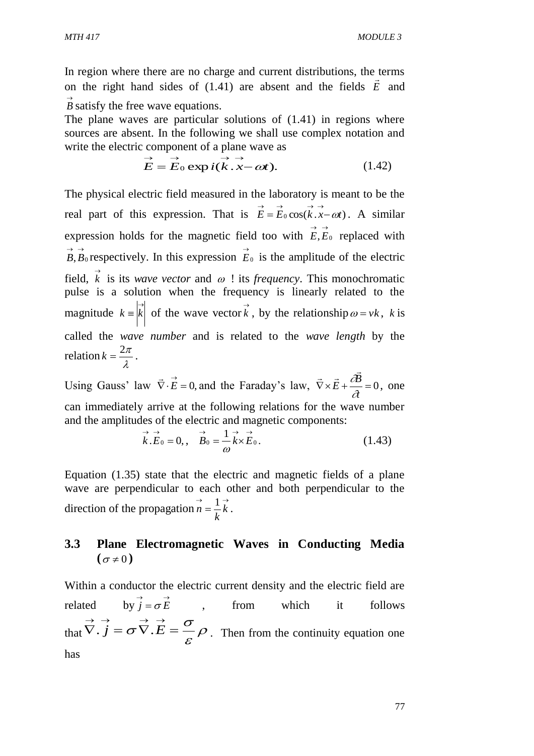In region where there are no charge and current distributions, the terms on the right hand sides of (1.41) are absent and the fields $\vec{E}$ and $\vec{B}$ satisfy the free wave equations.

The plane waves are particular solutions of (1.41) in regions where sources are absent. In the following we shall use complex notation and write the electric component of a plane wave as

$$\vec{E} = \vec{E}_0 \exp i(\vec{k}.\vec{x} - \omega t). \tag{1.42}$$

The physical electric field measured in the laboratory is meant to be the real part of this expression. That is $\vec{E} = \vec{E}_0 \cos(\vec{k}.\vec{x} - \omega t)$. A similar expression holds for the magnetic field too with $\vec{E}, \vec{E}_0$ replaced with $\vec{B}, \vec{B}_0$ respectively. In this expression $\vec{E}_0$ is the amplitude of the electric field, $\vec{k}$ is its *wave vector* and $\omega$ ! its *frequency*. This monochromatic pulse is a solution when the frequency is linearly related to the magnitude $k \equiv \left|\vec{k}\right|$ of the wave vector $\vec{k}$, by the relationship $\omega = vk$, $k$ is called the *wave number* and is related to the *wave length* by the relation $k = \dfrac{2\pi}{\lambda}$.

Using Gauss' law $\vec{\nabla} \cdot \vec{E} = 0,$ and the Faraday's law, $\vec{\nabla} \times \vec{E} + \dfrac{\partial \vec{B}}{\partial t} = 0$, one can immediately arrive at the following relations for the wave number and the amplitudes of the electric and magnetic components:

$$\vec{k}.\vec{E}_0 = 0,, \quad \vec{B}_0 = \frac{1}{\omega}\vec{k} \times \vec{E}_0. \tag{1.43}$$

Equation (1.35) state that the electric and magnetic fields of a plane wave are perpendicular to each other and both perpendicular to the direction of the propagation $\vec{n} = \dfrac{1}{k}\vec{k}$.

## 3.3 Plane Electromagnetic Waves in Conducting Media ($\sigma \neq 0$)

Within a conductor the electric current density and the electric field are related by $\vec{j} = \sigma \vec{E}$, from which it follows that $\vec{\nabla}.\vec{j} = \sigma \vec{\nabla}.\vec{E} = \dfrac{\sigma}{\varepsilon}\rho$. Then from the continuity equation one has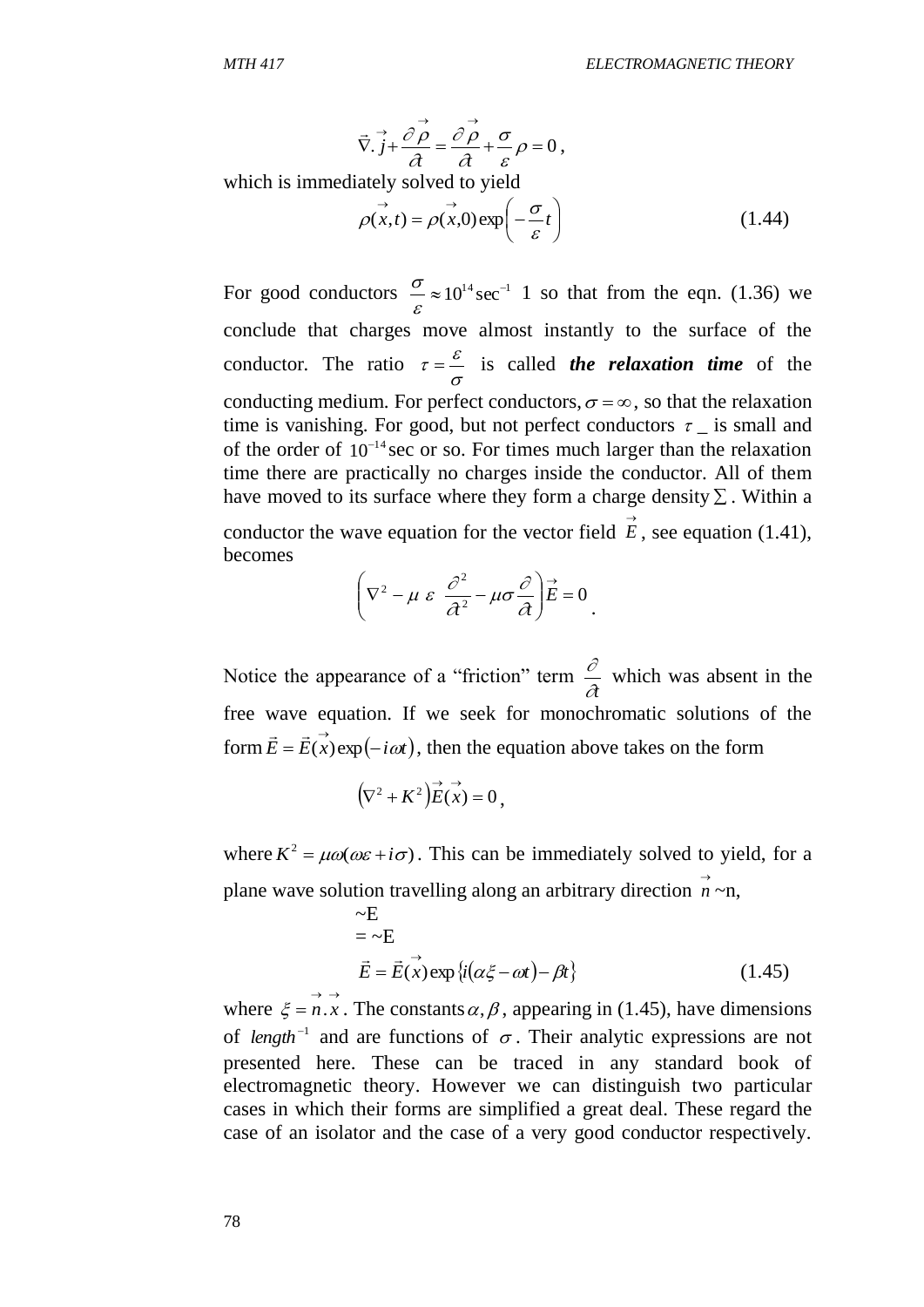$$\vec{\nabla}.\vec{j}+\frac{\partial \vec{\rho}}{\partial t}=\frac{\partial \vec{\rho}}{\partial t}+\frac{\sigma}{\varepsilon}\rho=0,$$

which is immediately solved to yield

$$\rho(\vec{x},t)=\rho(\vec{x},0)\exp\left(-\frac{\sigma}{\varepsilon}t\right) \tag{1.44}$$

For good conductors $\frac{\sigma}{\varepsilon}\approx 10^{14}\sec^{-1}$ 1 so that from the eqn. (1.36) we conclude that charges move almost instantly to the surface of the conductor. The ratio $\tau=\frac{\varepsilon}{\sigma}$ is called ***the relaxation time*** of the conducting medium. For perfect conductors, $\sigma=\infty$, so that the relaxation time is vanishing. For good, but not perfect conductors $\tau$ _ is small and of the order of $10^{-14}$ sec or so. For times much larger than the relaxation time there are practically no charges inside the conductor. All of them have moved to its surface where they form a charge density $\Sigma$. Within a conductor the wave equation for the vector field $\vec{E}$, see equation (1.41), becomes

$$\left(\nabla^2-\mu\ \varepsilon\ \frac{\partial^2}{\partial t^2}-\mu\sigma\frac{\partial}{\partial t}\right)\vec{E}=0\ .$$

Notice the appearance of a "friction" term $\frac{\partial}{\partial t}$ which was absent in the free wave equation. If we seek for monochromatic solutions of the form $\vec{E}=\vec{E}(\vec{x})\exp(-i\omega t)$, then the equation above takes on the form

$$\left(\nabla^2+K^2\right)\vec{E}(\vec{x})=0\,,$$

where $K^2=\mu\omega(\omega\varepsilon+i\sigma)$. This can be immediately solved to yield, for a plane wave solution travelling along an arbitrary direction $\vec{n}$ ~n,

~E

= ~E

$$\vec{E}=\vec{E}(\vec{x})\exp\{i(\alpha\xi-\omega t)-\beta t\} \tag{1.45}$$

where $\xi=\vec{n}.\vec{x}$. The constants $\alpha,\beta$, appearing in (1.45), have dimensions of $length^{-1}$ and are functions of $\sigma$. Their analytic expressions are not presented here. These can be traced in any standard book of electromagnetic theory. However we can distinguish two particular cases in which their forms are simplified a great deal. These regard the case of an isolator and the case of a very good conductor respectively.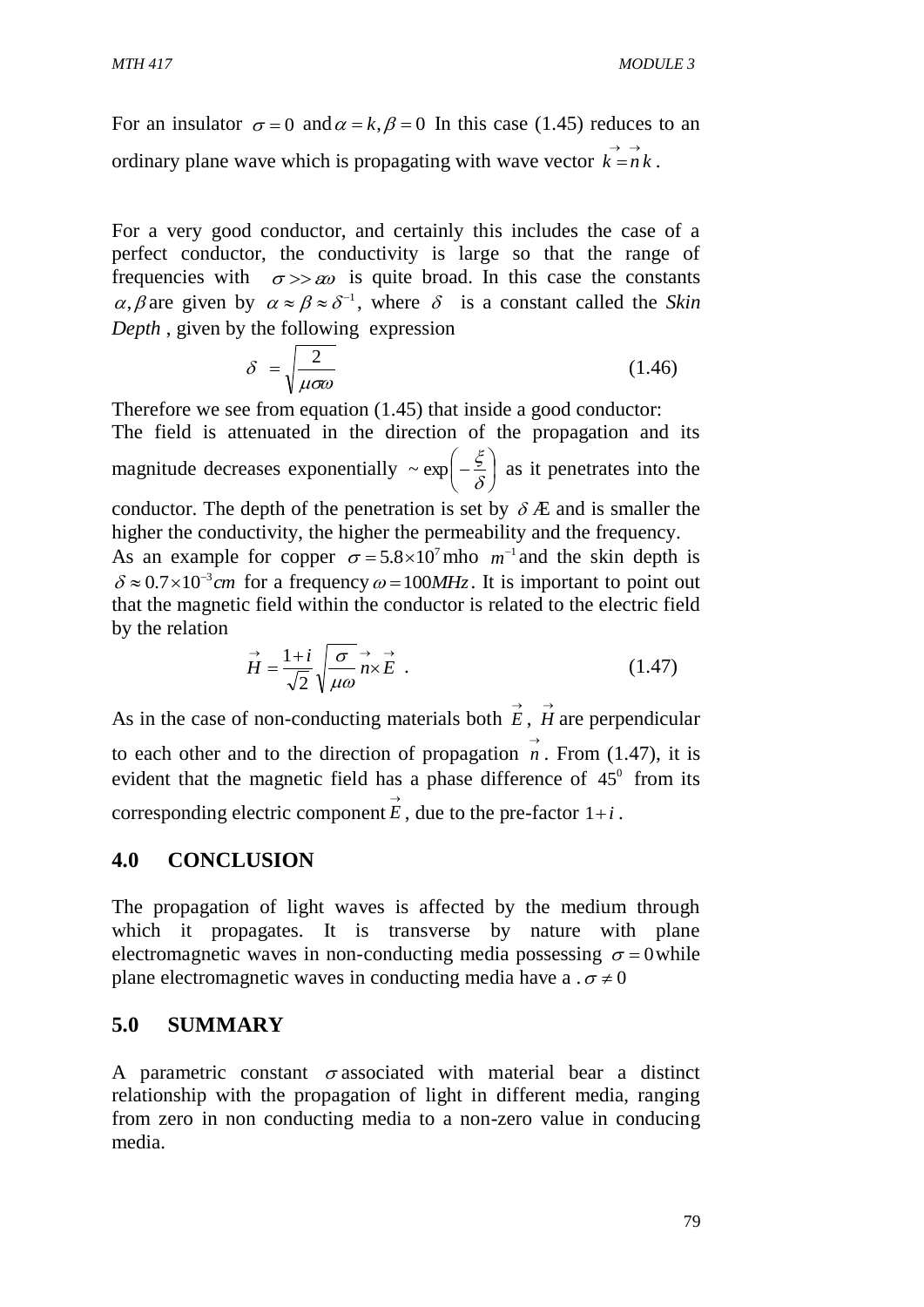For an insulator $\sigma = 0$ and $\alpha = k, \beta = 0$ In this case (1.45) reduces to an ordinary plane wave which is propagating with wave vector $\vec{k} = \vec{n} k$.

For a very good conductor, and certainly this includes the case of a perfect conductor, the conductivity is large so that the range of frequencies with $\sigma >> \varepsilon\omega$ is quite broad. In this case the constants $\alpha, \beta$ are given by $\alpha \approx \beta \approx \delta^{-1}$, where $\delta$ is a constant called the *Skin Depth* , given by the following expression

$$\delta = \sqrt{\frac{2}{\mu\sigma\omega}} \qquad (1.46)$$

Therefore we see from equation (1.45) that inside a good conductor:
The field is attenuated in the direction of the propagation and its magnitude decreases exponentially $\sim \exp\left(-\frac{\xi}{\delta}\right)$ as it penetrates into the conductor. The depth of the penetration is set by $\delta$ Æ and is smaller the higher the conductivity, the higher the permeability and the frequency.
As an example for copper $\sigma = 5.8 \times 10^{7}$ mho $m^{-1}$ and the skin depth is $\delta \approx 0.7 \times 10^{-3} cm$ for a frequency $\omega = 100 MHz$. It is important to point out that the magnetic field within the conductor is related to the electric field by the relation

$$\vec{H} = \frac{1+i}{\sqrt{2}} \sqrt{\frac{\sigma}{\mu\omega}}\, \vec{n} \times \vec{E} \ . \qquad (1.47)$$

As in the case of non-conducting materials both $\vec{E}$, $\vec{H}$ are perpendicular to each other and to the direction of propagation $\vec{n}$. From (1.47), it is evident that the magnetic field has a phase difference of $45^{0}$ from its corresponding electric component $\vec{E}$, due to the pre-factor $1+i$.

## 4.0 CONCLUSION

The propagation of light waves is affected by the medium through which it propagates. It is transverse by nature with plane electromagnetic waves in non-conducting media possessing $\sigma = 0$ while plane electromagnetic waves in conducting media have a . $\sigma \neq 0$

## 5.0 SUMMARY

A parametric constant $\sigma$ associated with material bear a distinct relationship with the propagation of light in different media, ranging from zero in non conducting media to a non-zero value in conducing media.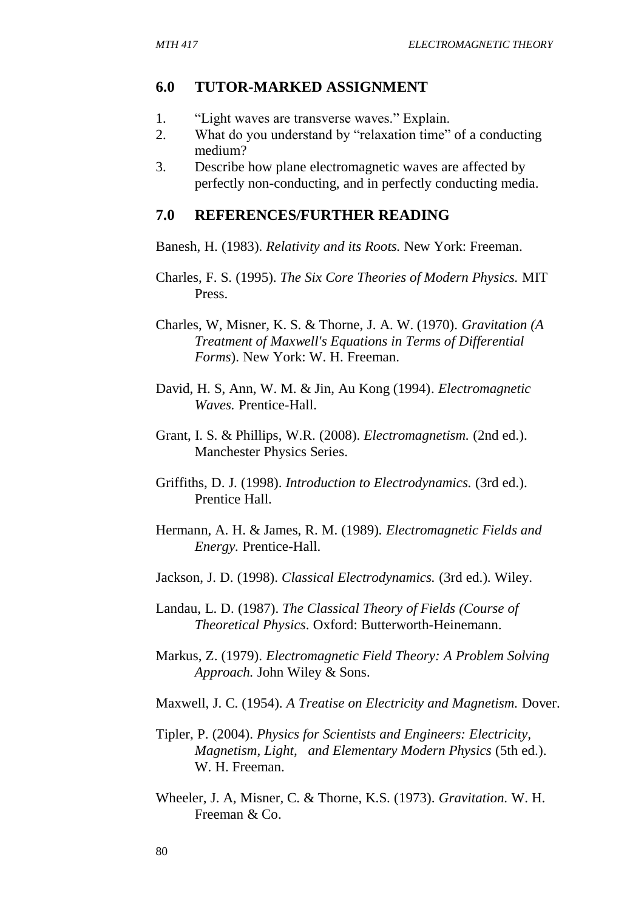## 6.0 TUTOR-MARKED ASSIGNMENT

1. "Light waves are transverse waves." Explain.
2. What do you understand by "relaxation time" of a conducting medium?
3. Describe how plane electromagnetic waves are affected by perfectly non-conducting, and in perfectly conducting media.

## 7.0 REFERENCES/FURTHER READING

Banesh, H. (1983). *Relativity and its Roots.* New York: Freeman.

Charles, F. S. (1995). *The Six Core Theories of Modern Physics.* MIT Press.

Charles, W, Misner, K. S. & Thorne, J. A. W. (1970). *Gravitation (A Treatment of Maxwell's Equations in Terms of Differential Forms*). New York: W. H. Freeman.

David, H. S, Ann, W. M. & Jin, Au Kong (1994). *Electromagnetic Waves.* Prentice-Hall.

Grant, I. S. & Phillips, W.R. (2008). *Electromagnetism.* (2nd ed.). Manchester Physics Series.

Griffiths, D. J. (1998). *Introduction to Electrodynamics.* (3rd ed.). Prentice Hall.

Hermann, A. H. & James, R. M. (1989). *Electromagnetic Fields and Energy.* Prentice-Hall.

Jackson, J. D. (1998). *Classical Electrodynamics.* (3rd ed.). Wiley.

Landau, L. D. (1987). *The Classical Theory of Fields (Course of Theoretical Physics*. Oxford: Butterworth-Heinemann.

Markus, Z. (1979). *Electromagnetic Field Theory: A Problem Solving Approach.* John Wiley & Sons.

Maxwell, J. C. (1954). *A Treatise on Electricity and Magnetism.* Dover.

Tipler, P. (2004). *Physics for Scientists and Engineers: Electricity, Magnetism, Light, and Elementary Modern Physics* (5th ed.). W. H. Freeman.

Wheeler, J. A, Misner, C. & Thorne, K.S. (1973). *Gravitation.* W. H. Freeman & Co.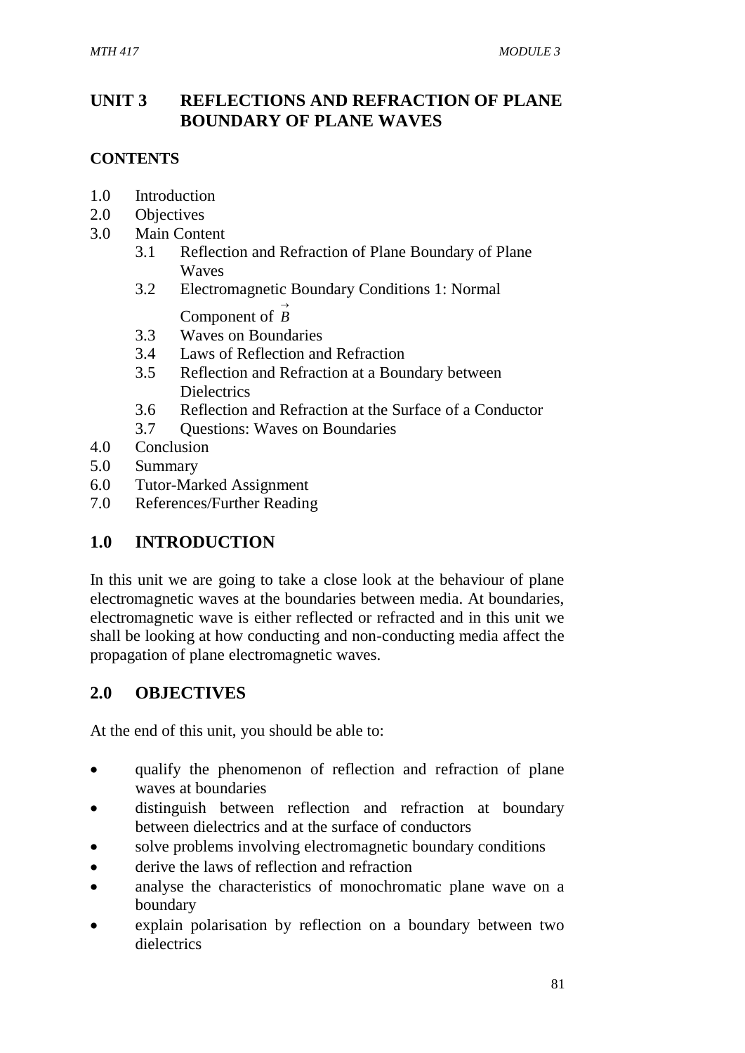# UNIT 3 REFLECTIONS AND REFRACTION OF PLANE BOUNDARY OF PLANE WAVES

## CONTENTS

1.0 Introduction
2.0 Objectives
3.0 Main Content
   - 3.1 Reflection and Refraction of Plane Boundary of Plane Waves
   - 3.2 Electromagnetic Boundary Conditions 1: Normal Component of $\vec{B}$
   - 3.3 Waves on Boundaries
   - 3.4 Laws of Reflection and Refraction
   - 3.5 Reflection and Refraction at a Boundary between Dielectrics
   - 3.6 Reflection and Refraction at the Surface of a Conductor
   - 3.7 Questions: Waves on Boundaries

4.0 Conclusion
5.0 Summary
6.0 Tutor-Marked Assignment
7.0 References/Further Reading

## 1.0 INTRODUCTION

In this unit we are going to take a close look at the behaviour of plane electromagnetic waves at the boundaries between media. At boundaries, electromagnetic wave is either reflected or refracted and in this unit we shall be looking at how conducting and non-conducting media affect the propagation of plane electromagnetic waves.

## 2.0 OBJECTIVES

At the end of this unit, you should be able to:

- qualify the phenomenon of reflection and refraction of plane waves at boundaries
- distinguish between reflection and refraction at boundary between dielectrics and at the surface of conductors
- solve problems involving electromagnetic boundary conditions
- derive the laws of reflection and refraction
- analyse the characteristics of monochromatic plane wave on a boundary
- explain polarisation by reflection on a boundary between two dielectrics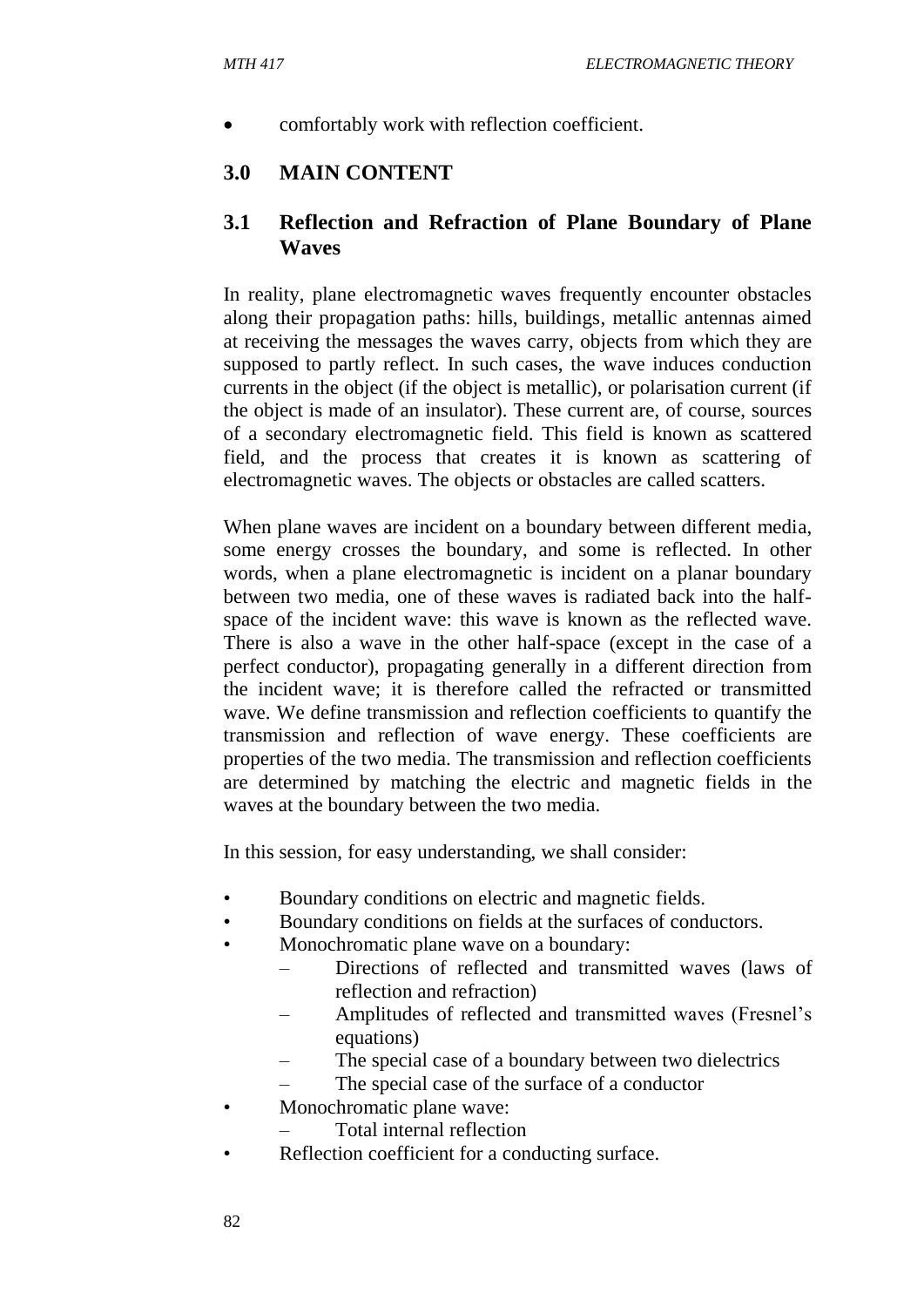- comfortably work with reflection coefficient.

## 3.0 MAIN CONTENT

### 3.1 Reflection and Refraction of Plane Boundary of Plane Waves

In reality, plane electromagnetic waves frequently encounter obstacles along their propagation paths: hills, buildings, metallic antennas aimed at receiving the messages the waves carry, objects from which they are supposed to partly reflect. In such cases, the wave induces conduction currents in the object (if the object is metallic), or polarisation current (if the object is made of an insulator). These current are, of course, sources of a secondary electromagnetic field. This field is known as scattered field, and the process that creates it is known as scattering of electromagnetic waves. The objects or obstacles are called scatters.

When plane waves are incident on a boundary between different media, some energy crosses the boundary, and some is reflected. In other words, when a plane electromagnetic is incident on a planar boundary between two media, one of these waves is radiated back into the half-space of the incident wave: this wave is known as the reflected wave. There is also a wave in the other half-space (except in the case of a perfect conductor), propagating generally in a different direction from the incident wave; it is therefore called the refracted or transmitted wave. We define transmission and reflection coefficients to quantify the transmission and reflection of wave energy. These coefficients are properties of the two media. The transmission and reflection coefficients are determined by matching the electric and magnetic fields in the waves at the boundary between the two media.

In this session, for easy understanding, we shall consider:

- Boundary conditions on electric and magnetic fields.
- Boundary conditions on fields at the surfaces of conductors.
- Monochromatic plane wave on a boundary:
  - Directions of reflected and transmitted waves (laws of reflection and refraction)
  - Amplitudes of reflected and transmitted waves (Fresnel's equations)
  - The special case of a boundary between two dielectrics
  - The special case of the surface of a conductor
- Monochromatic plane wave:
  - Total internal reflection
- Reflection coefficient for a conducting surface.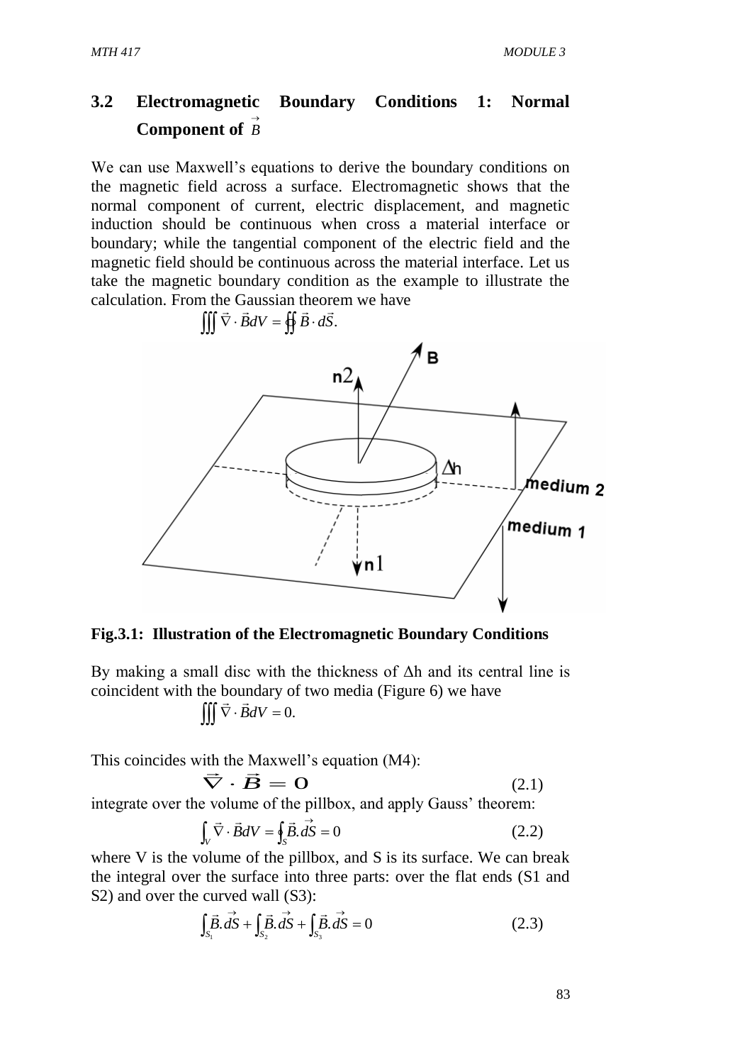## 3.2 Electromagnetic Boundary Conditions 1: Normal Component of $\vec{B}$

We can use Maxwell's equations to derive the boundary conditions on the magnetic field across a surface. Electromagnetic shows that the normal component of current, electric displacement, and magnetic induction should be continuous when cross a material interface or boundary; while the tangential component of the electric field and the magnetic field should be continuous across the material interface. Let us take the magnetic boundary condition as the example to illustrate the calculation. From the Gaussian theorem we have

$$\iiint \vec{\nabla} \cdot \vec{B} dV = \oiint \vec{B} \cdot d\vec{S}.$$

**Fig.3.1: Illustration of the Electromagnetic Boundary Conditions**

By making a small disc with the thickness of $\Delta$h and its central line is coincident with the boundary of two media (Figure 6) we have

$$\iiint \vec{\nabla} \cdot \vec{B} dV = 0.$$

This coincides with the Maxwell's equation (M4):

$$\vec{\nabla} \cdot \vec{B} = 0 \qquad (2.1)$$

integrate over the volume of the pillbox, and apply Gauss' theorem:

$$\int_V \vec{\nabla} \cdot \vec{B} dV = \oint_S \vec{B} . \vec{dS} = 0 \qquad (2.2)$$

where V is the volume of the pillbox, and S is its surface. We can break the integral over the surface into three parts: over the flat ends (S1 and S2) and over the curved wall (S3):

$$\int_{S_1} \vec{B} . \vec{dS} + \int_{S_2} \vec{B} . \vec{dS} + \int_{S_3} \vec{B} . \vec{dS} = 0 \qquad (2.3)$$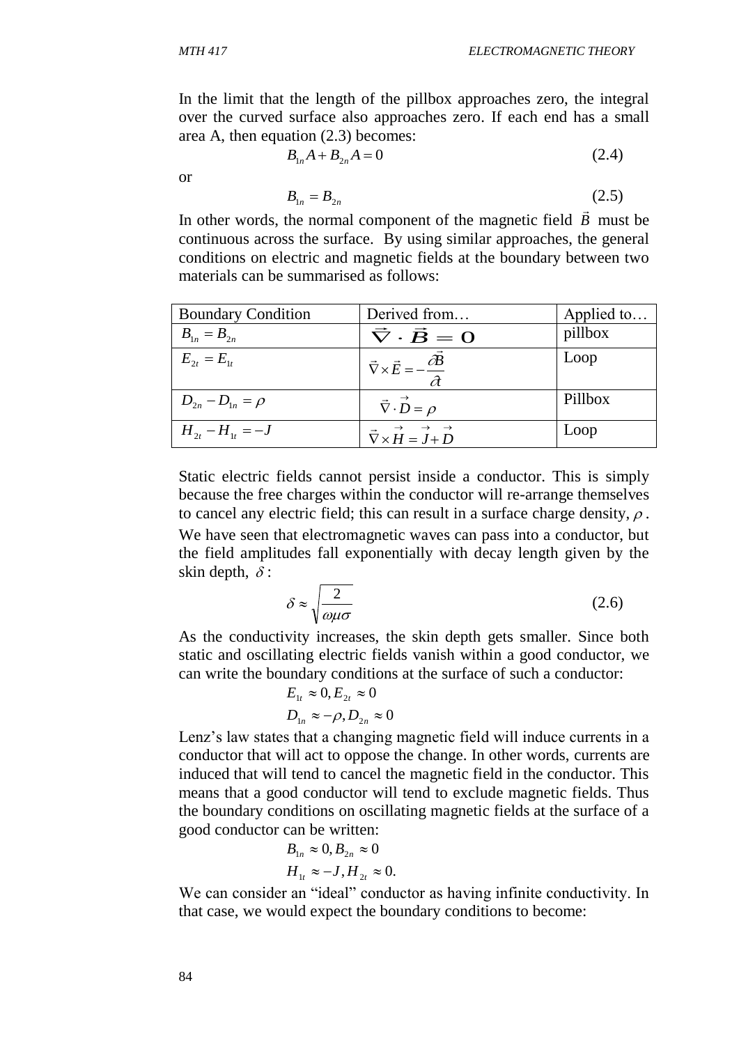In the limit that the length of the pillbox approaches zero, the integral over the curved surface also approaches zero. If each end has a small area A, then equation (2.3) becomes:

$$B_{1n}A + B_{2n}A = 0 \tag{2.4}$$

or

$$B_{1n} = B_{2n} \tag{2.5}$$

In other words, the normal component of the magnetic field $\vec{B}$ must be continuous across the surface. By using similar approaches, the general conditions on electric and magnetic fields at the boundary between two materials can be summarised as follows:

| Boundary Condition | Derived from… | Applied to… |
|---|---|---|
| $B_{1n} = B_{2n}$ | $\vec{\nabla} \cdot \vec{B} = 0$ | pillbox |
| $E_{2t} = E_{1t}$ | $\vec{\nabla} \times \vec{E} = -\frac{\partial \vec{B}}{\partial t}$ | Loop |
| $D_{2n} - D_{1n} = \rho$ | $\vec{\nabla} \cdot \vec{D} = \rho$ | Pillbox |
| $H_{2t} - H_{1t} = -J$ | $\vec{\nabla} \times \vec{H} = \vec{J} + \vec{D}$ | Loop |

Static electric fields cannot persist inside a conductor. This is simply because the free charges within the conductor will re-arrange themselves to cancel any electric field; this can result in a surface charge density, $\rho$.

We have seen that electromagnetic waves can pass into a conductor, but the field amplitudes fall exponentially with decay length given by the skin depth, $\delta$:

$$\delta \approx \sqrt{\frac{2}{\omega \mu \sigma}} \tag{2.6}$$

As the conductivity increases, the skin depth gets smaller. Since both static and oscillating electric fields vanish within a good conductor, we can write the boundary conditions at the surface of such a conductor:

$$E_{1t} \approx 0, E_{2t} \approx 0$$

$$D_{1n} \approx -\rho, D_{2n} \approx 0$$

Lenz's law states that a changing magnetic field will induce currents in a conductor that will act to oppose the change. In other words, currents are induced that will tend to cancel the magnetic field in the conductor. This means that a good conductor will tend to exclude magnetic fields. Thus the boundary conditions on oscillating magnetic fields at the surface of a good conductor can be written:

$$B_{1n} \approx 0, B_{2n} \approx 0$$

$$H_{1t} \approx -J, H_{2t} \approx 0.$$

We can consider an "ideal" conductor as having infinite conductivity. In that case, we would expect the boundary conditions to become: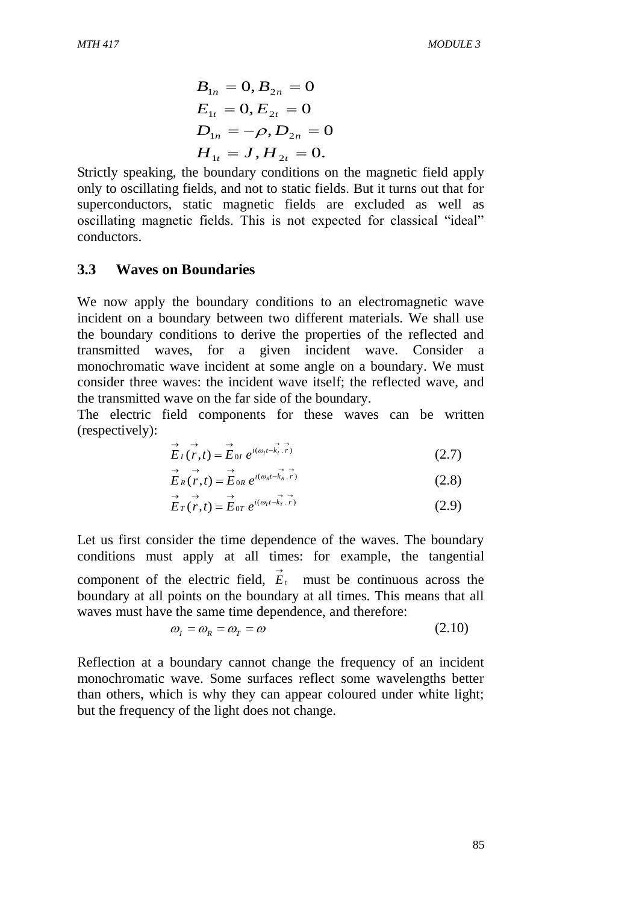$$B_{1n} = 0, B_{2n} = 0$$
$$E_{1t} = 0, E_{2t} = 0$$
$$D_{1n} = -\rho, D_{2n} = 0$$
$$H_{1t} = J, H_{2t} = 0.$$

Strictly speaking, the boundary conditions on the magnetic field apply only to oscillating fields, and not to static fields. But it turns out that for superconductors, static magnetic fields are excluded as well as oscillating magnetic fields. This is not expected for classical "ideal" conductors.

### 3.3 Waves on Boundaries

We now apply the boundary conditions to an electromagnetic wave incident on a boundary between two different materials. We shall use the boundary conditions to derive the properties of the reflected and transmitted waves, for a given incident wave. Consider a monochromatic wave incident at some angle on a boundary. We must consider three waves: the incident wave itself; the reflected wave, and the transmitted wave on the far side of the boundary.

The electric field components for these waves can be written (respectively):

$$\vec{E}_I(\vec{r},t) = \vec{E}_{0I}\, e^{i(\omega_I t - \vec{k}_I \cdot \vec{r})} \tag{2.7}$$

$$\vec{E}_R(\vec{r},t) = \vec{E}_{0R}\, e^{i(\omega_R t - \vec{k}_R \cdot \vec{r})} \tag{2.8}$$

$$\vec{E}_T(\vec{r},t) = \vec{E}_{0T}\, e^{i(\omega_T t - \vec{k}_T \cdot \vec{r})} \tag{2.9}$$

Let us first consider the time dependence of the waves. The boundary conditions must apply at all times: for example, the tangential component of the electric field, $\vec{E}_t$ must be continuous across the boundary at all points on the boundary at all times. This means that all waves must have the same time dependence, and therefore:

$$\omega_I = \omega_R = \omega_T = \omega \tag{2.10}$$

Reflection at a boundary cannot change the frequency of an incident monochromatic wave. Some surfaces reflect some wavelengths better than others, which is why they can appear coloured under white light; but the frequency of the light does not change.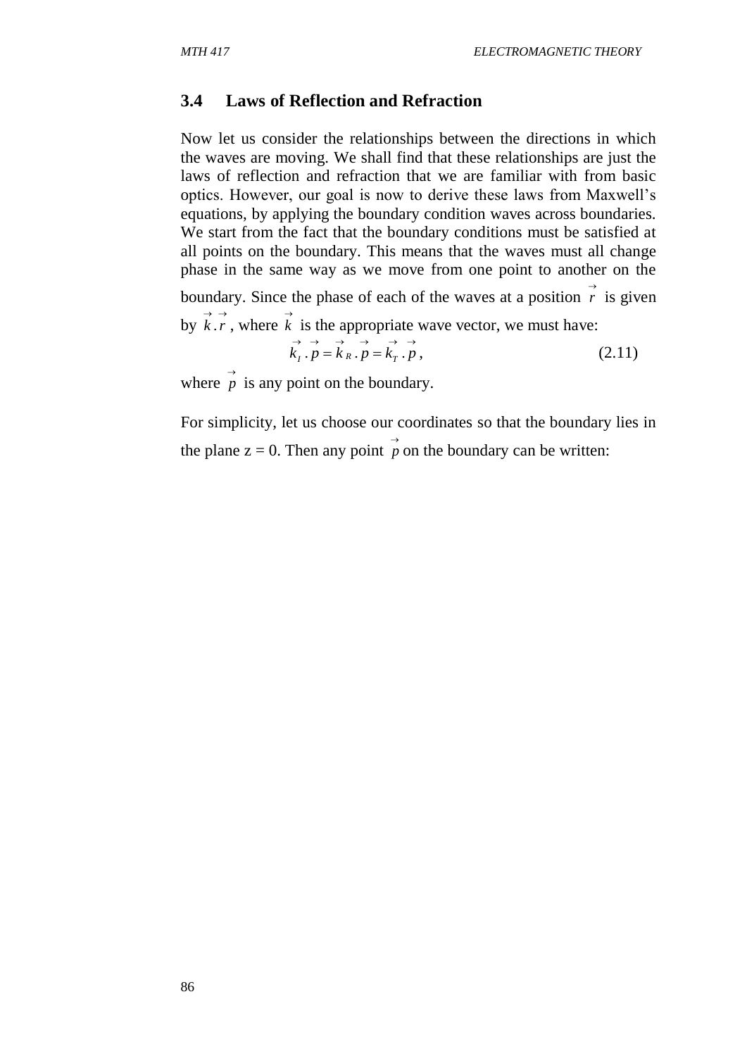## 3.4 Laws of Reflection and Refraction

Now let us consider the relationships between the directions in which the waves are moving. We shall find that these relationships are just the laws of reflection and refraction that we are familiar with from basic optics. However, our goal is now to derive these laws from Maxwell's equations, by applying the boundary condition waves across boundaries. We start from the fact that the boundary conditions must be satisfied at all points on the boundary. This means that the waves must all change phase in the same way as we move from one point to another on the boundary. Since the phase of each of the waves at a position $\vec{r}$ is given by $\vec{k}.\vec{r}$, where $\vec{k}$ is the appropriate wave vector, we must have:

$$\vec{k}_I . \vec{p} = \vec{k}_R . \vec{p} = \vec{k}_T . \vec{p}, \qquad (2.11)$$

where $\vec{p}$ is any point on the boundary.

For simplicity, let us choose our coordinates so that the boundary lies in the plane z = 0. Then any point $\vec{p}$ on the boundary can be written: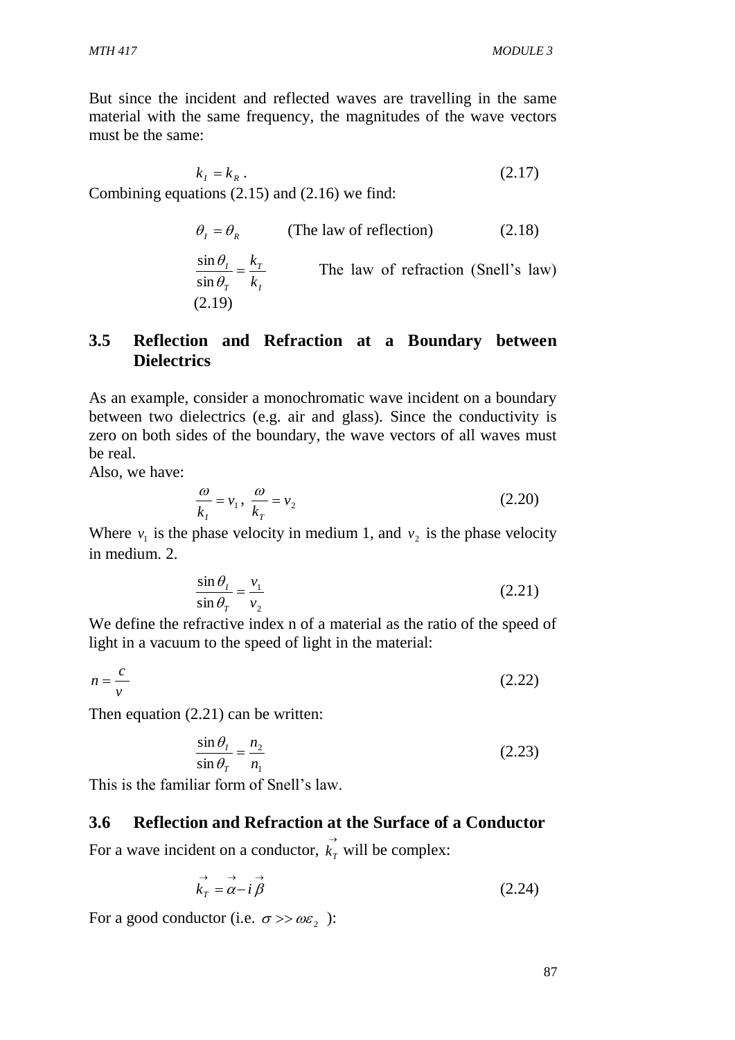But since the incident and reflected waves are travelling in the same material with the same frequency, the magnitudes of the wave vectors must be the same:

$$k_I = k_R \,. \tag{2.17}$$

Combining equations (2.15) and (2.16) we find:

$$\theta_I = \theta_R \qquad \text{(The law of reflection)} \tag{2.18}$$

$$\frac{\sin\theta_I}{\sin\theta_T} = \frac{k_T}{k_I} \qquad \text{The law of refraction (Snell's law)} \tag{2.19}$$

### 3.5 Reflection and Refraction at a Boundary between Dielectrics

As an example, consider a monochromatic wave incident on a boundary between two dielectrics (e.g. air and glass). Since the conductivity is zero on both sides of the boundary, the wave vectors of all waves must be real.

Also, we have:

$$\frac{\omega}{k_I} = v_1 \,,\ \frac{\omega}{k_T} = v_2 \tag{2.20}$$

Where $v_1$ is the phase velocity in medium 1, and $v_2$ is the phase velocity in medium. 2.

$$\frac{\sin\theta_I}{\sin\theta_T} = \frac{v_1}{v_2} \tag{2.21}$$

We define the refractive index n of a material as the ratio of the speed of light in a vacuum to the speed of light in the material:

$$n = \frac{c}{v} \tag{2.22}$$

Then equation (2.21) can be written:

$$\frac{\sin\theta_I}{\sin\theta_T} = \frac{n_2}{n_1} \tag{2.23}$$

This is the familiar form of Snell's law.

### 3.6 Reflection and Refraction at the Surface of a Conductor

For a wave incident on a conductor, $\vec{k}_T$ will be complex:

$$\vec{k}_T = \vec{\alpha} - i\vec{\beta} \tag{2.24}$$

For a good conductor (i.e. $\sigma >> \omega\varepsilon_2$ ):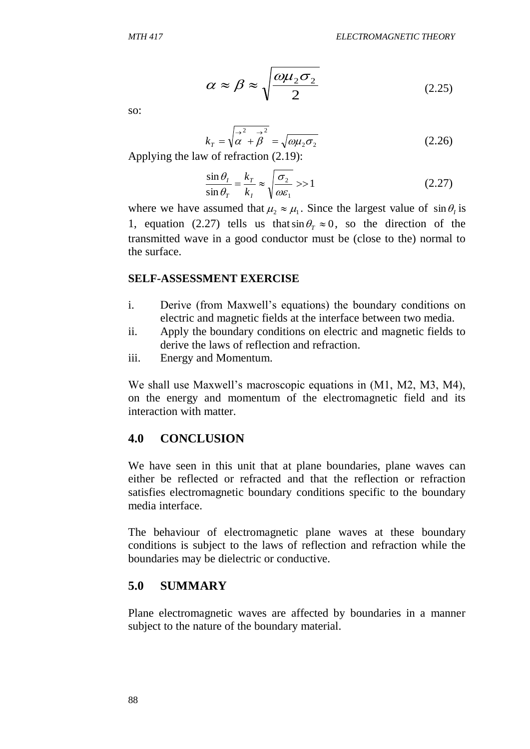$$\alpha \approx \beta \approx \sqrt{\frac{\omega\mu_2\sigma_2}{2}} \tag{2.25}$$

so:

$$k_T = \sqrt{\vec{\alpha}^2 + \vec{\beta}^2} = \sqrt{\omega\mu_2\sigma_2} \tag{2.26}$$

Applying the law of refraction (2.19):

$$\frac{\sin\theta_I}{\sin\theta_T} = \frac{k_T}{k_I} \approx \sqrt{\frac{\sigma_2}{\omega\varepsilon_1}} >> 1 \tag{2.27}$$

where we have assumed that $\mu_2 \approx \mu_1$. Since the largest value of $\sin\theta_I$ is 1, equation (2.27) tells us that $\sin\theta_T \approx 0$, so the direction of the transmitted wave in a good conductor must be (close to the) normal to the surface.

#### SELF-ASSESSMENT EXERCISE

i. Derive (from Maxwell's equations) the boundary conditions on electric and magnetic fields at the interface between two media.
ii. Apply the boundary conditions on electric and magnetic fields to derive the laws of reflection and refraction.
iii. Energy and Momentum.

We shall use Maxwell's macroscopic equations in (M1, M2, M3, M4), on the energy and momentum of the electromagnetic field and its interaction with matter.

## 4.0 CONCLUSION

We have seen in this unit that at plane boundaries, plane waves can either be reflected or refracted and that the reflection or refraction satisfies electromagnetic boundary conditions specific to the boundary media interface.

The behaviour of electromagnetic plane waves at these boundary conditions is subject to the laws of reflection and refraction while the boundaries may be dielectric or conductive.

## 5.0 SUMMARY

Plane electromagnetic waves are affected by boundaries in a manner subject to the nature of the boundary material.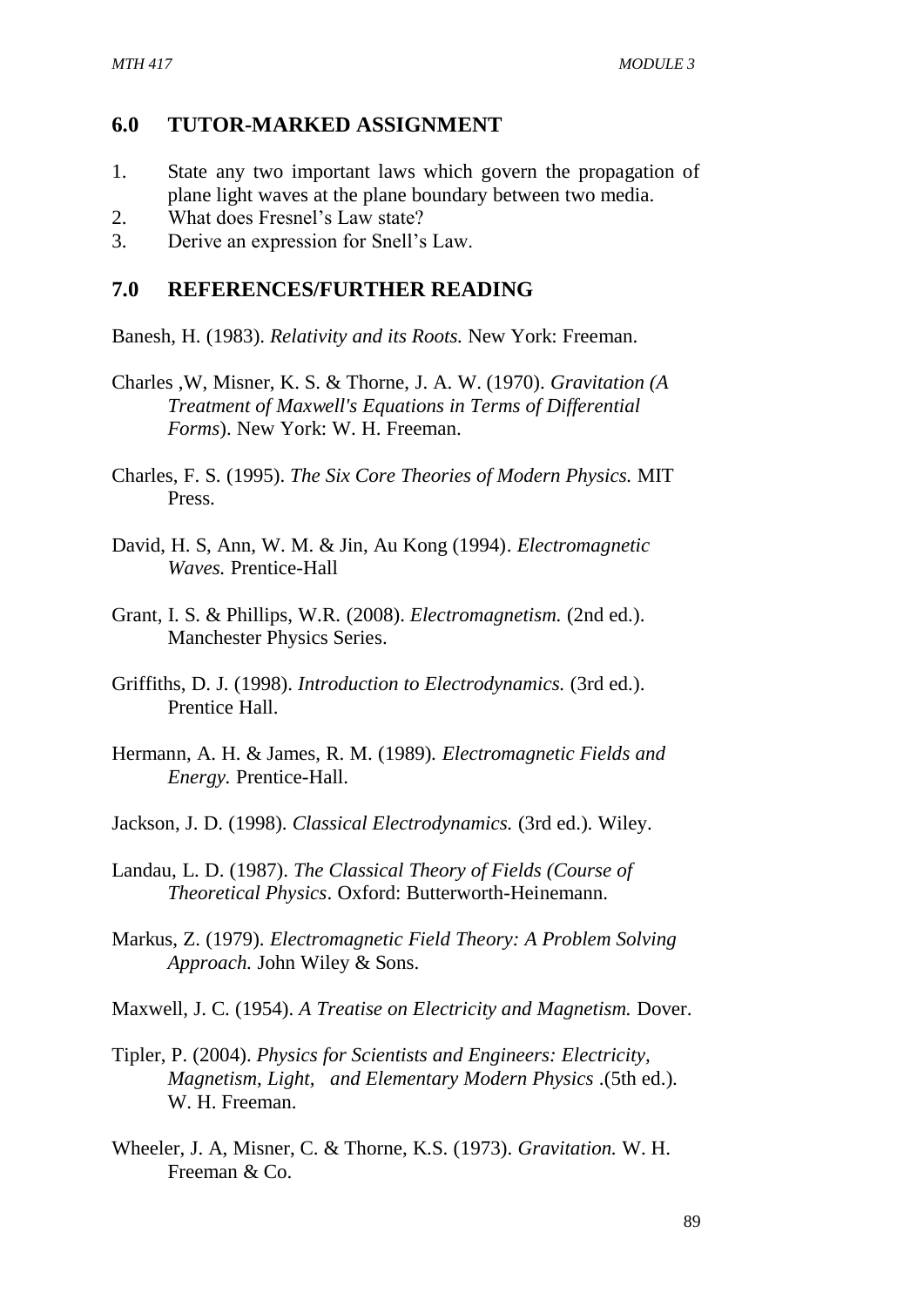## 6.0 TUTOR-MARKED ASSIGNMENT

1. State any two important laws which govern the propagation of plane light waves at the plane boundary between two media.
2. What does Fresnel's Law state?
3. Derive an expression for Snell's Law.

## 7.0 REFERENCES/FURTHER READING

Banesh, H. (1983). *Relativity and its Roots.* New York: Freeman.

Charles ,W, Misner, K. S. & Thorne, J. A. W. (1970). *Gravitation (A Treatment of Maxwell's Equations in Terms of Differential Forms*). New York: W. H. Freeman.

Charles, F. S. (1995). *The Six Core Theories of Modern Physics.* MIT Press.

David, H. S, Ann, W. M. & Jin, Au Kong (1994). *Electromagnetic Waves.* Prentice-Hall

Grant, I. S. & Phillips, W.R. (2008). *Electromagnetism.* (2nd ed.). Manchester Physics Series.

Griffiths, D. J. (1998). *Introduction to Electrodynamics.* (3rd ed.). Prentice Hall.

Hermann, A. H. & James, R. M. (1989). *Electromagnetic Fields and Energy.* Prentice-Hall.

Jackson, J. D. (1998). *Classical Electrodynamics.* (3rd ed.). Wiley.

Landau, L. D. (1987). *The Classical Theory of Fields (Course of Theoretical Physics*. Oxford: Butterworth-Heinemann.

Markus, Z. (1979). *Electromagnetic Field Theory: A Problem Solving Approach.* John Wiley & Sons.

Maxwell, J. C. (1954). *A Treatise on Electricity and Magnetism.* Dover.

Tipler, P. (2004). *Physics for Scientists and Engineers: Electricity, Magnetism, Light, and Elementary Modern Physics* .(5th ed.). W. H. Freeman.

Wheeler, J. A, Misner, C. & Thorne, K.S. (1973). *Gravitation.* W. H. Freeman & Co.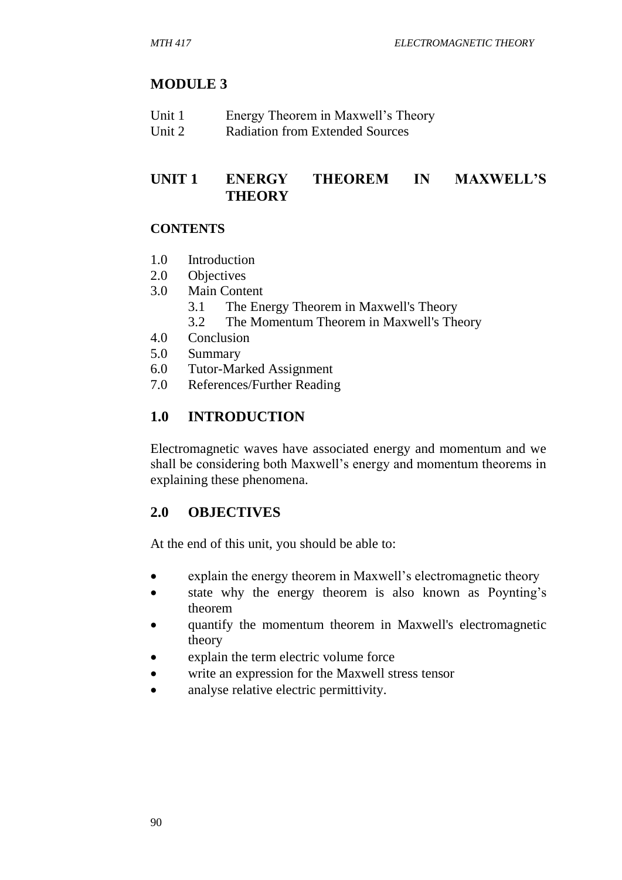# MODULE 3

Unit 1 Energy Theorem in Maxwell's Theory
Unit 2 Radiation from Extended Sources

## UNIT 1 ENERGY THEOREM IN MAXWELL'S THEORY

### CONTENTS

1.0 Introduction
2.0 Objectives
3.0 Main Content
  3.1 The Energy Theorem in Maxwell's Theory
  3.2 The Momentum Theorem in Maxwell's Theory
4.0 Conclusion
5.0 Summary
6.0 Tutor-Marked Assignment
7.0 References/Further Reading

## 1.0 INTRODUCTION

Electromagnetic waves have associated energy and momentum and we shall be considering both Maxwell's energy and momentum theorems in explaining these phenomena.

## 2.0 OBJECTIVES

At the end of this unit, you should be able to:

- explain the energy theorem in Maxwell's electromagnetic theory
- state why the energy theorem is also known as Poynting's theorem
- quantify the momentum theorem in Maxwell's electromagnetic theory
- explain the term electric volume force
- write an expression for the Maxwell stress tensor
- analyse relative electric permittivity.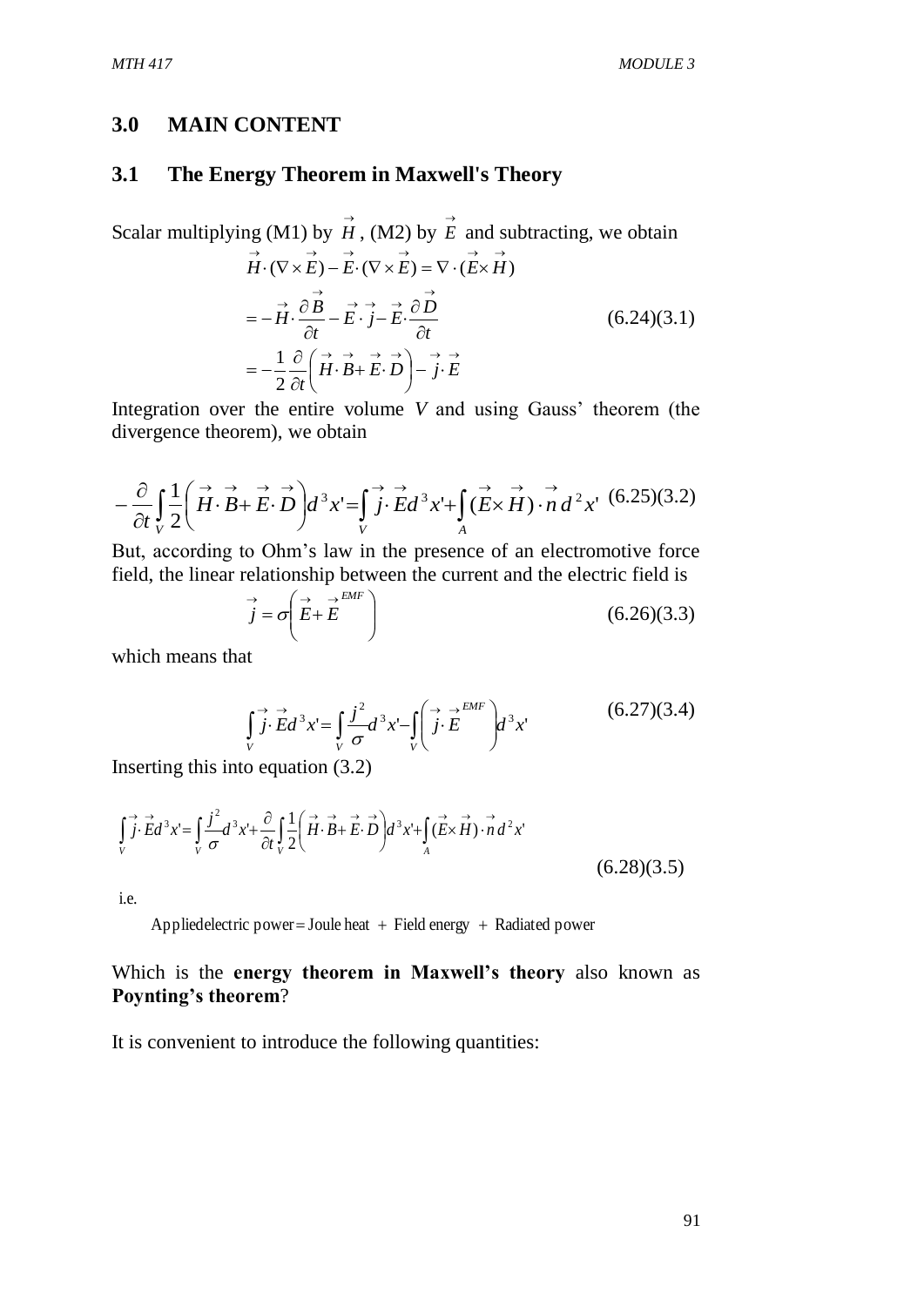## 3.0 MAIN CONTENT

### 3.1 The Energy Theorem in Maxwell's Theory

Scalar multiplying (M1) by $\vec{H}$, (M2) by $\vec{E}$ and subtracting, we obtain

$$\vec{H}\cdot(\nabla\times\vec{E})-\vec{E}\cdot(\nabla\times\vec{E})=\nabla\cdot(\vec{E}\times\vec{H})$$

$$=-\vec{H}\cdot\frac{\partial\vec{B}}{\partial t}-\vec{E}\cdot\vec{j}-\vec{E}\cdot\frac{\partial\vec{D}}{\partial t} \qquad (6.24)(3.1)$$

$$=-\frac{1}{2}\frac{\partial}{\partial t}\left(\vec{H}\cdot\vec{B}+\vec{E}\cdot\vec{D}\right)-\vec{j}\cdot\vec{E}$$

Integration over the entire volume $V$ and using Gauss' theorem (the divergence theorem), we obtain

$$-\frac{\partial}{\partial t}\int_V\frac{1}{2}\left(\vec{H}\cdot\vec{B}+\vec{E}\cdot\vec{D}\right)d^3x'=\int_V\vec{j}\cdot\vec{E}d^3x'+\int_A(\vec{E}\times\vec{H})\cdot\vec{n}\,d^2x' \quad (6.25)(3.2)$$

But, according to Ohm's law in the presence of an electromotive force field, the linear relationship between the current and the electric field is

$$\vec{j}=\sigma\left(\vec{E}+\vec{E}^{EMF}\right) \qquad (6.26)(3.3)$$

which means that

$$\int_V\vec{j}\cdot\vec{E}d^3x'=\int_V\frac{j^2}{\sigma}d^3x'-\int_V\left(\vec{j}\cdot\vec{E}^{EMF}\right)d^3x' \qquad (6.27)(3.4)$$

Inserting this into equation (3.2)

$$\int_V\vec{j}\cdot\vec{E}d^3x'=\int_V\frac{j^2}{\sigma}d^3x'+\frac{\partial}{\partial t}\int_V\frac{1}{2}\left(\vec{H}\cdot\vec{B}+\vec{E}\cdot\vec{D}\right)d^3x'+\int_A(\vec{E}\times\vec{H})\cdot\vec{n}\,d^2x' \qquad (6.28)(3.5)$$

i.e.

Applied electric power = Joule heat + Field energy + Radiated power

Which is the **energy theorem in Maxwell's theory** also known as **Poynting's theorem**?

It is convenient to introduce the following quantities: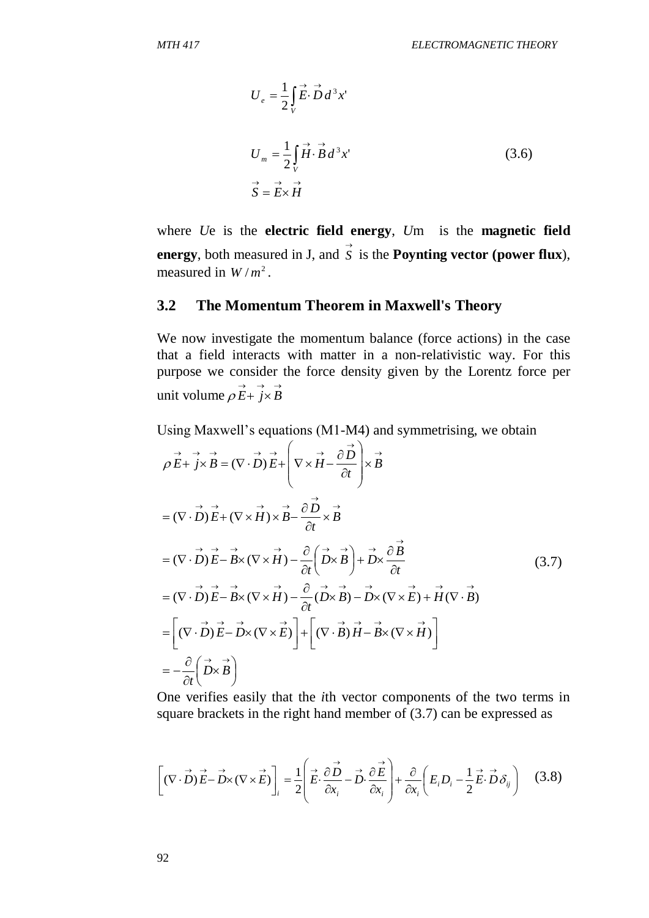$$U_e = \frac{1}{2}\int_V \vec{E}\cdot\vec{D}\, d^3x'$$

$$U_m = \frac{1}{2}\int_V \vec{H}\cdot\vec{B}\, d^3x' \tag{3.6}$$

$$\vec{S} = \vec{E}\times\vec{H}$$

where $U$e is the **electric field energy**, $U$m is the **magnetic field energy**, both measured in J, and $\vec{S}$ is the **Poynting vector (power flux)**, measured in $W/m^2$.

## 3.2 The Momentum Theorem in Maxwell's Theory

We now investigate the momentum balance (force actions) in the case that a field interacts with matter in a non-relativistic way. For this purpose we consider the force density given by the Lorentz force per unit volume $\rho\vec{E} + \vec{j}\times\vec{B}$

Using Maxwell's equations (M1-M4) and symmetrising, we obtain

$$\begin{aligned}
\rho\vec{E} + \vec{j}\times\vec{B} &= (\nabla\cdot\vec{D})\vec{E} + \left(\nabla\times\vec{H} - \frac{\partial\vec{D}}{\partial t}\right)\times\vec{B} \\
&= (\nabla\cdot\vec{D})\vec{E} + (\nabla\times\vec{H})\times\vec{B} - \frac{\partial\vec{D}}{\partial t}\times\vec{B} \\
&= (\nabla\cdot\vec{D})\vec{E} - \vec{B}\times(\nabla\times\vec{H}) - \frac{\partial}{\partial t}\left(\vec{D}\times\vec{B}\right) + \vec{D}\times\frac{\partial\vec{B}}{\partial t} \\
&= (\nabla\cdot\vec{D})\vec{E} - \vec{B}\times(\nabla\times\vec{H}) - \frac{\partial}{\partial t}(\vec{D}\times\vec{B}) - \vec{D}\times(\nabla\times\vec{E}) + \vec{H}(\nabla\cdot\vec{B}) \\
&= \left[(\nabla\cdot\vec{D})\vec{E} - \vec{D}\times(\nabla\times\vec{E})\right] + \left[(\nabla\cdot\vec{B})\vec{H} - \vec{B}\times(\nabla\times\vec{H})\right] \\
&= -\frac{\partial}{\partial t}\left(\vec{D}\times\vec{B}\right)
\end{aligned} \tag{3.7}$$

One verifies easily that the $i$th vector components of the two terms in square brackets in the right hand member of (3.7) can be expressed as

$$\left[(\nabla\cdot\vec{D})\vec{E} - \vec{D}\times(\nabla\times\vec{E})\right]_i = \frac{1}{2}\left(\vec{E}\cdot\frac{\partial\vec{D}}{\partial x_i} - \vec{D}\cdot\frac{\partial\vec{E}}{\partial x_i}\right) + \frac{\partial}{\partial x_i}\left(E_i D_i - \frac{1}{2}\vec{E}\cdot\vec{D}\delta_{ij}\right) \tag{3.8}$$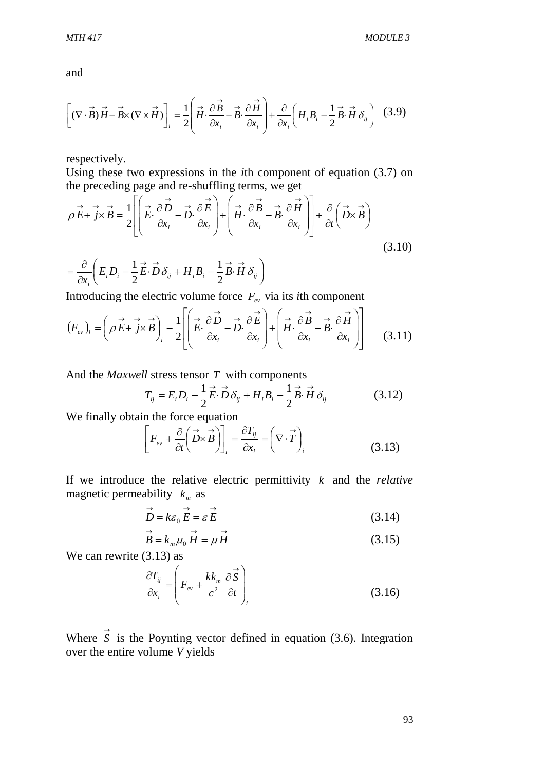and

$$\left[(\nabla\cdot\vec{B})\vec{H}-\vec{B}\times(\nabla\times\vec{H})\right]_i=\frac{1}{2}\left(\vec{H}\cdot\frac{\partial\vec{B}}{\partial x_i}-\vec{B}\cdot\frac{\partial\vec{H}}{\partial x_i}\right)+\frac{\partial}{\partial x_i}\left(H_iB_i-\frac{1}{2}\vec{B}\cdot\vec{H}\,\delta_{ij}\right) \quad (3.9)$$

respectively.

Using these two expressions in the *i*th component of equation (3.7) on the preceding page and re-shuffling terms, we get

$$\rho\vec{E}+\vec{j}\times\vec{B}=\frac{1}{2}\left[\left(\vec{E}\cdot\frac{\partial\vec{D}}{\partial x_i}-\vec{D}\cdot\frac{\partial\vec{E}}{\partial x_i}\right)+\left(\vec{H}\cdot\frac{\partial\vec{B}}{\partial x_i}-\vec{B}\cdot\frac{\partial\vec{H}}{\partial x_i}\right)\right]+\frac{\partial}{\partial t}\left(\vec{D}\times\vec{B}\right)$$

$$(3.10)$$

$$=\frac{\partial}{\partial x_i}\left(E_iD_i-\frac{1}{2}\vec{E}\cdot\vec{D}\,\delta_{ij}+H_iB_i-\frac{1}{2}\vec{B}\cdot\vec{H}\,\delta_{ij}\right)$$

Introducing the electric volume force $F_{ev}$ via its *i*th component

$$\left(F_{ev}\right)_i=\left(\rho\vec{E}+\vec{j}\times\vec{B}\right)_i-\frac{1}{2}\left[\left(\vec{E}\cdot\frac{\partial\vec{D}}{\partial x_i}-\vec{D}\cdot\frac{\partial\vec{E}}{\partial x_i}\right)+\left(\vec{H}\cdot\frac{\partial\vec{B}}{\partial x_i}-\vec{B}\cdot\frac{\partial\vec{H}}{\partial x_i}\right)\right] \quad (3.11)$$

And the *Maxwell* stress tensor $T$ with components

$$T_{ij}=E_iD_i-\frac{1}{2}\vec{E}\cdot\vec{D}\,\delta_{ij}+H_iB_i-\frac{1}{2}\vec{B}\cdot\vec{H}\,\delta_{ij} \quad (3.12)$$

We finally obtain the force equation

$$\left[F_{ev}+\frac{\partial}{\partial t}\left(\vec{D}\times\vec{B}\right)\right]_i=\frac{\partial T_{ij}}{\partial x_i}=\left(\nabla\cdot\vec{T}\right)_i \quad (3.13)$$

If we introduce the relative electric permittivity $k$ and the *relative* magnetic permeability $k_m$ as

$$\vec{D}=k\varepsilon_0\vec{E}=\varepsilon\vec{E} \quad (3.14)$$

$$\vec{B}=k_m\mu_0\vec{H}=\mu\vec{H} \quad (3.15)$$

We can rewrite (3.13) as

$$\frac{\partial T_{ij}}{\partial x_i}=\left(F_{ev}+\frac{kk_m}{c^2}\frac{\partial\vec{S}}{\partial t}\right)_i \quad (3.16)$$

Where $\vec{S}$ is the Poynting vector defined in equation (3.6). Integration over the entire volume *V* yields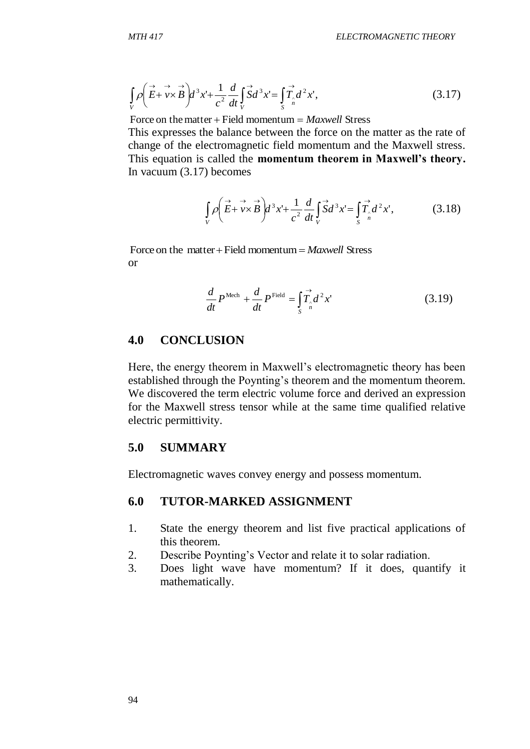$$\int_V \rho\left(\vec{E}+\vec{v}\times\vec{B}\right)d^3x'+\frac{1}{c^2}\frac{d}{dt}\int_V \vec{S}d^3x'=\int_S \vec{T}_{\hat{n}}d^2x', \tag{3.17}$$

$$\text{Force on the matter} + \text{Field momentum} = \textit{Maxwell} \text{ Stress}$$

This expresses the balance between the force on the matter as the rate of change of the electromagnetic field momentum and the Maxwell stress. This equation is called the **momentum theorem in Maxwell's theory.** In vacuum (3.17) becomes

$$\int_V \rho\left(\vec{E}+\vec{v}\times\vec{B}\right)d^3x'+\frac{1}{c^2}\frac{d}{dt}\int_V \vec{S}d^3x'=\int_S \vec{T}_{\hat{n}}d^2x', \tag{3.18}$$

$$\text{Force on the matter} + \text{Field momentum} = \textit{Maxwell} \text{ Stress}$$

or

$$\frac{d}{dt}P^{\text{Mech}}+\frac{d}{dt}P^{\text{Field}}=\int_S \vec{T}_{\hat{n}}d^2x' \tag{3.19}$$

## 4.0 CONCLUSION

Here, the energy theorem in Maxwell's electromagnetic theory has been established through the Poynting's theorem and the momentum theorem. We discovered the term electric volume force and derived an expression for the Maxwell stress tensor while at the same time qualified relative electric permittivity.

## 5.0 SUMMARY

Electromagnetic waves convey energy and possess momentum.

## 6.0 TUTOR-MARKED ASSIGNMENT

1. State the energy theorem and list five practical applications of this theorem.
2. Describe Poynting's Vector and relate it to solar radiation.
3. Does light wave have momentum? If it does, quantify it mathematically.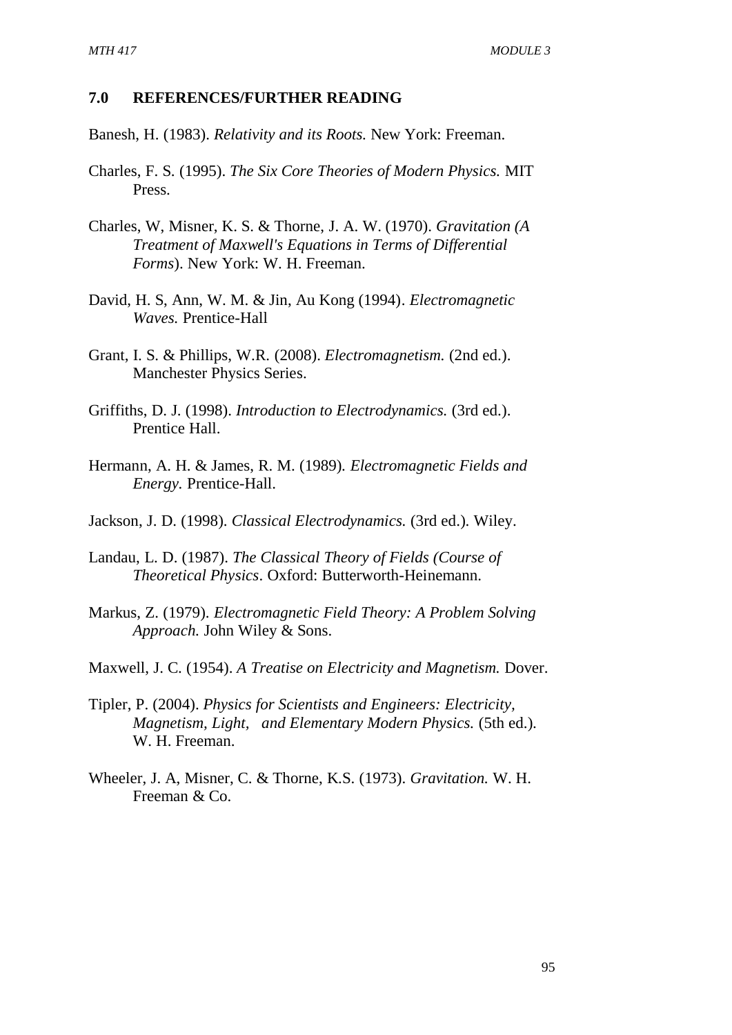## 7.0 REFERENCES/FURTHER READING

Banesh, H. (1983). *Relativity and its Roots.* New York: Freeman.

Charles, F. S. (1995). *The Six Core Theories of Modern Physics.* MIT Press.

Charles, W, Misner, K. S. & Thorne, J. A. W. (1970). *Gravitation (A Treatment of Maxwell's Equations in Terms of Differential Forms*). New York: W. H. Freeman.

David, H. S, Ann, W. M. & Jin, Au Kong (1994). *Electromagnetic Waves.* Prentice-Hall

Grant, I. S. & Phillips, W.R. (2008). *Electromagnetism.* (2nd ed.). Manchester Physics Series.

Griffiths, D. J. (1998). *Introduction to Electrodynamics.* (3rd ed.). Prentice Hall.

Hermann, A. H. & James, R. M. (1989). *Electromagnetic Fields and Energy.* Prentice-Hall.

Jackson, J. D. (1998). *Classical Electrodynamics.* (3rd ed.). Wiley.

Landau, L. D. (1987). *The Classical Theory of Fields (Course of Theoretical Physics*. Oxford: Butterworth-Heinemann.

Markus, Z. (1979). *Electromagnetic Field Theory: A Problem Solving Approach.* John Wiley & Sons.

Maxwell, J. C. (1954). *A Treatise on Electricity and Magnetism.* Dover.

Tipler, P. (2004). *Physics for Scientists and Engineers: Electricity, Magnetism, Light, and Elementary Modern Physics.* (5th ed.). W. H. Freeman.

Wheeler, J. A, Misner, C. & Thorne, K.S. (1973). *Gravitation.* W. H. Freeman & Co.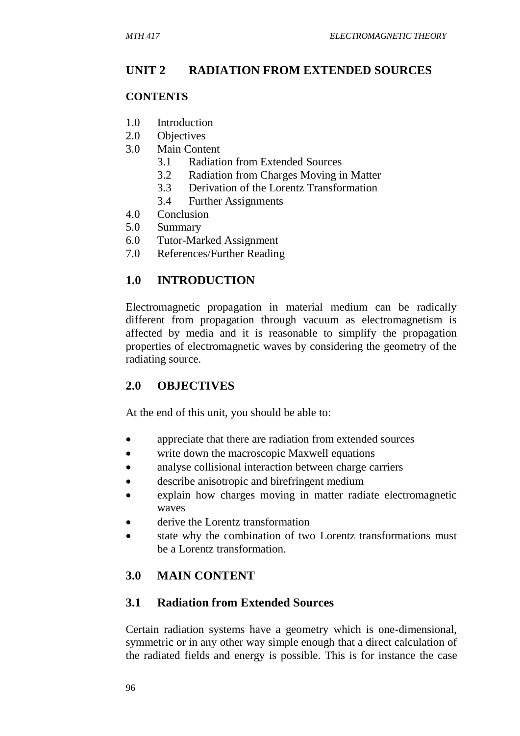## UNIT 2 RADIATION FROM EXTENDED SOURCES

### CONTENTS

- 1.0 Introduction
- 2.0 Objectives
- 3.0 Main Content
  - 3.1 Radiation from Extended Sources
  - 3.2 Radiation from Charges Moving in Matter
  - 3.3 Derivation of the Lorentz Transformation
  - 3.4 Further Assignments
- 4.0 Conclusion
- 5.0 Summary
- 6.0 Tutor-Marked Assignment
- 7.0 References/Further Reading

## 1.0 INTRODUCTION

Electromagnetic propagation in material medium can be radically different from propagation through vacuum as electromagnetism is affected by media and it is reasonable to simplify the propagation properties of electromagnetic waves by considering the geometry of the radiating source.

## 2.0 OBJECTIVES

At the end of this unit, you should be able to:

- appreciate that there are radiation from extended sources
- write down the macroscopic Maxwell equations
- analyse collisional interaction between charge carriers
- describe anisotropic and birefringent medium
- explain how charges moving in matter radiate electromagnetic waves
- derive the Lorentz transformation
- state why the combination of two Lorentz transformations must be a Lorentz transformation.

## 3.0 MAIN CONTENT

### 3.1 Radiation from Extended Sources

Certain radiation systems have a geometry which is one-dimensional, symmetric or in any other way simple enough that a direct calculation of the radiated fields and energy is possible. This is for instance the case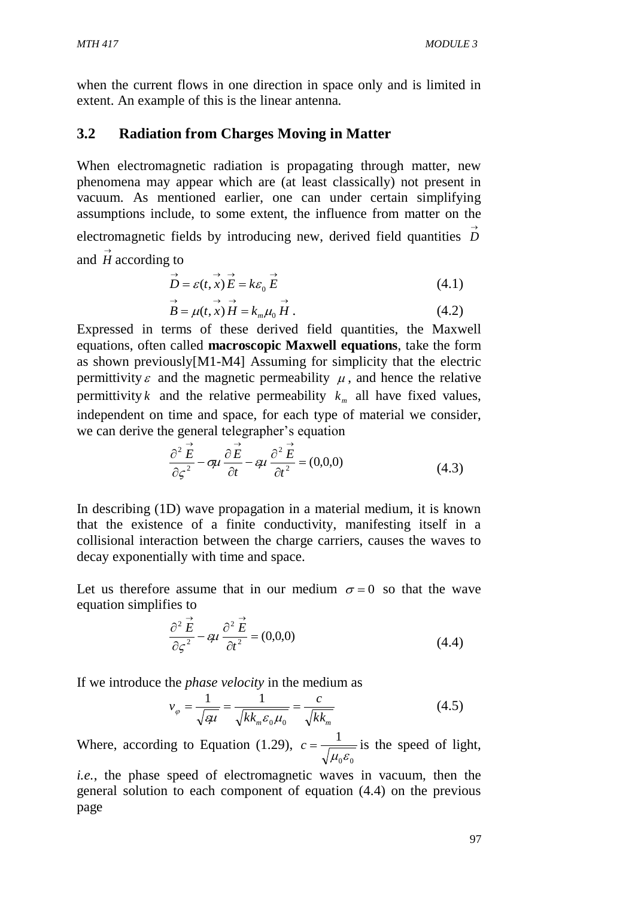when the current flows in one direction in space only and is limited in extent. An example of this is the linear antenna.

## 3.2 Radiation from Charges Moving in Matter

When electromagnetic radiation is propagating through matter, new phenomena may appear which are (at least classically) not present in vacuum. As mentioned earlier, one can under certain simplifying assumptions include, to some extent, the influence from matter on the electromagnetic fields by introducing new, derived field quantities $\vec{D}$ and $\vec{H}$ according to

$$\vec{D} = \varepsilon(t, \vec{x})\vec{E} = k\varepsilon_0 \vec{E} \tag{4.1}$$

$$\vec{B} = \mu(t, \vec{x})\vec{H} = k_m \mu_0 \vec{H} . \tag{4.2}$$

Expressed in terms of these derived field quantities, the Maxwell equations, often called **macroscopic Maxwell equations**, take the form as shown previously[M1-M4] Assuming for simplicity that the electric permittivity $\varepsilon$ and the magnetic permeability $\mu$, and hence the relative permittivity $k$ and the relative permeability $k_m$ all have fixed values, independent on time and space, for each type of material we consider, we can derive the general telegrapher's equation

$$\frac{\partial^2 \vec{E}}{\partial \varsigma^2} - \sigma\mu \frac{\partial \vec{E}}{\partial t} - \varepsilon\mu \frac{\partial^2 \vec{E}}{\partial t^2} = (0,0,0) \tag{4.3}$$

In describing (1D) wave propagation in a material medium, it is known that the existence of a finite conductivity, manifesting itself in a collisional interaction between the charge carriers, causes the waves to decay exponentially with time and space.

Let us therefore assume that in our medium $\sigma = 0$ so that the wave equation simplifies to

$$\frac{\partial^2 \vec{E}}{\partial \varsigma^2} - \varepsilon\mu \frac{\partial^2 \vec{E}}{\partial t^2} = (0,0,0) \tag{4.4}$$

If we introduce the *phase velocity* in the medium as

$$v_\varphi = \frac{1}{\sqrt{\varepsilon\mu}} = \frac{1}{\sqrt{kk_m \varepsilon_0 \mu_0}} = \frac{c}{\sqrt{kk_m}} \tag{4.5}$$

Where, according to Equation (1.29), $c = \frac{1}{\sqrt{\mu_0 \varepsilon_0}}$ is the speed of light, *i.e.*, the phase speed of electromagnetic waves in vacuum, then the general solution to each component of equation (4.4) on the previous page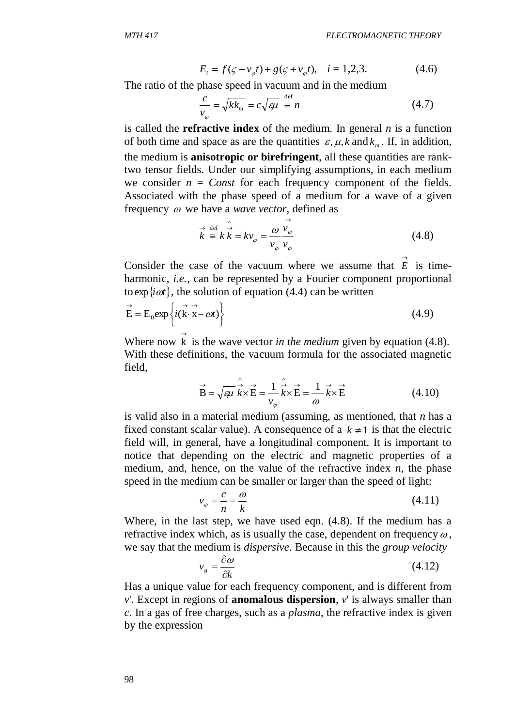$$E_i = f(\varsigma - v_\varphi t) + g(\varsigma + v_\varphi t), \quad i = 1,2,3. \tag{4.6}$$

The ratio of the phase speed in vacuum and in the medium

$$\frac{c}{v_\varphi} = \sqrt{kk_m} = c\sqrt{\varepsilon\mu} \stackrel{\text{def}}{\equiv} n \tag{4.7}$$

is called the **refractive index** of the medium. In general *n* is a function of both time and space as are the quantities $\varepsilon, \mu, k$ and $k_m$. If, in addition, the medium is **anisotropic or birefringent**, all these quantities are rank-two tensor fields. Under our simplifying assumptions, in each medium we consider *n* = *Const* for each frequency component of the fields. Associated with the phase speed of a medium for a wave of a given frequency $\omega$ we have a *wave vector*, defined as

$$\vec{k} \stackrel{\text{def}}{\equiv} k\hat{\vec{k}} = kv_\varphi = \frac{\omega}{v_\varphi}\frac{\vec{v}_\varphi}{v_\varphi} \tag{4.8}$$

Consider the case of the vacuum where we assume that $\vec{E}$ is time-harmonic, *i.e.*, can be represented by a Fourier component proportional to $\exp\{i\omega t\}$, the solution of equation (4.4) can be written

$$\vec{\mathrm{E}} = \mathrm{E}_0 \exp\left\{i(\vec{\mathrm{k}} \cdot \vec{\mathrm{x}} - \omega t)\right\} \tag{4.9}$$

Where now $\vec{\mathrm{k}}$ is the wave vector *in the medium* given by equation (4.8). With these definitions, the vacuum formula for the associated magnetic field,

$$\vec{\mathrm{B}} = \sqrt{\varepsilon\mu}\,\hat{\vec{k}} \times \vec{\mathrm{E}} = \frac{1}{v_\varphi}\hat{\vec{k}} \times \vec{\mathrm{E}} = \frac{1}{\omega}\vec{k} \times \vec{\mathrm{E}} \tag{4.10}$$

is valid also in a material medium (assuming, as mentioned, that *n* has a fixed constant scalar value). A consequence of a $k \neq 1$ is that the electric field will, in general, have a longitudinal component. It is important to notice that depending on the electric and magnetic properties of a medium, and, hence, on the value of the refractive index *n*, the phase speed in the medium can be smaller or larger than the speed of light:

$$v_\varphi = \frac{c}{n} = \frac{\omega}{k} \tag{4.11}$$

Where, in the last step, we have used eqn. (4.8). If the medium has a refractive index which, as is usually the case, dependent on frequency $\omega$, we say that the medium is *dispersive*. Because in this the *group velocity*

$$v_g = \frac{\partial \omega}{\partial k} \tag{4.12}$$

Has a unique value for each frequency component, and is different from *v*'. Except in regions of **anomalous dispersion**, *v*' is always smaller than *c*. In a gas of free charges, such as a *plasma*, the refractive index is given by the expression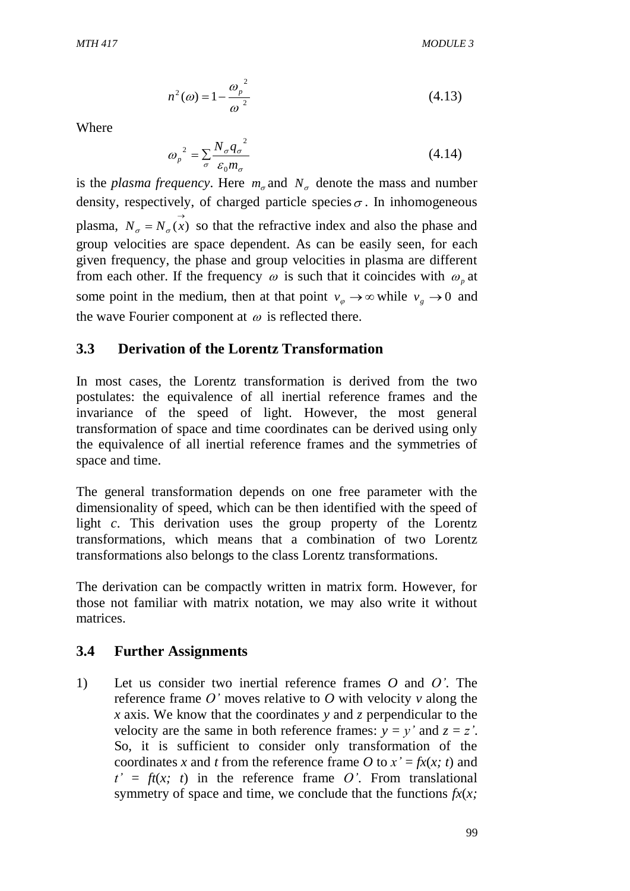$$n^2(\omega) = 1 - \frac{\omega_p^{\ 2}}{\omega^{\ 2}} \tag{4.13}$$

Where

$$\omega_p^{\ 2} = \sum_{\sigma} \frac{N_\sigma q_\sigma^{\ 2}}{\varepsilon_0 m_\sigma} \tag{4.14}$$

is the *plasma frequency*. Here $m_\sigma$ and $N_\sigma$ denote the mass and number density, respectively, of charged particle species $\sigma$. In inhomogeneous plasma, $N_\sigma = N_\sigma(\vec{x})$ so that the refractive index and also the phase and group velocities are space dependent. As can be easily seen, for each given frequency, the phase and group velocities in plasma are different from each other. If the frequency $\omega$ is such that it coincides with $\omega_p$ at some point in the medium, then at that point $v_\varphi \to \infty$ while $v_g \to 0$ and the wave Fourier component at $\omega$ is reflected there.

## 3.3 Derivation of the Lorentz Transformation

In most cases, the Lorentz transformation is derived from the two postulates: the equivalence of all inertial reference frames and the invariance of the speed of light. However, the most general transformation of space and time coordinates can be derived using only the equivalence of all inertial reference frames and the symmetries of space and time.

The general transformation depends on one free parameter with the dimensionality of speed, which can be then identified with the speed of light *c*. This derivation uses the group property of the Lorentz transformations, which means that a combination of two Lorentz transformations also belongs to the class Lorentz transformations.

The derivation can be compactly written in matrix form. However, for those not familiar with matrix notation, we may also write it without matrices.

## 3.4 Further Assignments

1) Let us consider two inertial reference frames *O* and *O'*. The reference frame *O'* moves relative to *O* with velocity *v* along the *x* axis. We know that the coordinates *y* and *z* perpendicular to the velocity are the same in both reference frames: $y = y'$ and $z = z'$. So, it is sufficient to consider only transformation of the coordinates *x* and *t* from the reference frame *O* to $x' = fx(x;\ t)$ and $t' = ft(x;\ t)$ in the reference frame *O'*. From translational symmetry of space and time, we conclude that the functions *fx*(*x;*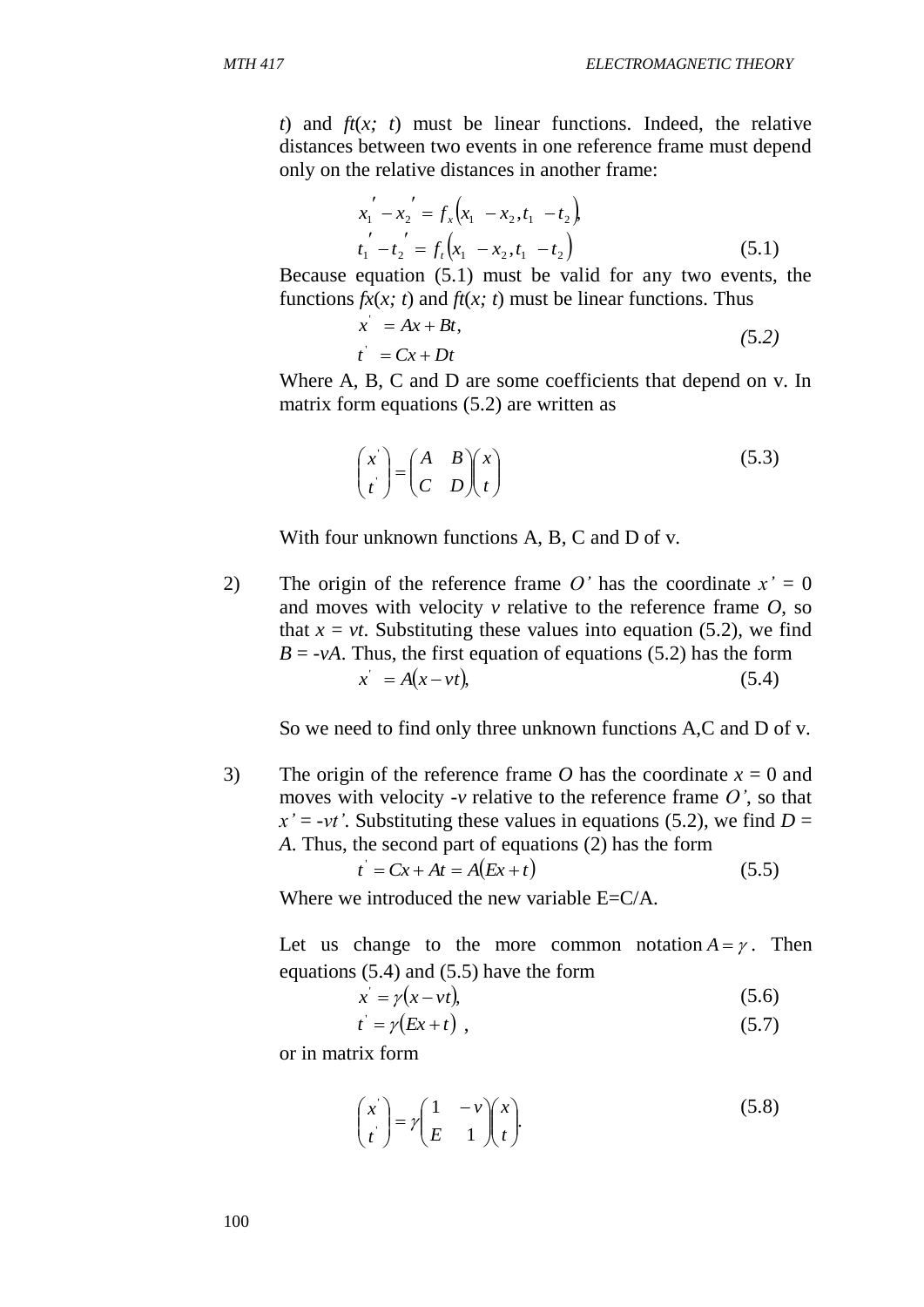$t$) and $ft(x;\, t)$ must be linear functions. Indeed, the relative distances between two events in one reference frame must depend only on the relative distances in another frame:

$$x_1' - x_2' = f_x(x_1 - x_2, t_1 - t_2),$$
$$t_1' - t_2' = f_t(x_1 - x_2, t_1 - t_2) \tag{5.1}$$

Because equation (5.1) must be valid for any two events, the functions $fx(x;\, t)$ and $ft(x;\, t)$ must be linear functions. Thus

$$x' = Ax + Bt,$$
$$t' = Cx + Dt \tag{5.2}$$

Where A, B, C and D are some coefficients that depend on v. In matrix form equations (5.2) are written as

$$\begin{pmatrix} x' \\ t' \end{pmatrix} = \begin{pmatrix} A & B \\ C & D \end{pmatrix} \begin{pmatrix} x \\ t \end{pmatrix} \tag{5.3}$$

With four unknown functions A, B, C and D of v.

2) The origin of the reference frame $O'$ has the coordinate $x' = 0$ and moves with velocity $v$ relative to the reference frame $O$, so that $x = vt$. Substituting these values into equation (5.2), we find $B = -vA$. Thus, the first equation of equations (5.2) has the form

$$x' = A(x - vt), \tag{5.4}$$

So we need to find only three unknown functions A,C and D of v.

3) The origin of the reference frame $O$ has the coordinate $x = 0$ and moves with velocity $-v$ relative to the reference frame $O'$, so that $x' = -vt'$. Substituting these values in equations (5.2), we find $D = A$. Thus, the second part of equations (2) has the form

$$t' = Cx + At = A(Ex + t) \tag{5.5}$$

Where we introduced the new variable E=C/A.

Let us change to the more common notation $A = \gamma$. Then equations (5.4) and (5.5) have the form

$$x' = \gamma(x - vt), \tag{5.6}$$
$$t' = \gamma(Ex + t)\ , \tag{5.7}$$

or in matrix form

$$\begin{pmatrix} x' \\ t' \end{pmatrix} = \gamma \begin{pmatrix} 1 & -v \\ E & 1 \end{pmatrix} \begin{pmatrix} x \\ t \end{pmatrix}. \tag{5.8}$$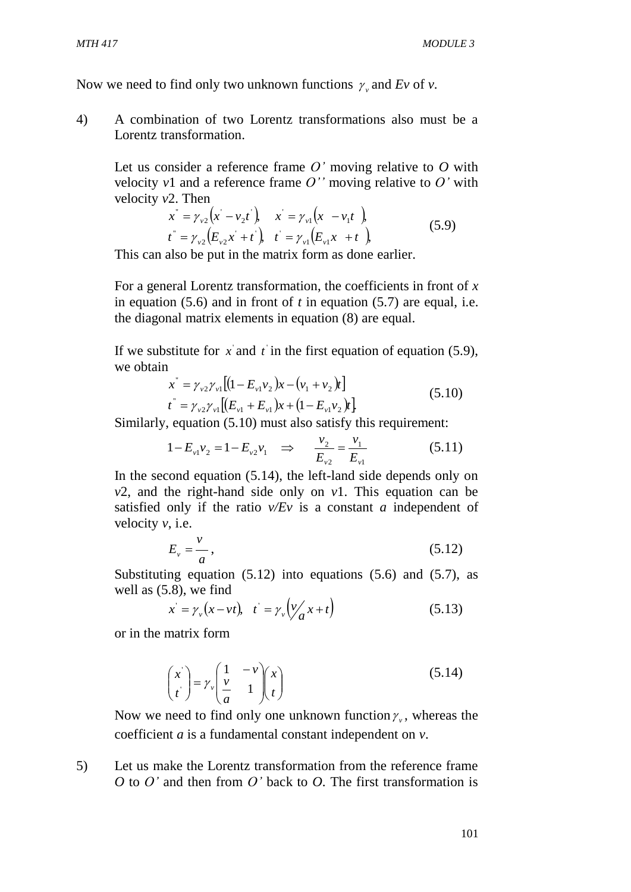Now we need to find only two unknown functions $\gamma_v$ and $Ev$ of $v$.

4) A combination of two Lorentz transformations also must be a Lorentz transformation.

Let us consider a reference frame $O'$ moving relative to $O$ with velocity $v1$ and a reference frame $O''$ moving relative to $O'$ with velocity $v2$. Then

$$
\begin{aligned}
x'' &= \gamma_{v2}\left(x' - v_2 t'\right), \quad x' = \gamma_{v1}\left(x - v_1 t\right), \\
t'' &= \gamma_{v2}\left(E_{v2} x' + t'\right), \quad t' = \gamma_{v1}\left(E_{v1} x + t\right),
\end{aligned}
\tag{5.9}
$$

This can also be put in the matrix form as done earlier.

For a general Lorentz transformation, the coefficients in front of $x$ in equation (5.6) and in front of $t$ in equation (5.7) are equal, i.e. the diagonal matrix elements in equation (8) are equal.

If we substitute for $x'$ and $t'$ in the first equation of equation (5.9), we obtain

$$
\begin{aligned}
x'' &= \gamma_{v2}\gamma_{v1}\left[\left(1 - E_{v1}v_2\right)x - \left(v_1 + v_2\right)t\right] \\
t'' &= \gamma_{v2}\gamma_{v1}\left[\left(E_{v1} + E_{v1}\right)x + \left(1 - E_{v1}v_2\right)t\right].
\end{aligned}
\tag{5.10}
$$

Similarly, equation (5.10) must also satisfy this requirement:

$$
1 - E_{v1}v_2 = 1 - E_{v2}v_1 \quad \Rightarrow \quad \frac{v_2}{E_{v2}} = \frac{v_1}{E_{v1}} \tag{5.11}
$$

In the second equation (5.14), the left-land side depends only on $v2$, and the right-hand side only on $v1$. This equation can be satisfied only if the ratio $v/Ev$ is a constant $a$ independent of velocity $v$, i.e.

$$
E_v = \frac{v}{a}, \tag{5.12}
$$

Substituting equation (5.12) into equations (5.6) and (5.7), as well as (5.8), we find

$$
x' = \gamma_v\left(x - vt\right), \quad t' = \gamma_v\left(v/_a\, x + t\right) \tag{5.13}
$$

or in the matrix form

$$
\begin{pmatrix} x' \\ t' \end{pmatrix} = \gamma_v \begin{pmatrix} 1 & -v \\ \frac{v}{a} & 1 \end{pmatrix} \begin{pmatrix} x \\ t \end{pmatrix} \tag{5.14}
$$

Now we need to find only one unknown function $\gamma_v$, whereas the coefficient $a$ is a fundamental constant independent on $v$.

5) Let us make the Lorentz transformation from the reference frame $O$ to $O'$ and then from $O'$ back to $O$. The first transformation is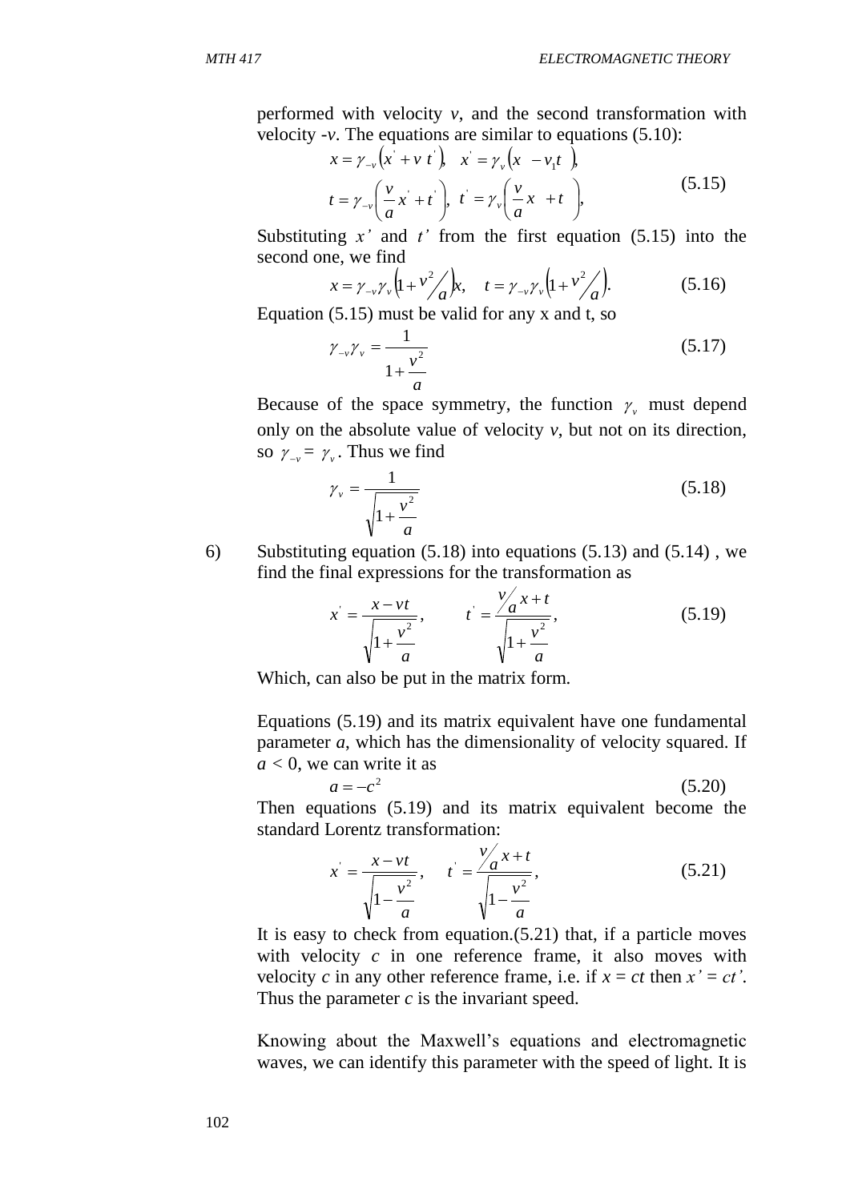performed with velocity *v*, and the second transformation with velocity -*v*. The equations are similar to equations (5.10):

$$x = \gamma_{-v}\left(x' + v\,t'\right), \quad x' = \gamma_v\left(x \;\; - v_1 t \;\;\right),$$
$$t = \gamma_{-v}\left(\frac{v}{a}x' + t'\right), \; t' = \gamma_v\left(\frac{v}{a}x \;\; + t \;\;\right), \tag{5.15}$$

Substituting *x'* and *t'* from the first equation (5.15) into the second one, we find

$$x = \gamma_{-v}\gamma_v\left(1 + \frac{v^2}{a}\right)x, \quad t = \gamma_{-v}\gamma_v\left(1 + \frac{v^2}{a}\right). \tag{5.16}$$

Equation (5.15) must be valid for any x and t, so

$$\gamma_{-v}\gamma_v = \frac{1}{1 + \dfrac{v^2}{a}} \tag{5.17}$$

Because of the space symmetry, the function $\gamma_v$ must depend only on the absolute value of velocity *v*, but not on its direction, so $\gamma_{-v} = \gamma_v$. Thus we find

$$\gamma_v = \frac{1}{\sqrt{1 + \dfrac{v^2}{a}}} \tag{5.18}$$

6) Substituting equation (5.18) into equations (5.13) and (5.14) , we find the final expressions for the transformation as

$$x' = \frac{x - vt}{\sqrt{1 + \dfrac{v^2}{a}}}, \qquad t' = \frac{\frac{v}{a}x + t}{\sqrt{1 + \dfrac{v^2}{a}}}, \tag{5.19}$$

Which, can also be put in the matrix form.

Equations (5.19) and its matrix equivalent have one fundamental parameter *a*, which has the dimensionality of velocity squared. If $a < 0$, we can write it as

$$a = -c^2 \tag{5.20}$$

Then equations (5.19) and its matrix equivalent become the standard Lorentz transformation:

$$x' = \frac{x - vt}{\sqrt{1 - \dfrac{v^2}{a}}}, \quad t' = \frac{\frac{v}{a}x + t}{\sqrt{1 - \dfrac{v^2}{a}}}, \tag{5.21}$$

It is easy to check from equation.(5.21) that, if a particle moves with velocity *c* in one reference frame, it also moves with velocity *c* in any other reference frame, i.e. if $x = ct$ then $x' = ct'$. Thus the parameter *c* is the invariant speed.

Knowing about the Maxwell's equations and electromagnetic waves, we can identify this parameter with the speed of light. It is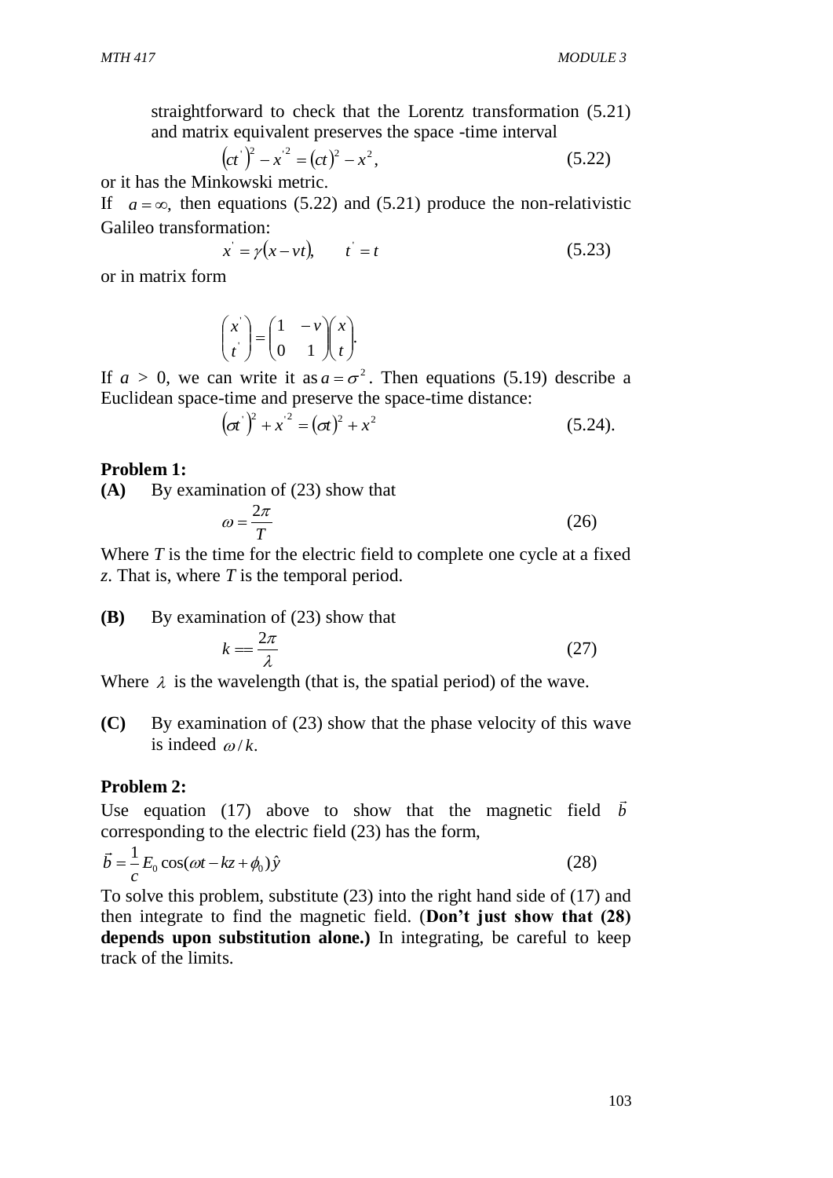straightforward to check that the Lorentz transformation (5.21) and matrix equivalent preserves the space -time interval

$$\left(ct^{'}\right)^{2} - x^{'2} = (ct)^{2} - x^{2}, \tag{5.22}$$

or it has the Minkowski metric.

If $a = \infty$, then equations (5.22) and (5.21) produce the non-relativistic Galileo transformation:

$$x^{'} = \gamma(x - vt), \qquad t^{'} = t \tag{5.23}$$

or in matrix form

$$\begin{pmatrix} x^{'} \\ t^{'} \end{pmatrix} = \begin{pmatrix} 1 & -v \\ 0 & 1 \end{pmatrix} \begin{pmatrix} x \\ t \end{pmatrix}.$$

If $a > 0$, we can write it as $a = \sigma^{2}$. Then equations (5.19) describe a Euclidean space-time and preserve the space-time distance:

$$\left(\sigma t^{'}\right)^{2} + x^{'2} = (\sigma t)^{2} + x^{2} \tag{5.24}.$$

**Problem 1:**

**(A)** By examination of (23) show that

$$\omega = \frac{2\pi}{T} \tag{26}$$

Where $T$ is the time for the electric field to complete one cycle at a fixed $z$. That is, where $T$ is the temporal period.

**(B)** By examination of (23) show that

$$k == \frac{2\pi}{\lambda} \tag{27}$$

Where $\lambda$ is the wavelength (that is, the spatial period) of the wave.

**(C)** By examination of (23) show that the phase velocity of this wave is indeed $\omega / k$.

**Problem 2:**

Use equation (17) above to show that the magnetic field $\vec{b}$ corresponding to the electric field (23) has the form,

$$\vec{b} = \frac{1}{c} E_{0} \cos(\omega t - kz + \phi_{0})\hat{y} \tag{28}$$

To solve this problem, substitute (23) into the right hand side of (17) and then integrate to find the magnetic field. (**Don't just show that (28) depends upon substitution alone.**) In integrating, be careful to keep track of the limits.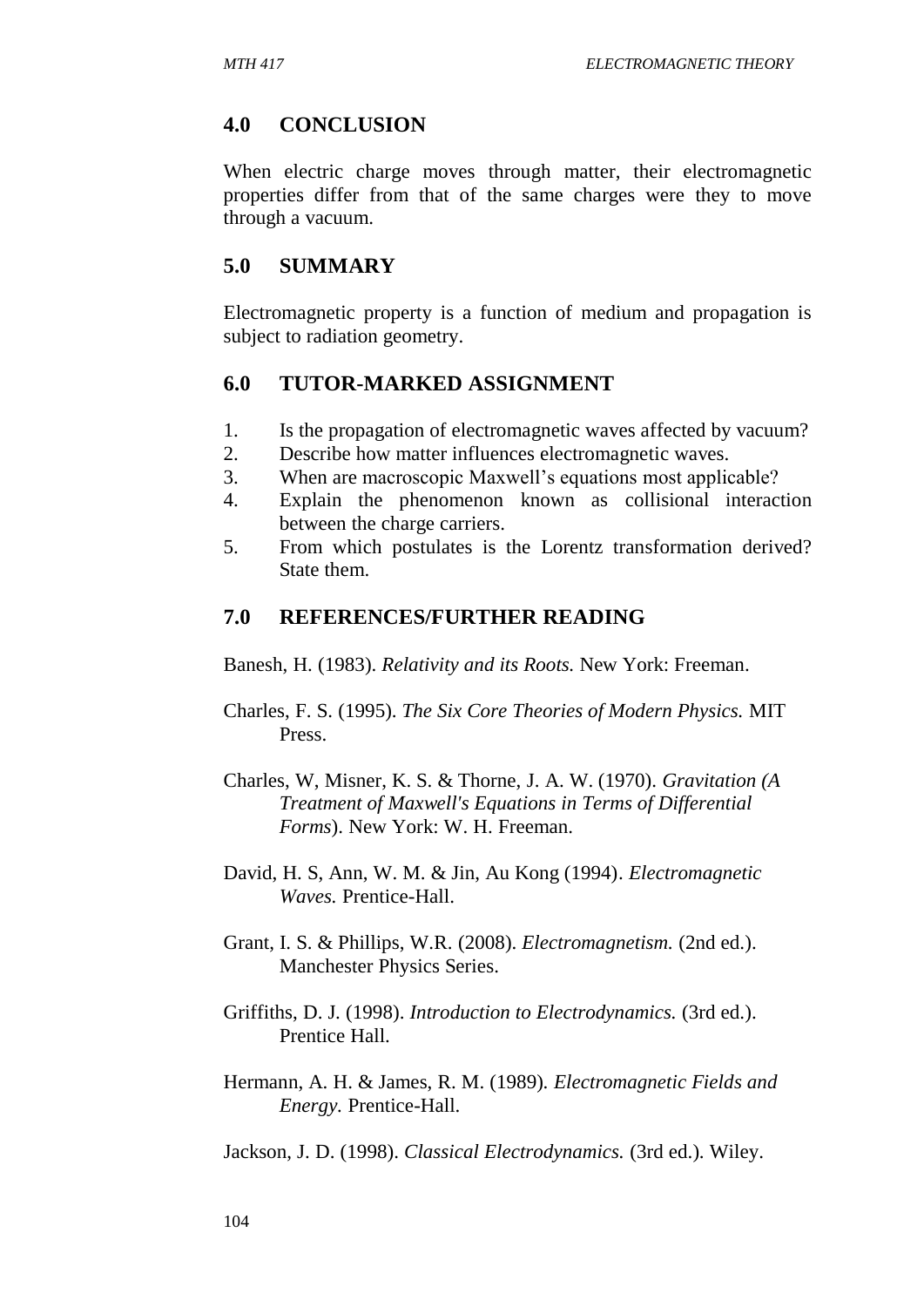## 4.0 CONCLUSION

When electric charge moves through matter, their electromagnetic properties differ from that of the same charges were they to move through a vacuum.

## 5.0 SUMMARY

Electromagnetic property is a function of medium and propagation is subject to radiation geometry.

## 6.0 TUTOR-MARKED ASSIGNMENT

1. Is the propagation of electromagnetic waves affected by vacuum?
2. Describe how matter influences electromagnetic waves.
3. When are macroscopic Maxwell's equations most applicable?
4. Explain the phenomenon known as collisional interaction between the charge carriers.
5. From which postulates is the Lorentz transformation derived? State them.

## 7.0 REFERENCES/FURTHER READING

Banesh, H. (1983). *Relativity and its Roots.* New York: Freeman.

Charles, F. S. (1995). *The Six Core Theories of Modern Physics.* MIT Press.

Charles, W, Misner, K. S. & Thorne, J. A. W. (1970). *Gravitation (A Treatment of Maxwell's Equations in Terms of Differential Forms*). New York: W. H. Freeman.

David, H. S, Ann, W. M. & Jin, Au Kong (1994). *Electromagnetic Waves.* Prentice-Hall.

Grant, I. S. & Phillips, W.R. (2008). *Electromagnetism.* (2nd ed.). Manchester Physics Series.

Griffiths, D. J. (1998). *Introduction to Electrodynamics.* (3rd ed.). Prentice Hall.

Hermann, A. H. & James, R. M. (1989). *Electromagnetic Fields and Energy.* Prentice-Hall.

Jackson, J. D. (1998). *Classical Electrodynamics.* (3rd ed.). Wiley.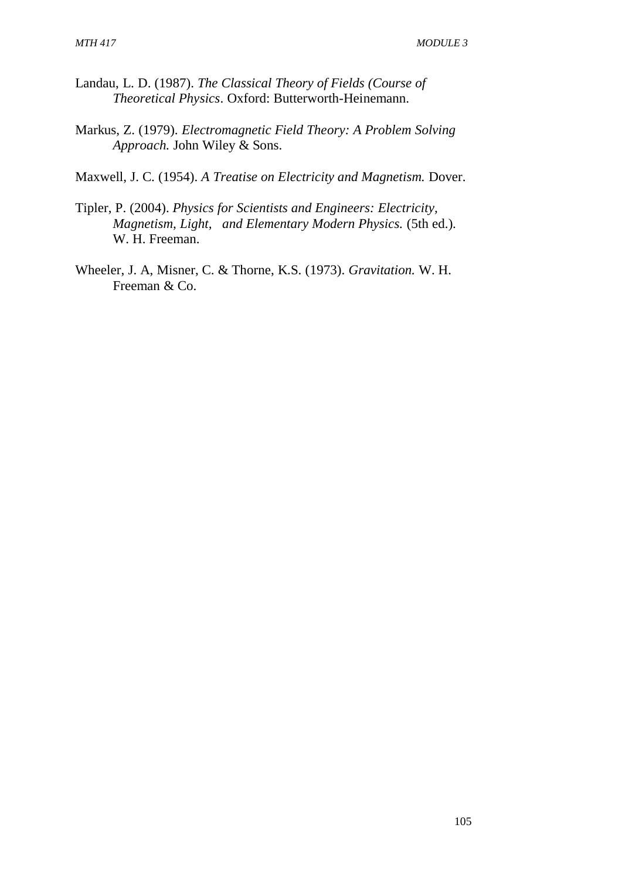Landau, L. D. (1987). *The Classical Theory of Fields (Course of Theoretical Physics*. Oxford: Butterworth-Heinemann.

Markus, Z. (1979). *Electromagnetic Field Theory: A Problem Solving Approach.* John Wiley & Sons.

Maxwell, J. C. (1954). *A Treatise on Electricity and Magnetism.* Dover.

Tipler, P. (2004). *Physics for Scientists and Engineers: Electricity, Magnetism, Light, and Elementary Modern Physics.* (5th ed.). W. H. Freeman.

Wheeler, J. A, Misner, C. & Thorne, K.S. (1973). *Gravitation.* W. H. Freeman & Co.